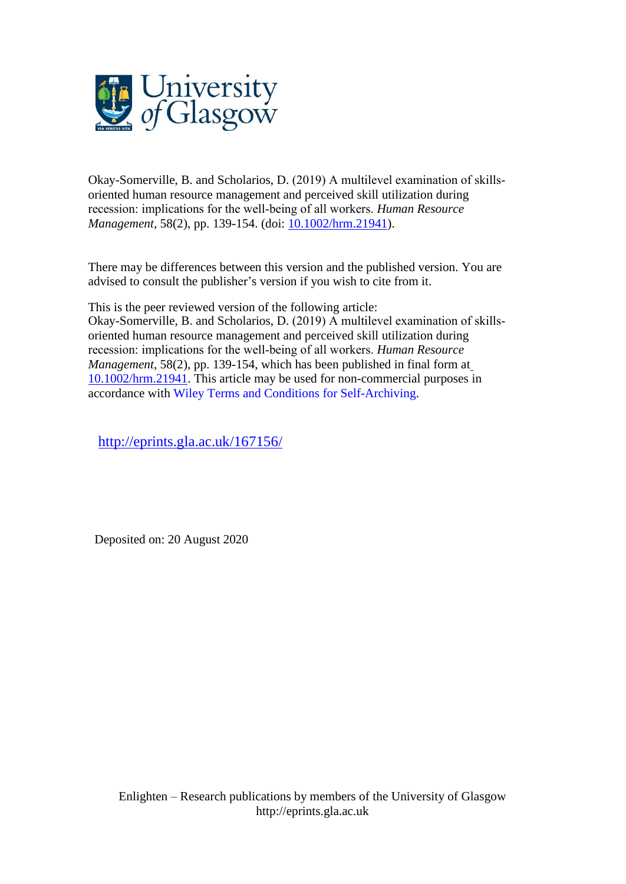University of Glasgow

Okay-Somerville, B. and Scholarios, D. (2019) A multilevel examination of skills-oriented human resource management and perceived skill utilization during recession: implications for the well-being of all workers. *Human Resource Management*, 58(2), pp. 139-154. (doi: [10.1002/hrm.21941](https://doi.org/10.1002/hrm.21941)).

There may be differences between this version and the published version. You are advised to consult the publisher's version if you wish to cite from it.

This is the peer reviewed version of the following article:
Okay-Somerville, B. and Scholarios, D. (2019) A multilevel examination of skills-oriented human resource management and perceived skill utilization during recession: implications for the well-being of all workers. *Human Resource Management*, 58(2), pp. 139-154, which has been published in final form at [10.1002/hrm.21941](https://doi.org/10.1002/hrm.21941). This article may be used for non-commercial purposes in accordance with Wiley Terms and Conditions for Self-Archiving.

http://eprints.gla.ac.uk/167156/

Deposited on: 20 August 2020

Enlighten – Research publications by members of the University of Glasgow
http://eprints.gla.ac.uk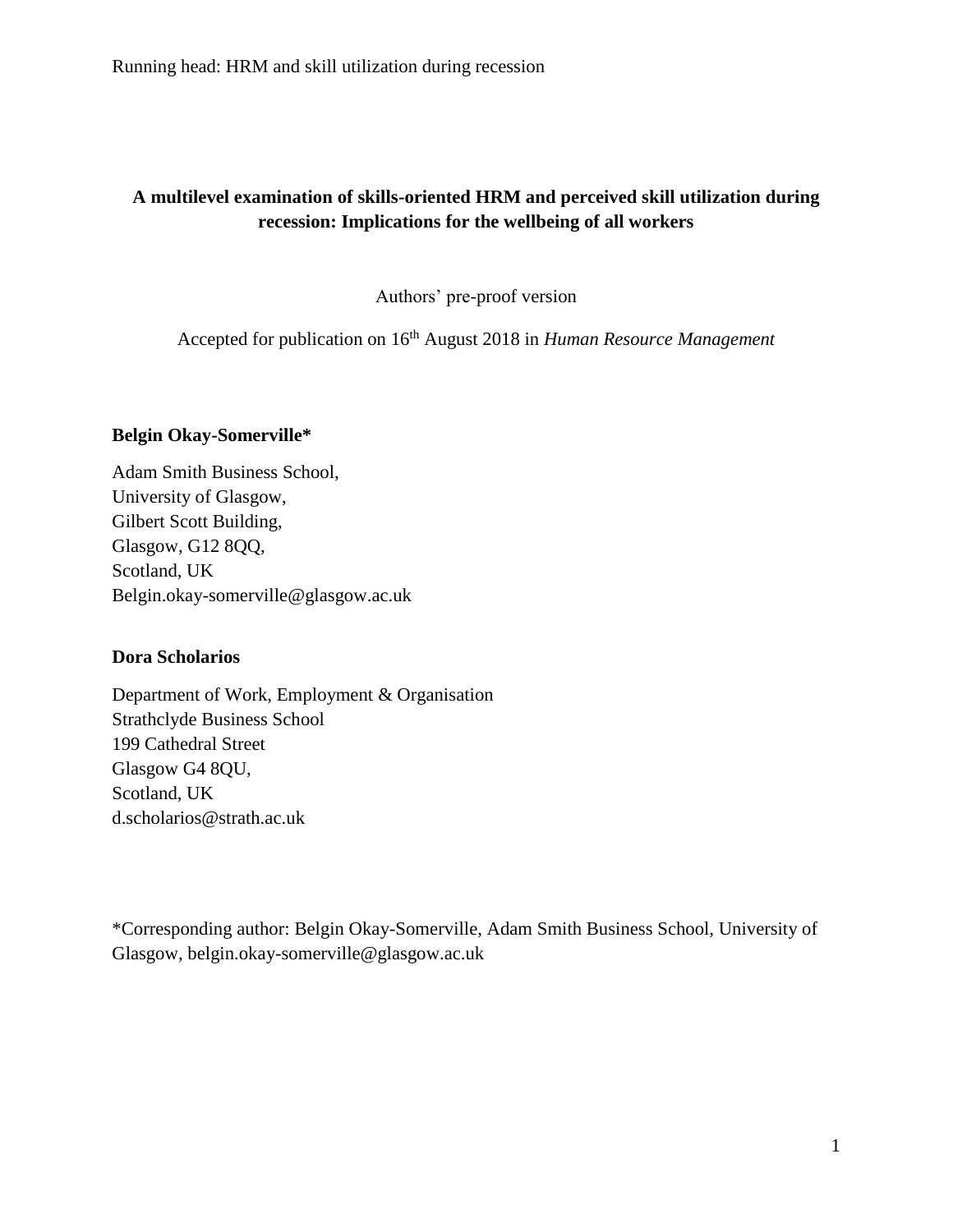# A multilevel examination of skills-oriented HRM and perceived skill utilization during recession: Implications for the wellbeing of all workers

Authors' pre-proof version

Accepted for publication on 16th August 2018 in *Human Resource Management*

**Belgin Okay-Somerville***

Adam Smith Business School,
University of Glasgow,
Gilbert Scott Building,
Glasgow, G12 8QQ,
Scotland, UK
Belgin.okay-somerville@glasgow.ac.uk

**Dora Scholarios**

Department of Work, Employment & Organisation
Strathclyde Business School
199 Cathedral Street
Glasgow G4 8QU,
Scotland, UK
d.scholarios@strath.ac.uk

*Corresponding author: Belgin Okay-Somerville, Adam Smith Business School, University of Glasgow, belgin.okay-somerville@glasgow.ac.uk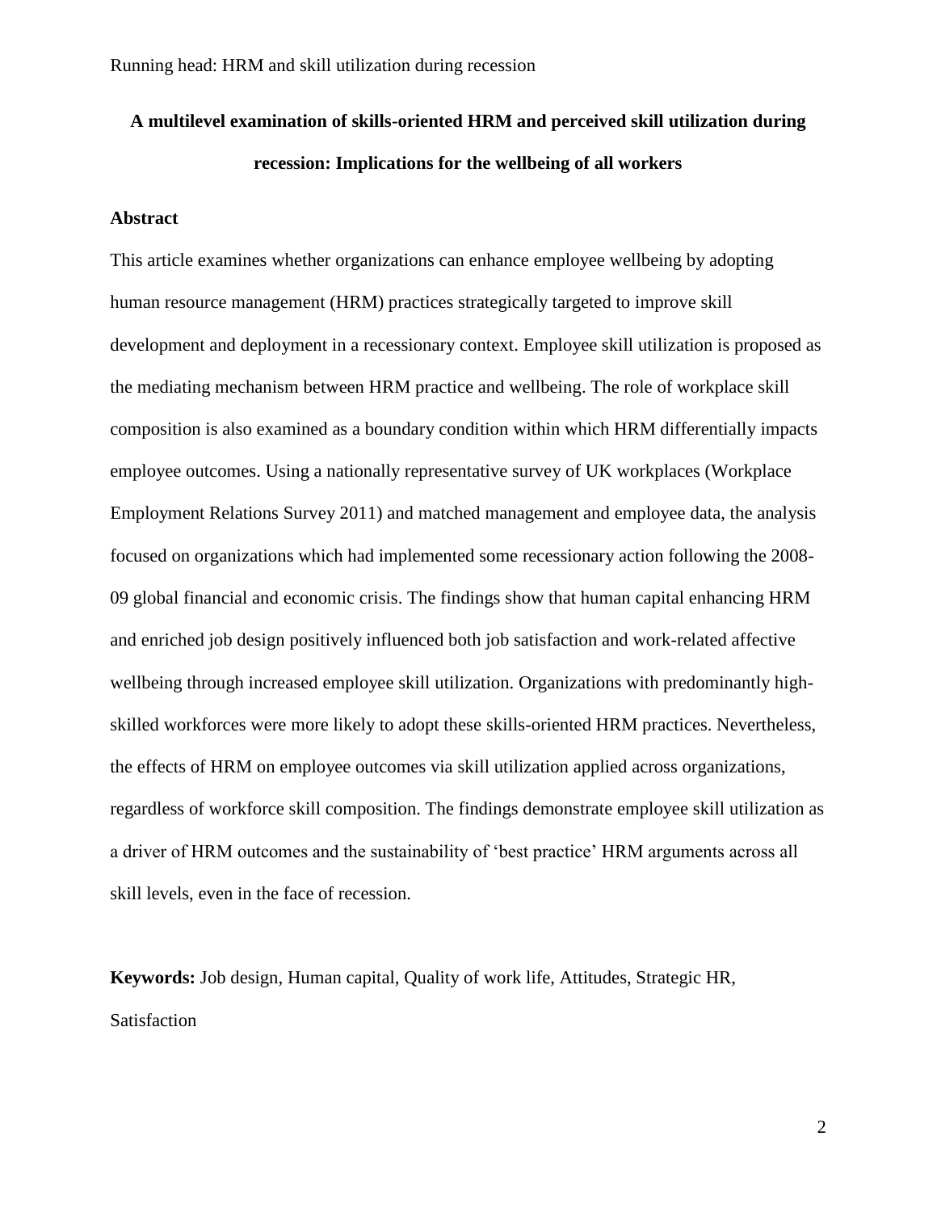**A multilevel examination of skills-oriented HRM and perceived skill utilization during recession: Implications for the wellbeing of all workers**

## Abstract

This article examines whether organizations can enhance employee wellbeing by adopting human resource management (HRM) practices strategically targeted to improve skill development and deployment in a recessionary context. Employee skill utilization is proposed as the mediating mechanism between HRM practice and wellbeing. The role of workplace skill composition is also examined as a boundary condition within which HRM differentially impacts employee outcomes. Using a nationally representative survey of UK workplaces (Workplace Employment Relations Survey 2011) and matched management and employee data, the analysis focused on organizations which had implemented some recessionary action following the 2008-09 global financial and economic crisis. The findings show that human capital enhancing HRM and enriched job design positively influenced both job satisfaction and work-related affective wellbeing through increased employee skill utilization. Organizations with predominantly high-skilled workforces were more likely to adopt these skills-oriented HRM practices. Nevertheless, the effects of HRM on employee outcomes via skill utilization applied across organizations, regardless of workforce skill composition. The findings demonstrate employee skill utilization as a driver of HRM outcomes and the sustainability of 'best practice' HRM arguments across all skill levels, even in the face of recession.

**Keywords:** Job design, Human capital, Quality of work life, Attitudes, Strategic HR, Satisfaction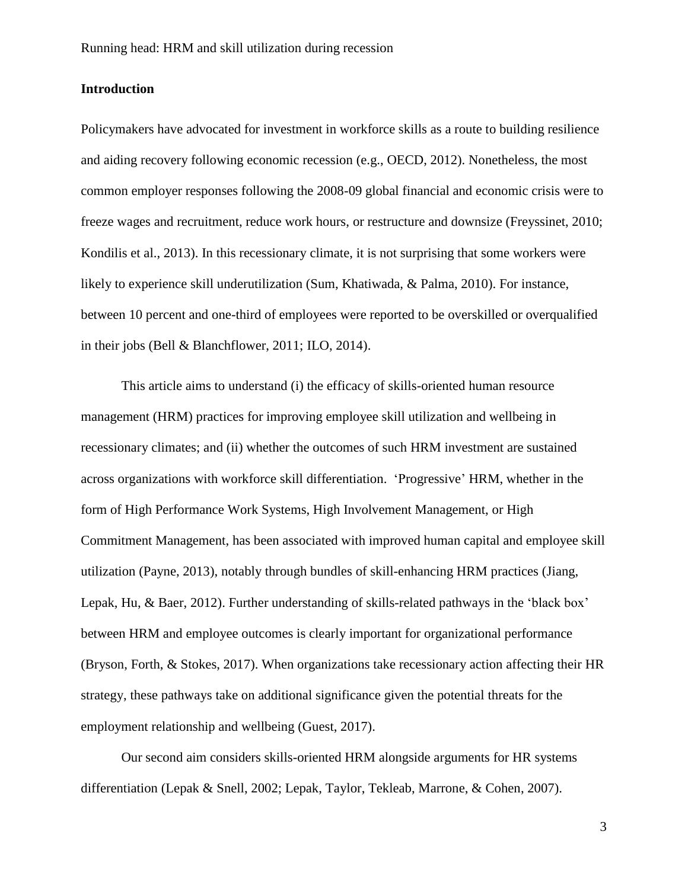## Introduction

Policymakers have advocated for investment in workforce skills as a route to building resilience and aiding recovery following economic recession (e.g., OECD, 2012). Nonetheless, the most common employer responses following the 2008-09 global financial and economic crisis were to freeze wages and recruitment, reduce work hours, or restructure and downsize (Freyssinet, 2010; Kondilis et al., 2013). In this recessionary climate, it is not surprising that some workers were likely to experience skill underutilization (Sum, Khatiwada, & Palma, 2010). For instance, between 10 percent and one-third of employees were reported to be overskilled or overqualified in their jobs (Bell & Blanchflower, 2011; ILO, 2014).

This article aims to understand (i) the efficacy of skills-oriented human resource management (HRM) practices for improving employee skill utilization and wellbeing in recessionary climates; and (ii) whether the outcomes of such HRM investment are sustained across organizations with workforce skill differentiation. 'Progressive' HRM, whether in the form of High Performance Work Systems, High Involvement Management, or High Commitment Management, has been associated with improved human capital and employee skill utilization (Payne, 2013), notably through bundles of skill-enhancing HRM practices (Jiang, Lepak, Hu, & Baer, 2012). Further understanding of skills-related pathways in the 'black box' between HRM and employee outcomes is clearly important for organizational performance (Bryson, Forth, & Stokes, 2017). When organizations take recessionary action affecting their HR strategy, these pathways take on additional significance given the potential threats for the employment relationship and wellbeing (Guest, 2017).

Our second aim considers skills-oriented HRM alongside arguments for HR systems differentiation (Lepak & Snell, 2002; Lepak, Taylor, Tekleab, Marrone, & Cohen, 2007).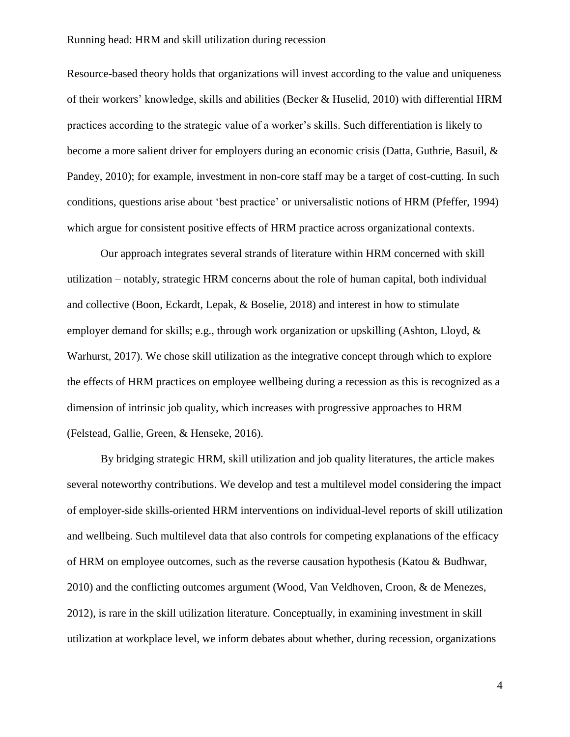Resource-based theory holds that organizations will invest according to the value and uniqueness of their workers' knowledge, skills and abilities (Becker & Huselid, 2010) with differential HRM practices according to the strategic value of a worker's skills. Such differentiation is likely to become a more salient driver for employers during an economic crisis (Datta, Guthrie, Basuil, & Pandey, 2010); for example, investment in non-core staff may be a target of cost-cutting. In such conditions, questions arise about 'best practice' or universalistic notions of HRM (Pfeffer, 1994) which argue for consistent positive effects of HRM practice across organizational contexts.

Our approach integrates several strands of literature within HRM concerned with skill utilization – notably, strategic HRM concerns about the role of human capital, both individual and collective (Boon, Eckardt, Lepak, & Boselie, 2018) and interest in how to stimulate employer demand for skills; e.g., through work organization or upskilling (Ashton, Lloyd, & Warhurst, 2017). We chose skill utilization as the integrative concept through which to explore the effects of HRM practices on employee wellbeing during a recession as this is recognized as a dimension of intrinsic job quality, which increases with progressive approaches to HRM (Felstead, Gallie, Green, & Henseke, 2016).

By bridging strategic HRM, skill utilization and job quality literatures, the article makes several noteworthy contributions. We develop and test a multilevel model considering the impact of employer-side skills-oriented HRM interventions on individual-level reports of skill utilization and wellbeing. Such multilevel data that also controls for competing explanations of the efficacy of HRM on employee outcomes, such as the reverse causation hypothesis (Katou & Budhwar, 2010) and the conflicting outcomes argument (Wood, Van Veldhoven, Croon, & de Menezes, 2012), is rare in the skill utilization literature. Conceptually, in examining investment in skill utilization at workplace level, we inform debates about whether, during recession, organizations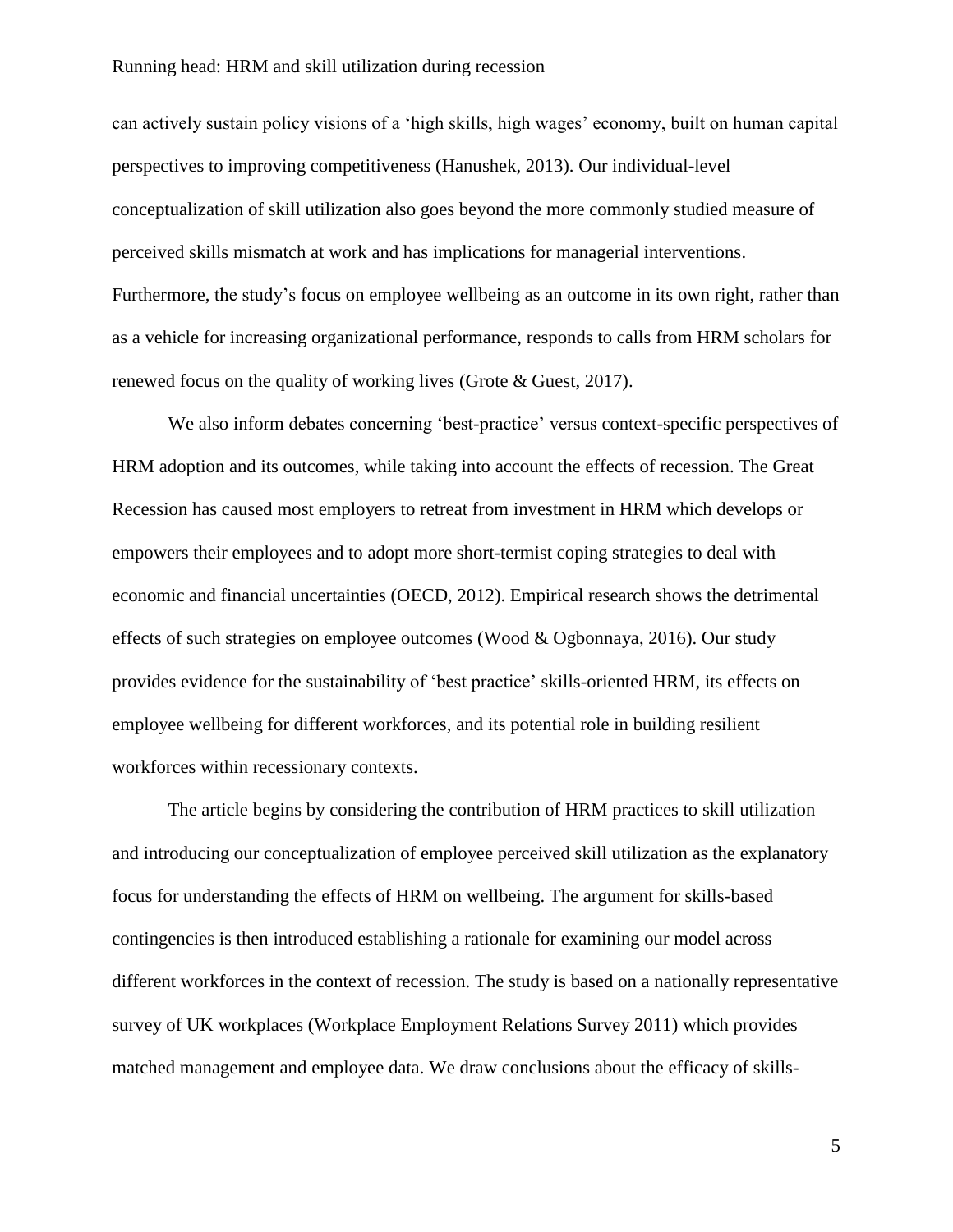can actively sustain policy visions of a 'high skills, high wages' economy, built on human capital perspectives to improving competitiveness (Hanushek, 2013). Our individual-level conceptualization of skill utilization also goes beyond the more commonly studied measure of perceived skills mismatch at work and has implications for managerial interventions. Furthermore, the study's focus on employee wellbeing as an outcome in its own right, rather than as a vehicle for increasing organizational performance, responds to calls from HRM scholars for renewed focus on the quality of working lives (Grote & Guest, 2017).

We also inform debates concerning 'best-practice' versus context-specific perspectives of HRM adoption and its outcomes, while taking into account the effects of recession. The Great Recession has caused most employers to retreat from investment in HRM which develops or empowers their employees and to adopt more short-termist coping strategies to deal with economic and financial uncertainties (OECD, 2012). Empirical research shows the detrimental effects of such strategies on employee outcomes (Wood & Ogbonnaya, 2016). Our study provides evidence for the sustainability of 'best practice' skills-oriented HRM, its effects on employee wellbeing for different workforces, and its potential role in building resilient workforces within recessionary contexts.

The article begins by considering the contribution of HRM practices to skill utilization and introducing our conceptualization of employee perceived skill utilization as the explanatory focus for understanding the effects of HRM on wellbeing. The argument for skills-based contingencies is then introduced establishing a rationale for examining our model across different workforces in the context of recession. The study is based on a nationally representative survey of UK workplaces (Workplace Employment Relations Survey 2011) which provides matched management and employee data. We draw conclusions about the efficacy of skills-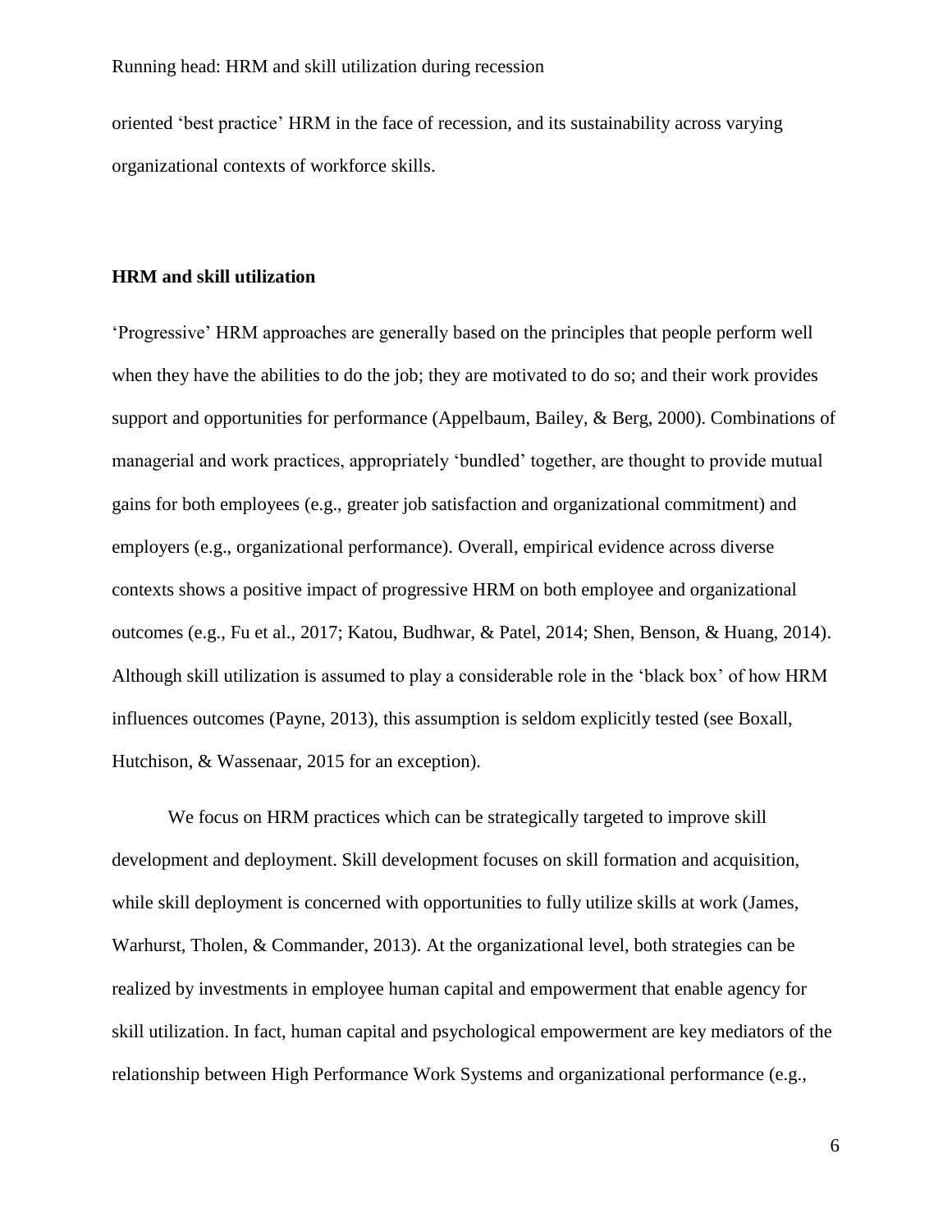oriented 'best practice' HRM in the face of recession, and its sustainability across varying organizational contexts of workforce skills.

## HRM and skill utilization

'Progressive' HRM approaches are generally based on the principles that people perform well when they have the abilities to do the job; they are motivated to do so; and their work provides support and opportunities for performance (Appelbaum, Bailey, & Berg, 2000). Combinations of managerial and work practices, appropriately 'bundled' together, are thought to provide mutual gains for both employees (e.g., greater job satisfaction and organizational commitment) and employers (e.g., organizational performance). Overall, empirical evidence across diverse contexts shows a positive impact of progressive HRM on both employee and organizational outcomes (e.g., Fu et al., 2017; Katou, Budhwar, & Patel, 2014; Shen, Benson, & Huang, 2014). Although skill utilization is assumed to play a considerable role in the 'black box' of how HRM influences outcomes (Payne, 2013), this assumption is seldom explicitly tested (see Boxall, Hutchison, & Wassenaar, 2015 for an exception).

We focus on HRM practices which can be strategically targeted to improve skill development and deployment. Skill development focuses on skill formation and acquisition, while skill deployment is concerned with opportunities to fully utilize skills at work (James, Warhurst, Tholen, & Commander, 2013). At the organizational level, both strategies can be realized by investments in employee human capital and empowerment that enable agency for skill utilization. In fact, human capital and psychological empowerment are key mediators of the relationship between High Performance Work Systems and organizational performance (e.g.,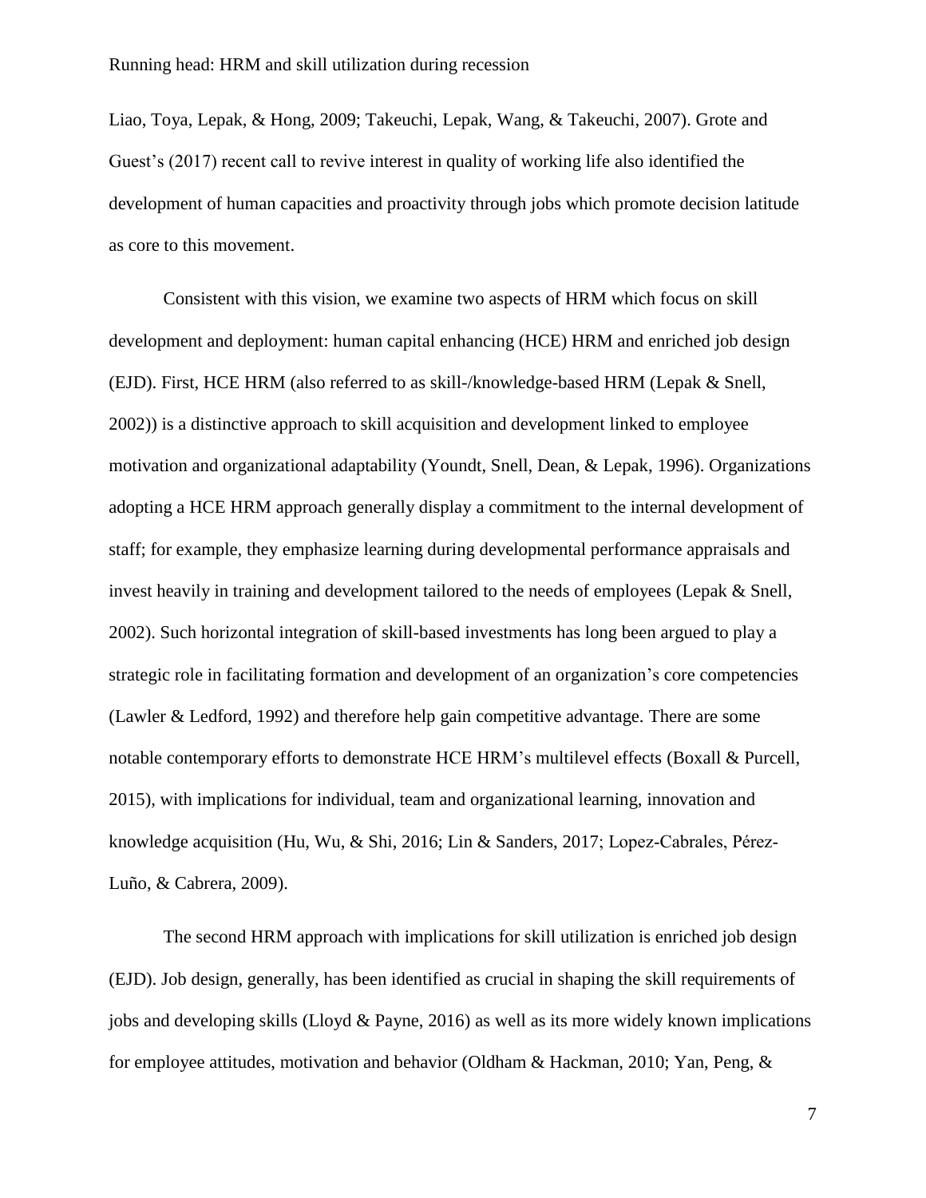Liao, Toya, Lepak, & Hong, 2009; Takeuchi, Lepak, Wang, & Takeuchi, 2007). Grote and Guest's (2017) recent call to revive interest in quality of working life also identified the development of human capacities and proactivity through jobs which promote decision latitude as core to this movement.

Consistent with this vision, we examine two aspects of HRM which focus on skill development and deployment: human capital enhancing (HCE) HRM and enriched job design (EJD). First, HCE HRM (also referred to as skill-/knowledge-based HRM (Lepak & Snell, 2002)) is a distinctive approach to skill acquisition and development linked to employee motivation and organizational adaptability (Youndt, Snell, Dean, & Lepak, 1996). Organizations adopting a HCE HRM approach generally display a commitment to the internal development of staff; for example, they emphasize learning during developmental performance appraisals and invest heavily in training and development tailored to the needs of employees (Lepak & Snell, 2002). Such horizontal integration of skill-based investments has long been argued to play a strategic role in facilitating formation and development of an organization's core competencies (Lawler & Ledford, 1992) and therefore help gain competitive advantage. There are some notable contemporary efforts to demonstrate HCE HRM's multilevel effects (Boxall & Purcell, 2015), with implications for individual, team and organizational learning, innovation and knowledge acquisition (Hu, Wu, & Shi, 2016; Lin & Sanders, 2017; Lopez-Cabrales, Pérez-Luño, & Cabrera, 2009).

The second HRM approach with implications for skill utilization is enriched job design (EJD). Job design, generally, has been identified as crucial in shaping the skill requirements of jobs and developing skills (Lloyd & Payne, 2016) as well as its more widely known implications for employee attitudes, motivation and behavior (Oldham & Hackman, 2010; Yan, Peng, &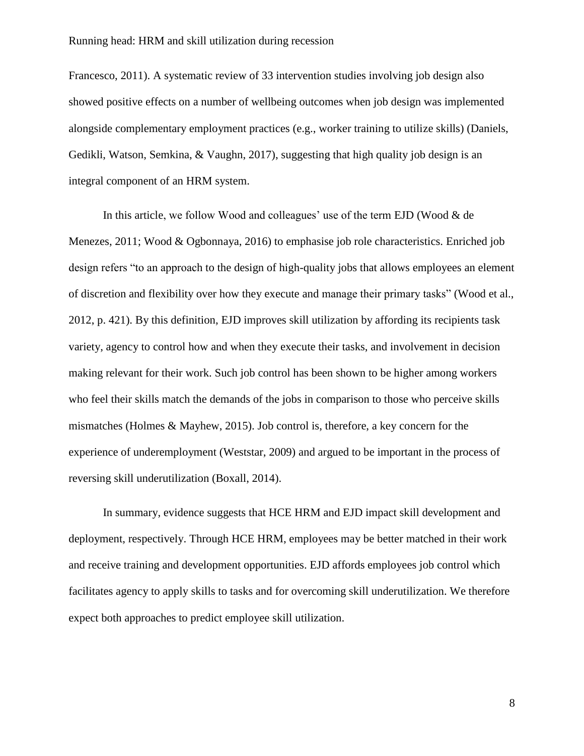Francesco, 2011). A systematic review of 33 intervention studies involving job design also showed positive effects on a number of wellbeing outcomes when job design was implemented alongside complementary employment practices (e.g., worker training to utilize skills) (Daniels, Gedikli, Watson, Semkina, & Vaughn, 2017), suggesting that high quality job design is an integral component of an HRM system.

In this article, we follow Wood and colleagues' use of the term EJD (Wood & de Menezes, 2011; Wood & Ogbonnaya, 2016) to emphasise job role characteristics. Enriched job design refers "to an approach to the design of high-quality jobs that allows employees an element of discretion and flexibility over how they execute and manage their primary tasks" (Wood et al., 2012, p. 421). By this definition, EJD improves skill utilization by affording its recipients task variety, agency to control how and when they execute their tasks, and involvement in decision making relevant for their work. Such job control has been shown to be higher among workers who feel their skills match the demands of the jobs in comparison to those who perceive skills mismatches (Holmes & Mayhew, 2015). Job control is, therefore, a key concern for the experience of underemployment (Weststar, 2009) and argued to be important in the process of reversing skill underutilization (Boxall, 2014).

In summary, evidence suggests that HCE HRM and EJD impact skill development and deployment, respectively. Through HCE HRM, employees may be better matched in their work and receive training and development opportunities. EJD affords employees job control which facilitates agency to apply skills to tasks and for overcoming skill underutilization. We therefore expect both approaches to predict employee skill utilization.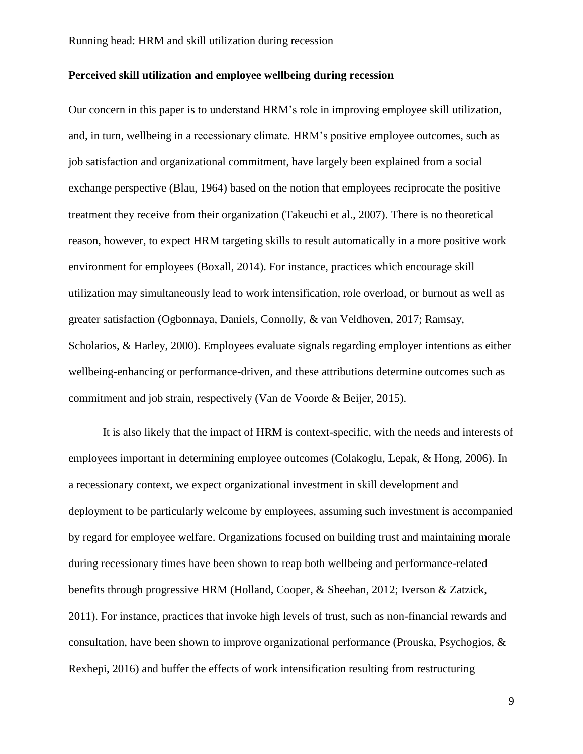**Perceived skill utilization and employee wellbeing during recession**

Our concern in this paper is to understand HRM's role in improving employee skill utilization, and, in turn, wellbeing in a recessionary climate. HRM's positive employee outcomes, such as job satisfaction and organizational commitment, have largely been explained from a social exchange perspective (Blau, 1964) based on the notion that employees reciprocate the positive treatment they receive from their organization (Takeuchi et al., 2007). There is no theoretical reason, however, to expect HRM targeting skills to result automatically in a more positive work environment for employees (Boxall, 2014). For instance, practices which encourage skill utilization may simultaneously lead to work intensification, role overload, or burnout as well as greater satisfaction (Ogbonnaya, Daniels, Connolly, & van Veldhoven, 2017; Ramsay, Scholarios, & Harley, 2000). Employees evaluate signals regarding employer intentions as either wellbeing-enhancing or performance-driven, and these attributions determine outcomes such as commitment and job strain, respectively (Van de Voorde & Beijer, 2015).

It is also likely that the impact of HRM is context-specific, with the needs and interests of employees important in determining employee outcomes (Colakoglu, Lepak, & Hong, 2006). In a recessionary context, we expect organizational investment in skill development and deployment to be particularly welcome by employees, assuming such investment is accompanied by regard for employee welfare. Organizations focused on building trust and maintaining morale during recessionary times have been shown to reap both wellbeing and performance-related benefits through progressive HRM (Holland, Cooper, & Sheehan, 2012; Iverson & Zatzick, 2011). For instance, practices that invoke high levels of trust, such as non-financial rewards and consultation, have been shown to improve organizational performance (Prouska, Psychogios, & Rexhepi, 2016) and buffer the effects of work intensification resulting from restructuring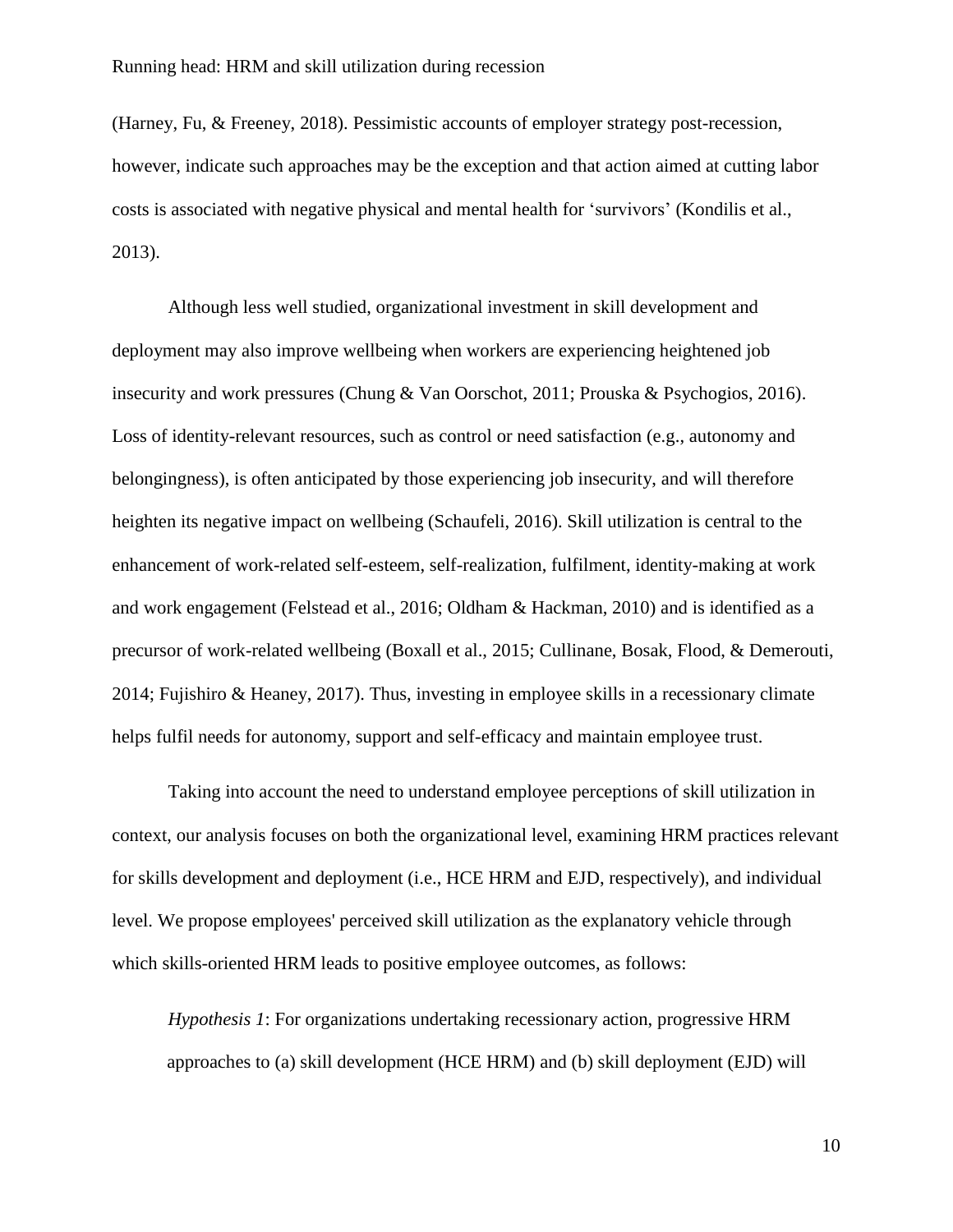(Harney, Fu, & Freeney, 2018). Pessimistic accounts of employer strategy post-recession, however, indicate such approaches may be the exception and that action aimed at cutting labor costs is associated with negative physical and mental health for 'survivors' (Kondilis et al., 2013).

Although less well studied, organizational investment in skill development and deployment may also improve wellbeing when workers are experiencing heightened job insecurity and work pressures (Chung & Van Oorschot, 2011; Prouska & Psychogios, 2016). Loss of identity-relevant resources, such as control or need satisfaction (e.g., autonomy and belongingness), is often anticipated by those experiencing job insecurity, and will therefore heighten its negative impact on wellbeing (Schaufeli, 2016). Skill utilization is central to the enhancement of work-related self-esteem, self-realization, fulfilment, identity-making at work and work engagement (Felstead et al., 2016; Oldham & Hackman, 2010) and is identified as a precursor of work-related wellbeing (Boxall et al., 2015; Cullinane, Bosak, Flood, & Demerouti, 2014; Fujishiro & Heaney, 2017). Thus, investing in employee skills in a recessionary climate helps fulfil needs for autonomy, support and self-efficacy and maintain employee trust.

Taking into account the need to understand employee perceptions of skill utilization in context, our analysis focuses on both the organizational level, examining HRM practices relevant for skills development and deployment (i.e., HCE HRM and EJD, respectively), and individual level. We propose employees' perceived skill utilization as the explanatory vehicle through which skills-oriented HRM leads to positive employee outcomes, as follows:

*Hypothesis 1*: For organizations undertaking recessionary action, progressive HRM approaches to (a) skill development (HCE HRM) and (b) skill deployment (EJD) will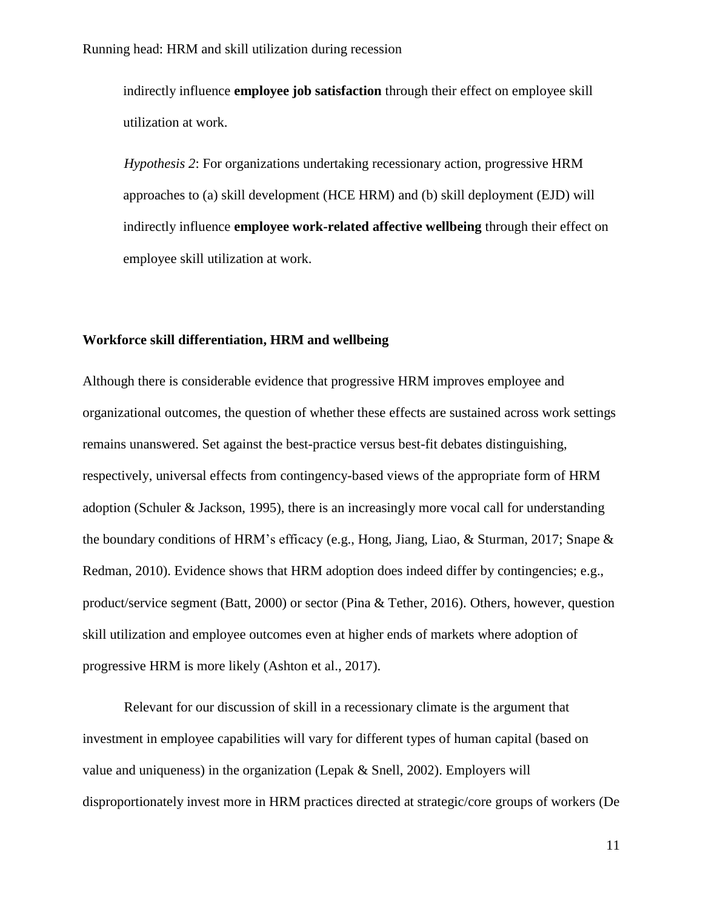indirectly influence **employee job satisfaction** through their effect on employee skill utilization at work.

*Hypothesis 2*: For organizations undertaking recessionary action, progressive HRM approaches to (a) skill development (HCE HRM) and (b) skill deployment (EJD) will indirectly influence **employee work-related affective wellbeing** through their effect on employee skill utilization at work.

## Workforce skill differentiation, HRM and wellbeing

Although there is considerable evidence that progressive HRM improves employee and organizational outcomes, the question of whether these effects are sustained across work settings remains unanswered. Set against the best-practice versus best-fit debates distinguishing, respectively, universal effects from contingency-based views of the appropriate form of HRM adoption (Schuler & Jackson, 1995), there is an increasingly more vocal call for understanding the boundary conditions of HRM's efficacy (e.g., Hong, Jiang, Liao, & Sturman, 2017; Snape & Redman, 2010). Evidence shows that HRM adoption does indeed differ by contingencies; e.g., product/service segment (Batt, 2000) or sector (Pina & Tether, 2016). Others, however, question skill utilization and employee outcomes even at higher ends of markets where adoption of progressive HRM is more likely (Ashton et al., 2017).

Relevant for our discussion of skill in a recessionary climate is the argument that investment in employee capabilities will vary for different types of human capital (based on value and uniqueness) in the organization (Lepak & Snell, 2002). Employers will disproportionately invest more in HRM practices directed at strategic/core groups of workers (De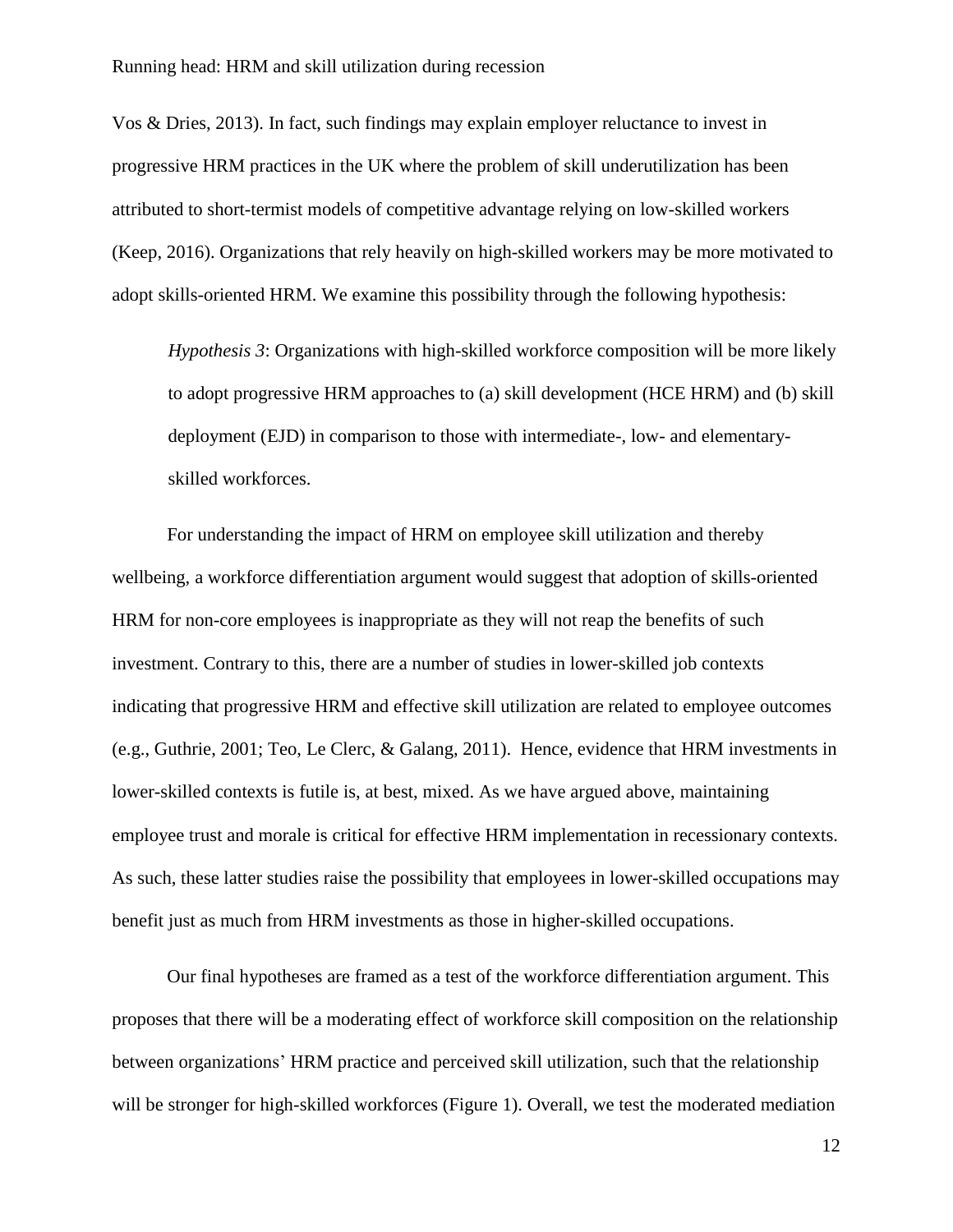Vos & Dries, 2013). In fact, such findings may explain employer reluctance to invest in progressive HRM practices in the UK where the problem of skill underutilization has been attributed to short-termist models of competitive advantage relying on low-skilled workers (Keep, 2016). Organizations that rely heavily on high-skilled workers may be more motivated to adopt skills-oriented HRM. We examine this possibility through the following hypothesis:

> *Hypothesis 3*: Organizations with high-skilled workforce composition will be more likely to adopt progressive HRM approaches to (a) skill development (HCE HRM) and (b) skill deployment (EJD) in comparison to those with intermediate-, low- and elementary-skilled workforces.

For understanding the impact of HRM on employee skill utilization and thereby wellbeing, a workforce differentiation argument would suggest that adoption of skills-oriented HRM for non-core employees is inappropriate as they will not reap the benefits of such investment. Contrary to this, there are a number of studies in lower-skilled job contexts indicating that progressive HRM and effective skill utilization are related to employee outcomes (e.g., Guthrie, 2001; Teo, Le Clerc, & Galang, 2011). Hence, evidence that HRM investments in lower-skilled contexts is futile is, at best, mixed. As we have argued above, maintaining employee trust and morale is critical for effective HRM implementation in recessionary contexts. As such, these latter studies raise the possibility that employees in lower-skilled occupations may benefit just as much from HRM investments as those in higher-skilled occupations.

Our final hypotheses are framed as a test of the workforce differentiation argument. This proposes that there will be a moderating effect of workforce skill composition on the relationship between organizations' HRM practice and perceived skill utilization, such that the relationship will be stronger for high-skilled workforces (Figure 1). Overall, we test the moderated mediation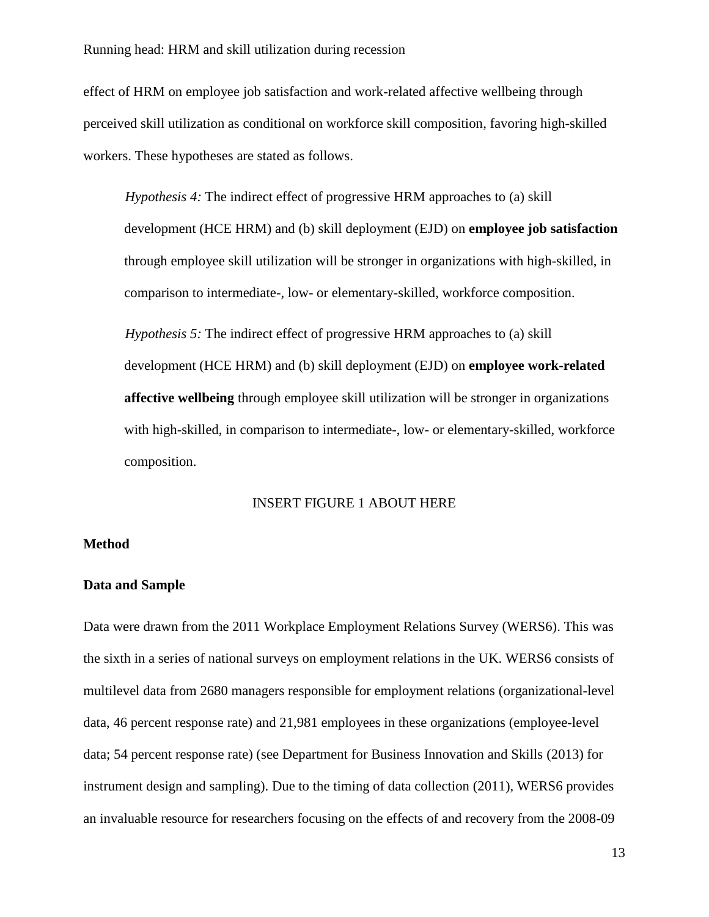effect of HRM on employee job satisfaction and work-related affective wellbeing through perceived skill utilization as conditional on workforce skill composition, favoring high-skilled workers. These hypotheses are stated as follows.

> *Hypothesis 4:* The indirect effect of progressive HRM approaches to (a) skill development (HCE HRM) and (b) skill deployment (EJD) on **employee job satisfaction** through employee skill utilization will be stronger in organizations with high-skilled, in comparison to intermediate-, low- or elementary-skilled, workforce composition.
>
> *Hypothesis 5:* The indirect effect of progressive HRM approaches to (a) skill development (HCE HRM) and (b) skill deployment (EJD) on **employee work-related affective wellbeing** through employee skill utilization will be stronger in organizations with high-skilled, in comparison to intermediate-, low- or elementary-skilled, workforce composition.

INSERT FIGURE 1 ABOUT HERE

## Method

### Data and Sample

Data were drawn from the 2011 Workplace Employment Relations Survey (WERS6). This was the sixth in a series of national surveys on employment relations in the UK. WERS6 consists of multilevel data from 2680 managers responsible for employment relations (organizational-level data, 46 percent response rate) and 21,981 employees in these organizations (employee-level data; 54 percent response rate) (see Department for Business Innovation and Skills (2013) for instrument design and sampling). Due to the timing of data collection (2011), WERS6 provides an invaluable resource for researchers focusing on the effects of and recovery from the 2008-09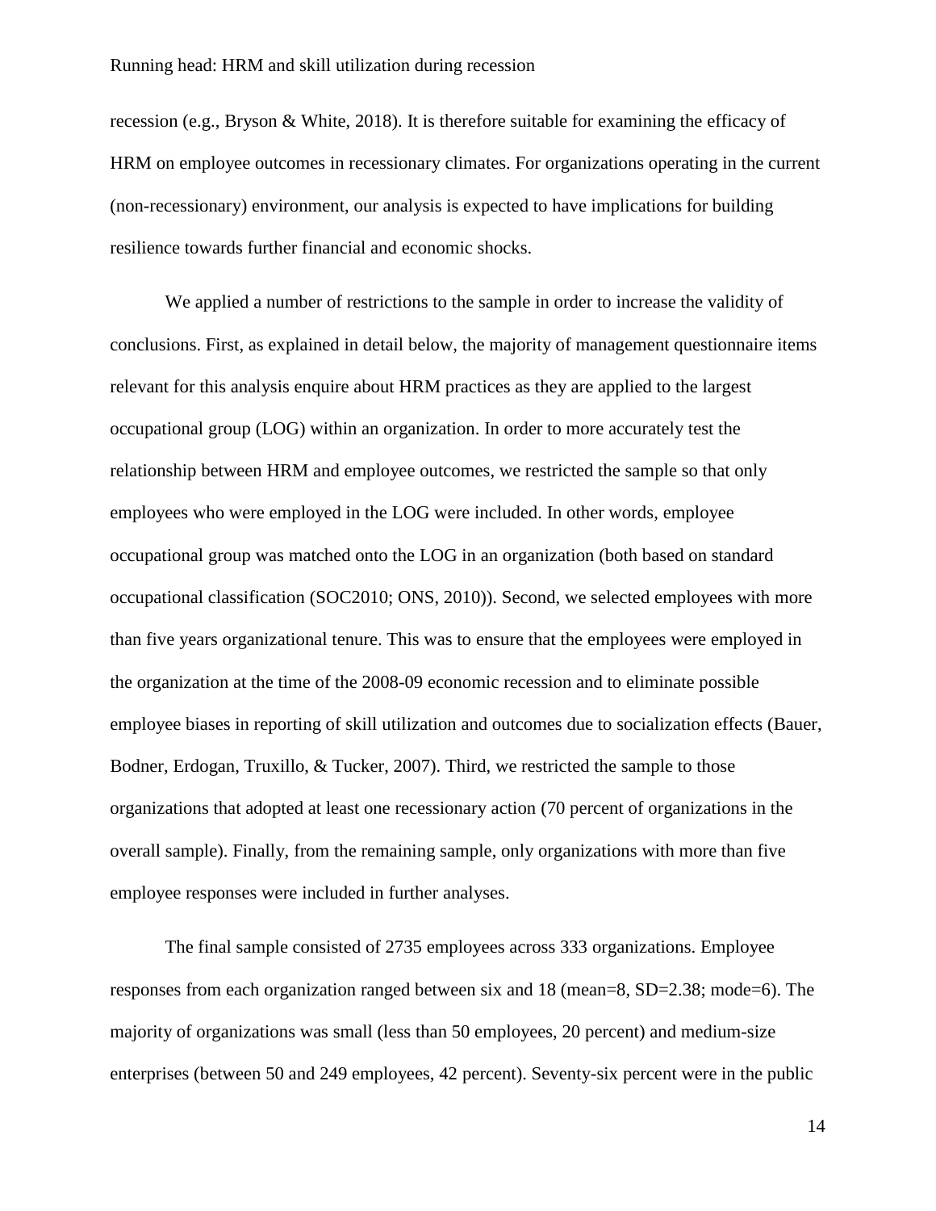recession (e.g., Bryson & White, 2018). It is therefore suitable for examining the efficacy of HRM on employee outcomes in recessionary climates. For organizations operating in the current (non-recessionary) environment, our analysis is expected to have implications for building resilience towards further financial and economic shocks.

We applied a number of restrictions to the sample in order to increase the validity of conclusions. First, as explained in detail below, the majority of management questionnaire items relevant for this analysis enquire about HRM practices as they are applied to the largest occupational group (LOG) within an organization. In order to more accurately test the relationship between HRM and employee outcomes, we restricted the sample so that only employees who were employed in the LOG were included. In other words, employee occupational group was matched onto the LOG in an organization (both based on standard occupational classification (SOC2010; ONS, 2010)). Second, we selected employees with more than five years organizational tenure. This was to ensure that the employees were employed in the organization at the time of the 2008-09 economic recession and to eliminate possible employee biases in reporting of skill utilization and outcomes due to socialization effects (Bauer, Bodner, Erdogan, Truxillo, & Tucker, 2007). Third, we restricted the sample to those organizations that adopted at least one recessionary action (70 percent of organizations in the overall sample). Finally, from the remaining sample, only organizations with more than five employee responses were included in further analyses.

The final sample consisted of 2735 employees across 333 organizations. Employee responses from each organization ranged between six and 18 (mean=8, SD=2.38; mode=6). The majority of organizations was small (less than 50 employees, 20 percent) and medium-size enterprises (between 50 and 249 employees, 42 percent). Seventy-six percent were in the public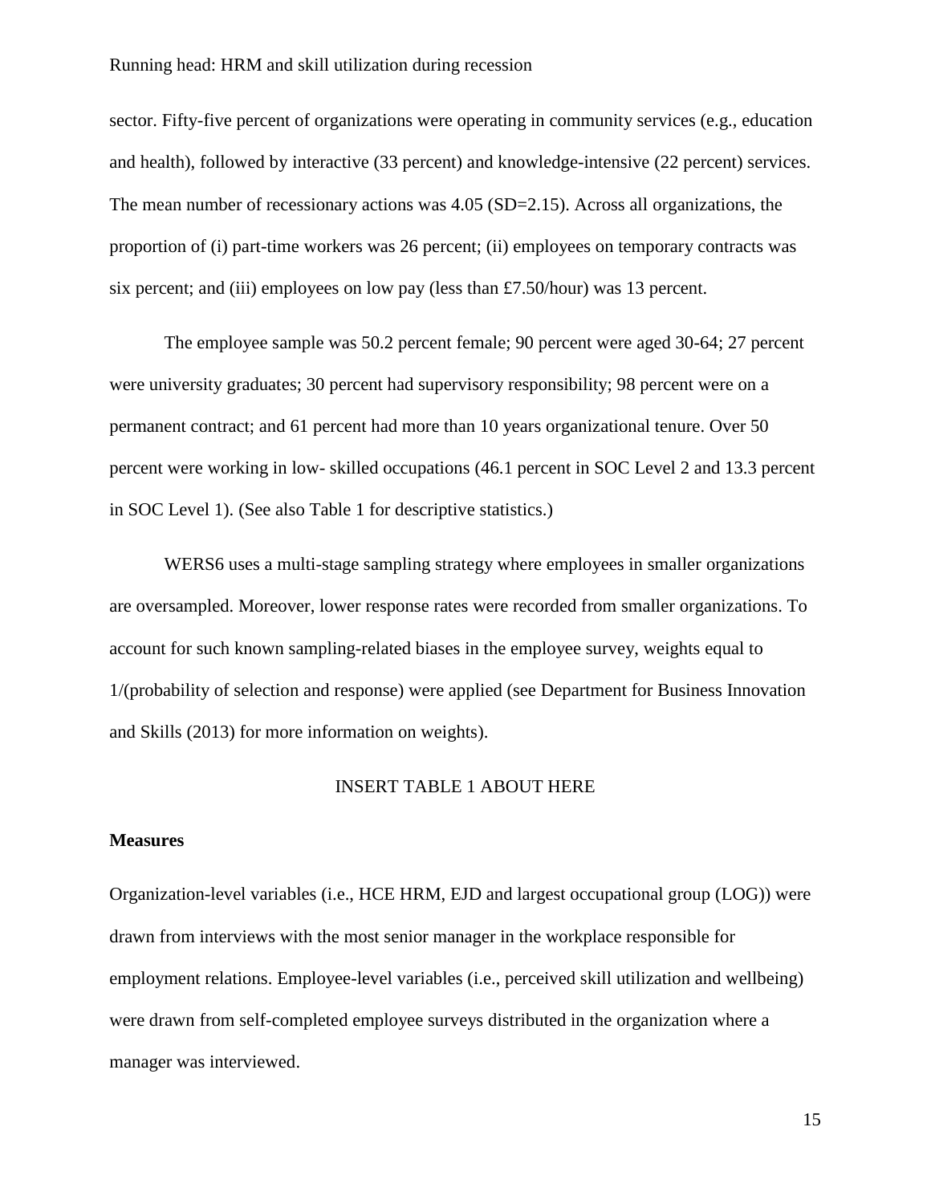sector. Fifty-five percent of organizations were operating in community services (e.g., education and health), followed by interactive (33 percent) and knowledge-intensive (22 percent) services. The mean number of recessionary actions was 4.05 (SD=2.15). Across all organizations, the proportion of (i) part-time workers was 26 percent; (ii) employees on temporary contracts was six percent; and (iii) employees on low pay (less than £7.50/hour) was 13 percent.

The employee sample was 50.2 percent female; 90 percent were aged 30-64; 27 percent were university graduates; 30 percent had supervisory responsibility; 98 percent were on a permanent contract; and 61 percent had more than 10 years organizational tenure. Over 50 percent were working in low- skilled occupations (46.1 percent in SOC Level 2 and 13.3 percent in SOC Level 1). (See also Table 1 for descriptive statistics.)

WERS6 uses a multi-stage sampling strategy where employees in smaller organizations are oversampled. Moreover, lower response rates were recorded from smaller organizations. To account for such known sampling-related biases in the employee survey, weights equal to 1/(probability of selection and response) were applied (see Department for Business Innovation and Skills (2013) for more information on weights).

INSERT TABLE 1 ABOUT HERE

**Measures**

Organization-level variables (i.e., HCE HRM, EJD and largest occupational group (LOG)) were drawn from interviews with the most senior manager in the workplace responsible for employment relations. Employee-level variables (i.e., perceived skill utilization and wellbeing) were drawn from self-completed employee surveys distributed in the organization where a manager was interviewed.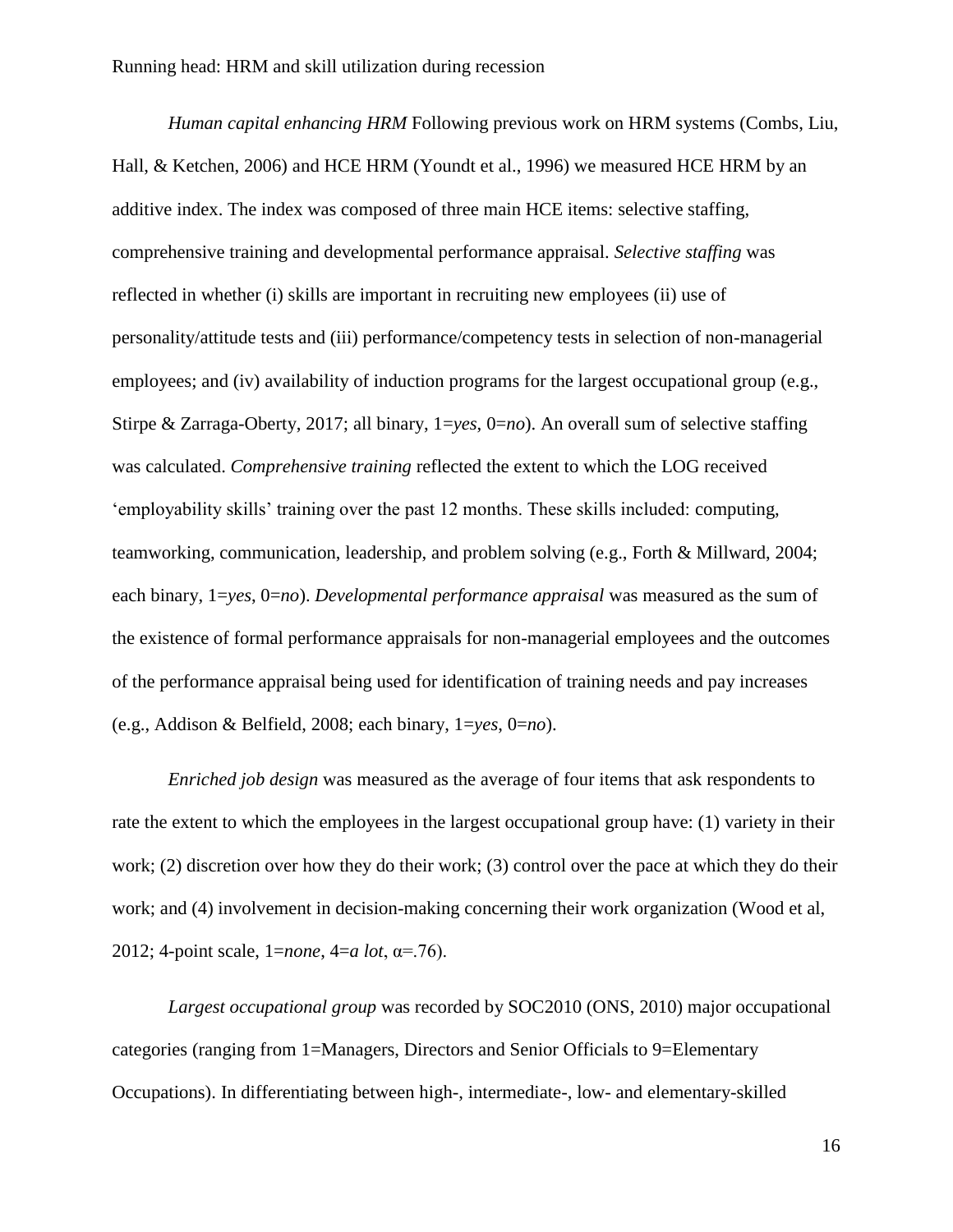*Human capital enhancing HRM* Following previous work on HRM systems (Combs, Liu, Hall, & Ketchen, 2006) and HCE HRM (Youndt et al., 1996) we measured HCE HRM by an additive index. The index was composed of three main HCE items: selective staffing, comprehensive training and developmental performance appraisal. *Selective staffing* was reflected in whether (i) skills are important in recruiting new employees (ii) use of personality/attitude tests and (iii) performance/competency tests in selection of non-managerial employees; and (iv) availability of induction programs for the largest occupational group (e.g., Stirpe & Zarraga-Oberty, 2017; all binary, 1=*yes*, 0=*no*). An overall sum of selective staffing was calculated. *Comprehensive training* reflected the extent to which the LOG received 'employability skills' training over the past 12 months. These skills included: computing, teamworking, communication, leadership, and problem solving (e.g., Forth & Millward, 2004; each binary, 1=*yes*, 0=*no*). *Developmental performance appraisal* was measured as the sum of the existence of formal performance appraisals for non-managerial employees and the outcomes of the performance appraisal being used for identification of training needs and pay increases (e.g., Addison & Belfield, 2008; each binary, 1=*yes*, 0=*no*).

*Enriched job design* was measured as the average of four items that ask respondents to rate the extent to which the employees in the largest occupational group have: (1) variety in their work; (2) discretion over how they do their work; (3) control over the pace at which they do their work; and (4) involvement in decision-making concerning their work organization (Wood et al, 2012; 4-point scale, 1=*none*, 4=*a lot*, α=.76).

*Largest occupational group* was recorded by SOC2010 (ONS, 2010) major occupational categories (ranging from 1=Managers, Directors and Senior Officials to 9=Elementary Occupations). In differentiating between high-, intermediate-, low- and elementary-skilled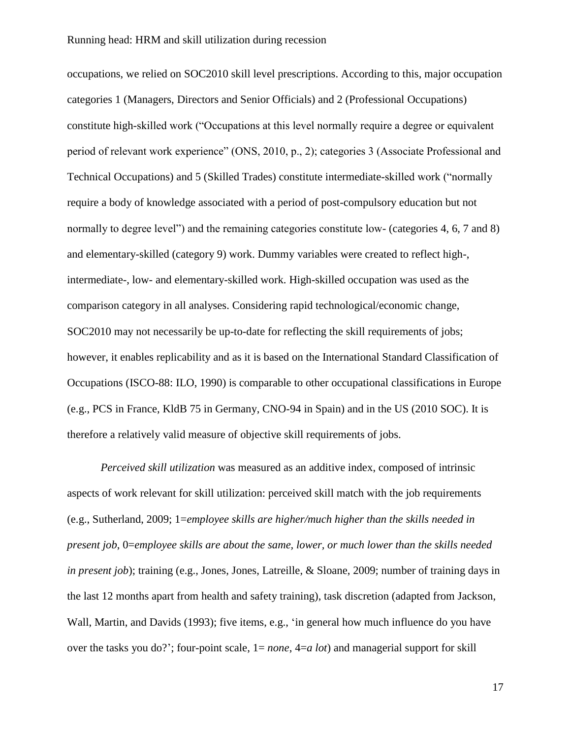occupations, we relied on SOC2010 skill level prescriptions. According to this, major occupation categories 1 (Managers, Directors and Senior Officials) and 2 (Professional Occupations) constitute high-skilled work ("Occupations at this level normally require a degree or equivalent period of relevant work experience" (ONS, 2010, p., 2); categories 3 (Associate Professional and Technical Occupations) and 5 (Skilled Trades) constitute intermediate-skilled work ("normally require a body of knowledge associated with a period of post-compulsory education but not normally to degree level") and the remaining categories constitute low- (categories 4, 6, 7 and 8) and elementary-skilled (category 9) work. Dummy variables were created to reflect high-, intermediate-, low- and elementary-skilled work. High-skilled occupation was used as the comparison category in all analyses. Considering rapid technological/economic change, SOC2010 may not necessarily be up-to-date for reflecting the skill requirements of jobs; however, it enables replicability and as it is based on the International Standard Classification of Occupations (ISCO-88: ILO, 1990) is comparable to other occupational classifications in Europe (e.g., PCS in France, KldB 75 in Germany, CNO-94 in Spain) and in the US (2010 SOC). It is therefore a relatively valid measure of objective skill requirements of jobs.

*Perceived skill utilization* was measured as an additive index, composed of intrinsic aspects of work relevant for skill utilization: perceived skill match with the job requirements (e.g., Sutherland, 2009; 1=*employee skills are higher/much higher than the skills needed in present job*, 0=*employee skills are about the same, lower, or much lower than the skills needed in present job*); training (e.g., Jones, Jones, Latreille, & Sloane, 2009; number of training days in the last 12 months apart from health and safety training), task discretion (adapted from Jackson, Wall, Martin, and Davids (1993); five items, e.g., 'in general how much influence do you have over the tasks you do?'; four-point scale, 1= *none*, 4=*a lot*) and managerial support for skill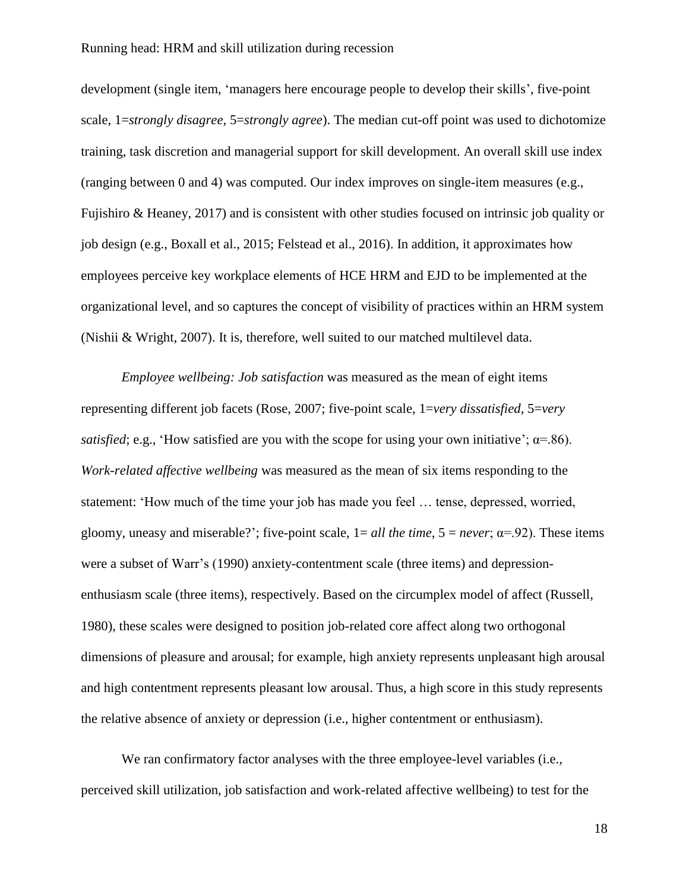development (single item, ‘managers here encourage people to develop their skills’, five-point scale, 1=*strongly disagree*, 5=*strongly agree*). The median cut-off point was used to dichotomize training, task discretion and managerial support for skill development. An overall skill use index (ranging between 0 and 4) was computed. Our index improves on single-item measures (e.g., Fujishiro & Heaney, 2017) and is consistent with other studies focused on intrinsic job quality or job design (e.g., Boxall et al., 2015; Felstead et al., 2016). In addition, it approximates how employees perceive key workplace elements of HCE HRM and EJD to be implemented at the organizational level, and so captures the concept of visibility of practices within an HRM system (Nishii & Wright, 2007). It is, therefore, well suited to our matched multilevel data.

*Employee wellbeing: Job satisfaction* was measured as the mean of eight items representing different job facets (Rose, 2007; five-point scale, 1=*very dissatisfied,* 5=*very satisfied*; e.g., ‘How satisfied are you with the scope for using your own initiative’; $\alpha$=.86). *Work-related affective wellbeing* was measured as the mean of six items responding to the statement: ‘How much of the time your job has made you feel … tense, depressed, worried, gloomy, uneasy and miserable?’; five-point scale, 1= *all the time*, 5 = *never*; $\alpha$=.92). These items were a subset of Warr’s (1990) anxiety-contentment scale (three items) and depression-enthusiasm scale (three items), respectively. Based on the circumplex model of affect (Russell, 1980), these scales were designed to position job-related core affect along two orthogonal dimensions of pleasure and arousal; for example, high anxiety represents unpleasant high arousal and high contentment represents pleasant low arousal. Thus, a high score in this study represents the relative absence of anxiety or depression (i.e., higher contentment or enthusiasm).

We ran confirmatory factor analyses with the three employee-level variables (i.e., perceived skill utilization, job satisfaction and work-related affective wellbeing) to test for the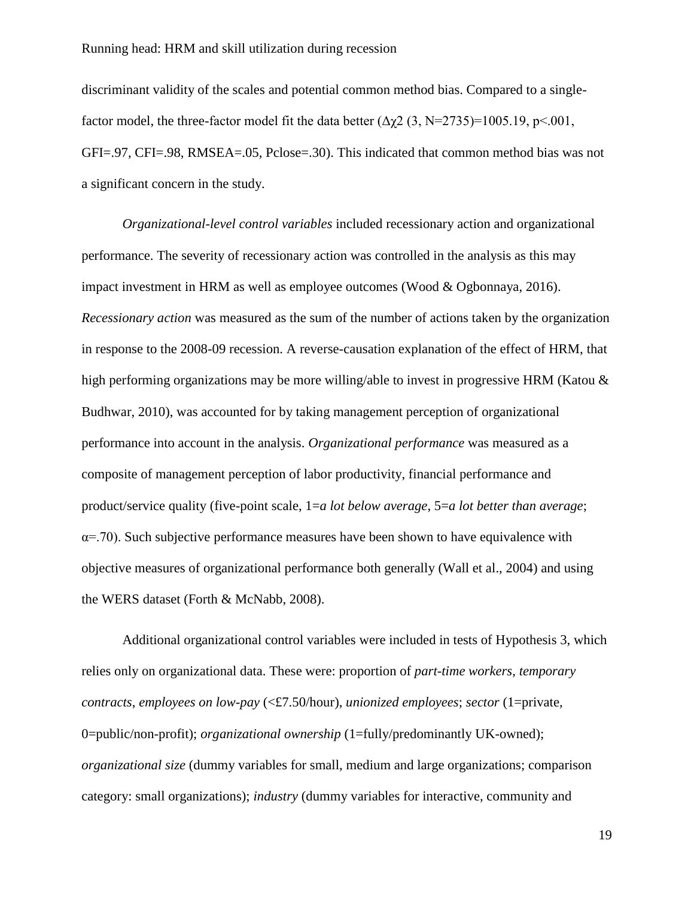discriminant validity of the scales and potential common method bias. Compared to a single-factor model, the three-factor model fit the data better ($\Delta\chi 2$ (3, N=2735)=1005.19, p<.001, GFI=.97, CFI=.98, RMSEA=.05, Pclose=.30). This indicated that common method bias was not a significant concern in the study.

*Organizational-level control variables* included recessionary action and organizational performance. The severity of recessionary action was controlled in the analysis as this may impact investment in HRM as well as employee outcomes (Wood & Ogbonnaya, 2016). *Recessionary action* was measured as the sum of the number of actions taken by the organization in response to the 2008-09 recession. A reverse-causation explanation of the effect of HRM, that high performing organizations may be more willing/able to invest in progressive HRM (Katou & Budhwar, 2010), was accounted for by taking management perception of organizational performance into account in the analysis. *Organizational performance* was measured as a composite of management perception of labor productivity, financial performance and product/service quality (five-point scale, 1=*a lot below average*, 5=*a lot better than average*; α=.70). Such subjective performance measures have been shown to have equivalence with objective measures of organizational performance both generally (Wall et al., 2004) and using the WERS dataset (Forth & McNabb, 2008).

Additional organizational control variables were included in tests of Hypothesis 3, which relies only on organizational data. These were: proportion of *part-time workers*, *temporary contracts*, *employees on low-pay* (<£7.50/hour), *unionized employees*; *sector* (1=private, 0=public/non-profit); *organizational ownership* (1=fully/predominantly UK-owned); *organizational size* (dummy variables for small, medium and large organizations; comparison category: small organizations); *industry* (dummy variables for interactive, community and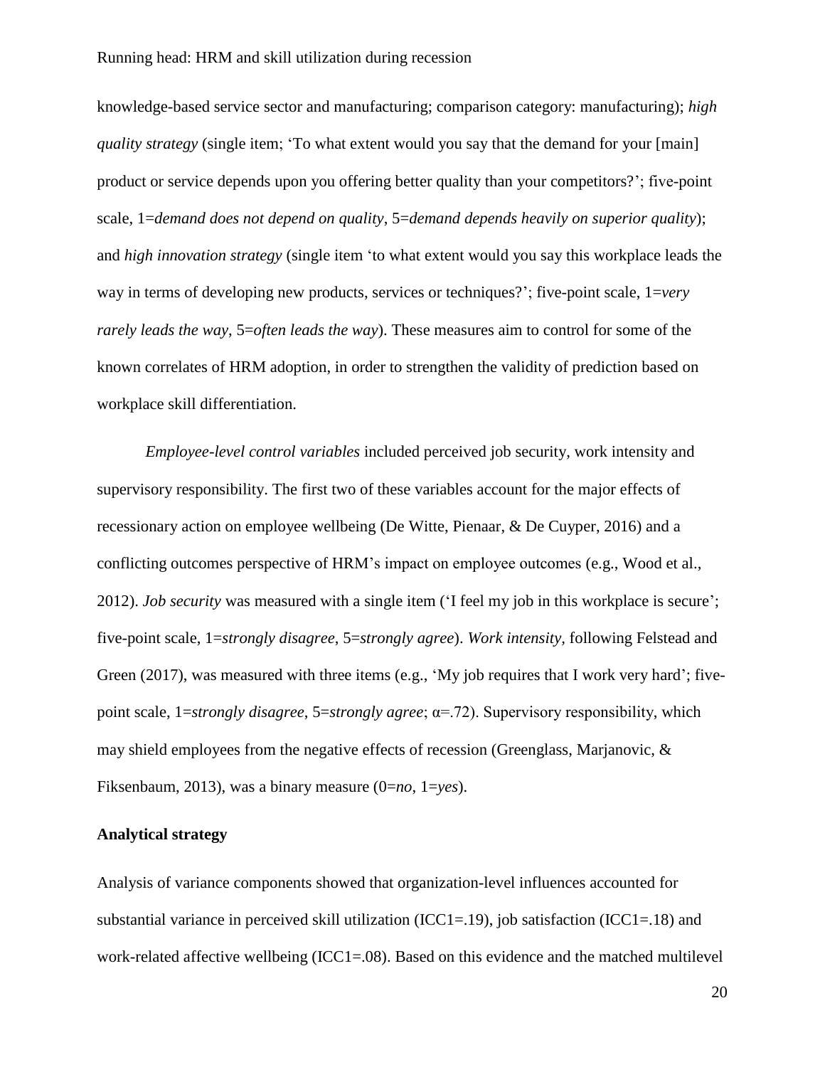knowledge-based service sector and manufacturing; comparison category: manufacturing); *high quality strategy* (single item; 'To what extent would you say that the demand for your [main] product or service depends upon you offering better quality than your competitors?'; five-point scale, 1=*demand does not depend on quality*, 5=*demand depends heavily on superior quality*); and *high innovation strategy* (single item 'to what extent would you say this workplace leads the way in terms of developing new products, services or techniques?'; five-point scale, 1=*very rarely leads the way*, 5=*often leads the way*). These measures aim to control for some of the known correlates of HRM adoption, in order to strengthen the validity of prediction based on workplace skill differentiation.

*Employee-level control variables* included perceived job security, work intensity and supervisory responsibility. The first two of these variables account for the major effects of recessionary action on employee wellbeing (De Witte, Pienaar, & De Cuyper, 2016) and a conflicting outcomes perspective of HRM's impact on employee outcomes (e.g., Wood et al., 2012). *Job security* was measured with a single item ('I feel my job in this workplace is secure'; five-point scale, 1=*strongly disagree*, 5=*strongly agree*). *Work intensity*, following Felstead and Green (2017), was measured with three items (e.g., 'My job requires that I work very hard'; five-point scale, 1=*strongly disagree*, 5=*strongly agree*; α=.72). Supervisory responsibility, which may shield employees from the negative effects of recession (Greenglass, Marjanovic, & Fiksenbaum, 2013), was a binary measure (0=*no*, 1=*yes*).

## Analytical strategy

Analysis of variance components showed that organization-level influences accounted for substantial variance in perceived skill utilization (ICC1=.19), job satisfaction (ICC1=.18) and work-related affective wellbeing (ICC1=.08). Based on this evidence and the matched multilevel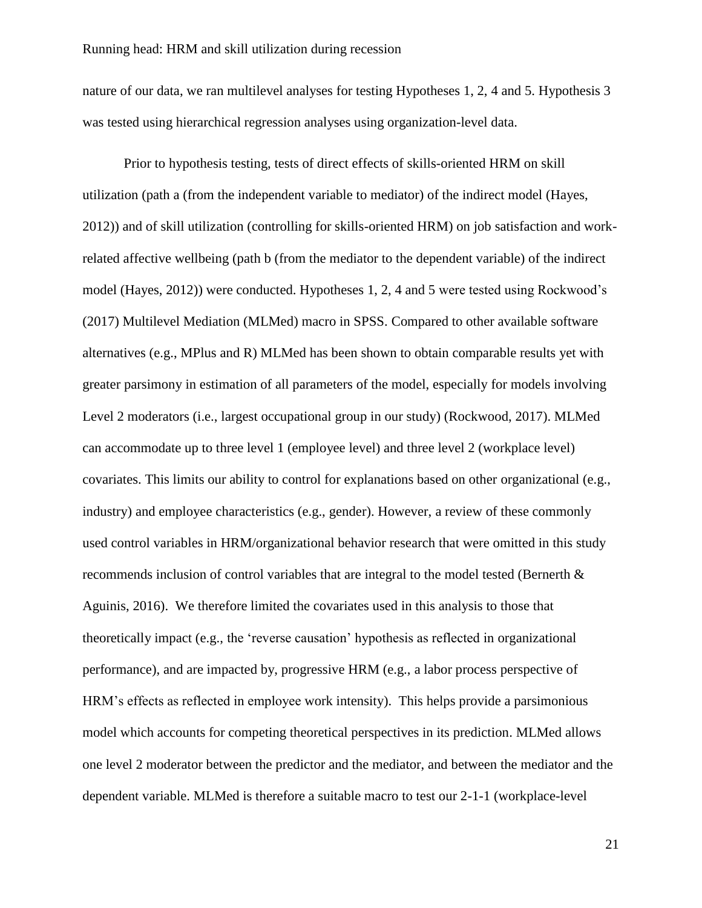nature of our data, we ran multilevel analyses for testing Hypotheses 1, 2, 4 and 5. Hypothesis 3 was tested using hierarchical regression analyses using organization-level data.

Prior to hypothesis testing, tests of direct effects of skills-oriented HRM on skill utilization (path a (from the independent variable to mediator) of the indirect model (Hayes, 2012)) and of skill utilization (controlling for skills-oriented HRM) on job satisfaction and work-related affective wellbeing (path b (from the mediator to the dependent variable) of the indirect model (Hayes, 2012)) were conducted. Hypotheses 1, 2, 4 and 5 were tested using Rockwood's (2017) Multilevel Mediation (MLMed) macro in SPSS. Compared to other available software alternatives (e.g., MPlus and R) MLMed has been shown to obtain comparable results yet with greater parsimony in estimation of all parameters of the model, especially for models involving Level 2 moderators (i.e., largest occupational group in our study) (Rockwood, 2017). MLMed can accommodate up to three level 1 (employee level) and three level 2 (workplace level) covariates. This limits our ability to control for explanations based on other organizational (e.g., industry) and employee characteristics (e.g., gender). However, a review of these commonly used control variables in HRM/organizational behavior research that were omitted in this study recommends inclusion of control variables that are integral to the model tested (Bernerth & Aguinis, 2016). We therefore limited the covariates used in this analysis to those that theoretically impact (e.g., the 'reverse causation' hypothesis as reflected in organizational performance), and are impacted by, progressive HRM (e.g., a labor process perspective of HRM's effects as reflected in employee work intensity). This helps provide a parsimonious model which accounts for competing theoretical perspectives in its prediction. MLMed allows one level 2 moderator between the predictor and the mediator, and between the mediator and the dependent variable. MLMed is therefore a suitable macro to test our 2-1-1 (workplace-level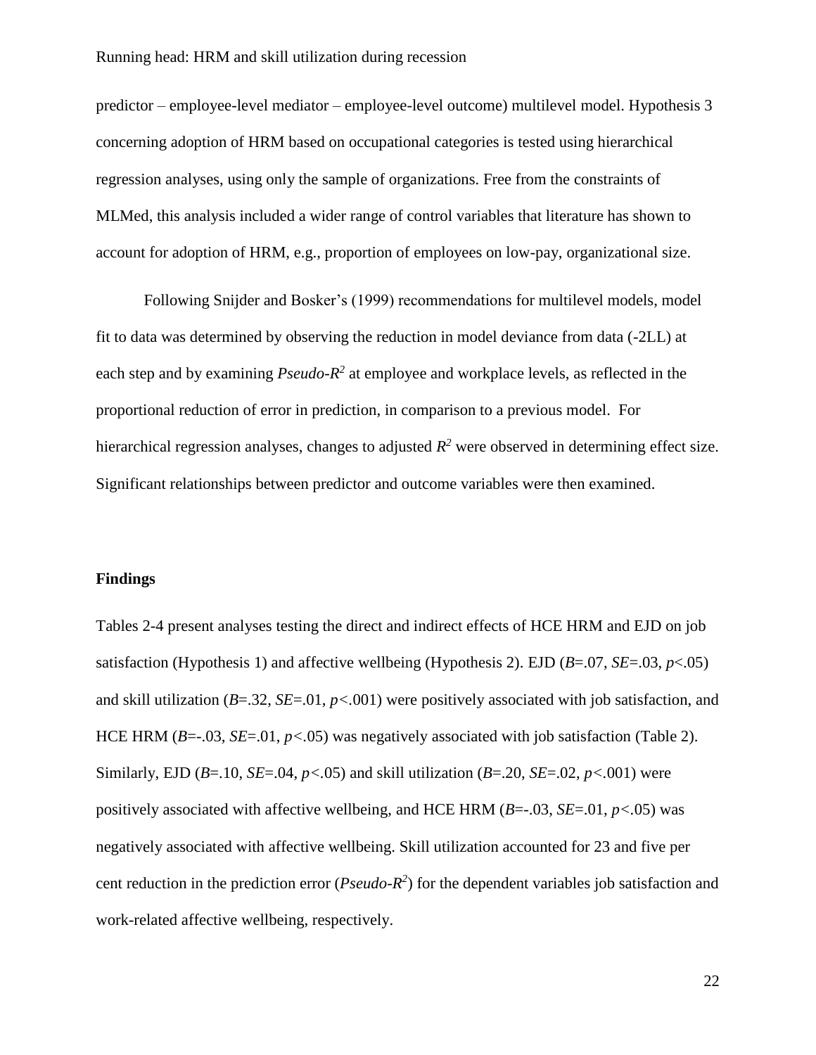predictor – employee-level mediator – employee-level outcome) multilevel model. Hypothesis 3 concerning adoption of HRM based on occupational categories is tested using hierarchical regression analyses, using only the sample of organizations. Free from the constraints of MLMed, this analysis included a wider range of control variables that literature has shown to account for adoption of HRM, e.g., proportion of employees on low-pay, organizational size.

Following Snijder and Bosker's (1999) recommendations for multilevel models, model fit to data was determined by observing the reduction in model deviance from data (-2LL) at each step and by examining *Pseudo-*$R^2$ at employee and workplace levels, as reflected in the proportional reduction of error in prediction, in comparison to a previous model. For hierarchical regression analyses, changes to adjusted $R^2$ were observed in determining effect size. Significant relationships between predictor and outcome variables were then examined.

**Findings**

Tables 2-4 present analyses testing the direct and indirect effects of HCE HRM and EJD on job satisfaction (Hypothesis 1) and affective wellbeing (Hypothesis 2). EJD ($B$=.07, $SE$=.03, $p$<.05) and skill utilization ($B$=.32, $SE$=.01, $p$<.001) were positively associated with job satisfaction, and HCE HRM ($B$=-.03, $SE$=.01, $p$<.05) was negatively associated with job satisfaction (Table 2). Similarly, EJD ($B$=.10, $SE$=.04, $p$<.05) and skill utilization ($B$=.20, $SE$=.02, $p$<.001) were positively associated with affective wellbeing, and HCE HRM ($B$=-.03, $SE$=.01, $p$<.05) was negatively associated with affective wellbeing. Skill utilization accounted for 23 and five per cent reduction in the prediction error (*Pseudo-*$R^2$) for the dependent variables job satisfaction and work-related affective wellbeing, respectively.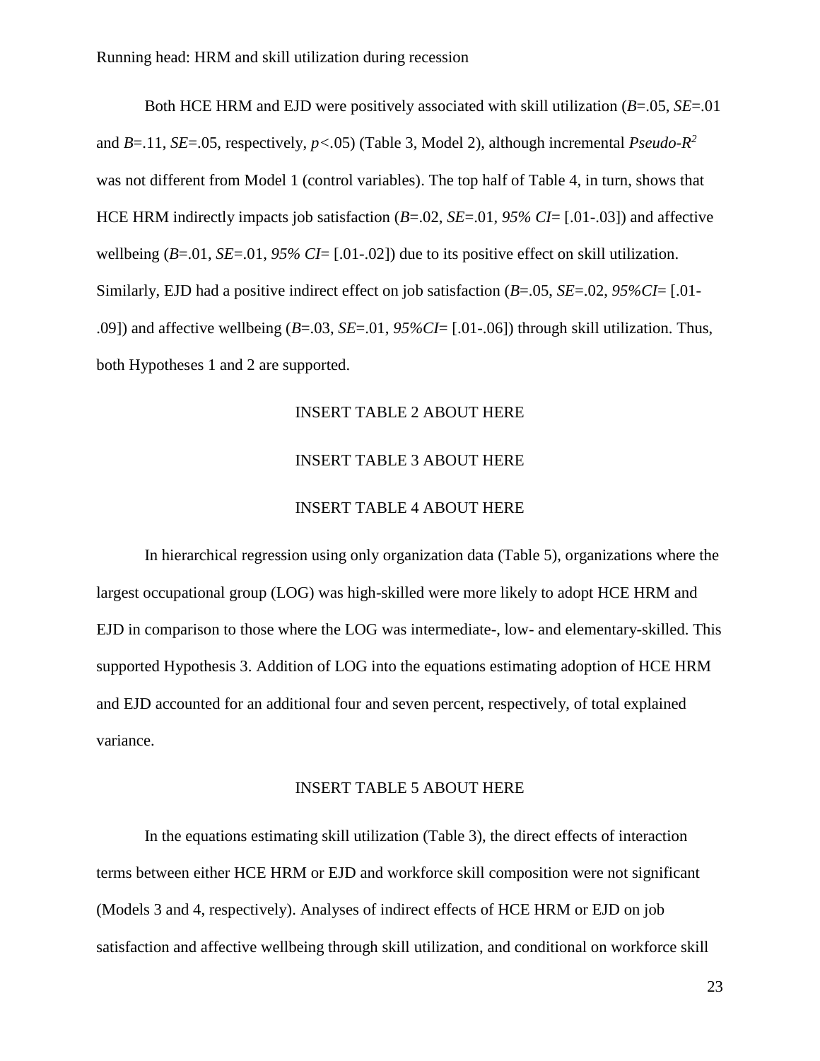Both HCE HRM and EJD were positively associated with skill utilization (*B*=.05, *SE*=.01 and *B*=.11, *SE*=.05, respectively, $p<.05$) (Table 3, Model 2), although incremental *Pseudo-*$R^2$ was not different from Model 1 (control variables). The top half of Table 4, in turn, shows that HCE HRM indirectly impacts job satisfaction (*B*=.02, *SE*=.01, *95% CI*= [.01-.03]) and affective wellbeing (*B*=.01, *SE*=.01, *95% CI*= [.01-.02]) due to its positive effect on skill utilization. Similarly, EJD had a positive indirect effect on job satisfaction (*B*=.05, *SE*=.02, *95%CI*= [.01-.09]) and affective wellbeing (*B*=.03, *SE*=.01, *95%CI*= [.01-.06]) through skill utilization. Thus, both Hypotheses 1 and 2 are supported.

INSERT TABLE 2 ABOUT HERE

INSERT TABLE 3 ABOUT HERE

INSERT TABLE 4 ABOUT HERE

In hierarchical regression using only organization data (Table 5), organizations where the largest occupational group (LOG) was high-skilled were more likely to adopt HCE HRM and EJD in comparison to those where the LOG was intermediate-, low- and elementary-skilled. This supported Hypothesis 3. Addition of LOG into the equations estimating adoption of HCE HRM and EJD accounted for an additional four and seven percent, respectively, of total explained variance.

INSERT TABLE 5 ABOUT HERE

In the equations estimating skill utilization (Table 3), the direct effects of interaction terms between either HCE HRM or EJD and workforce skill composition were not significant (Models 3 and 4, respectively). Analyses of indirect effects of HCE HRM or EJD on job satisfaction and affective wellbeing through skill utilization, and conditional on workforce skill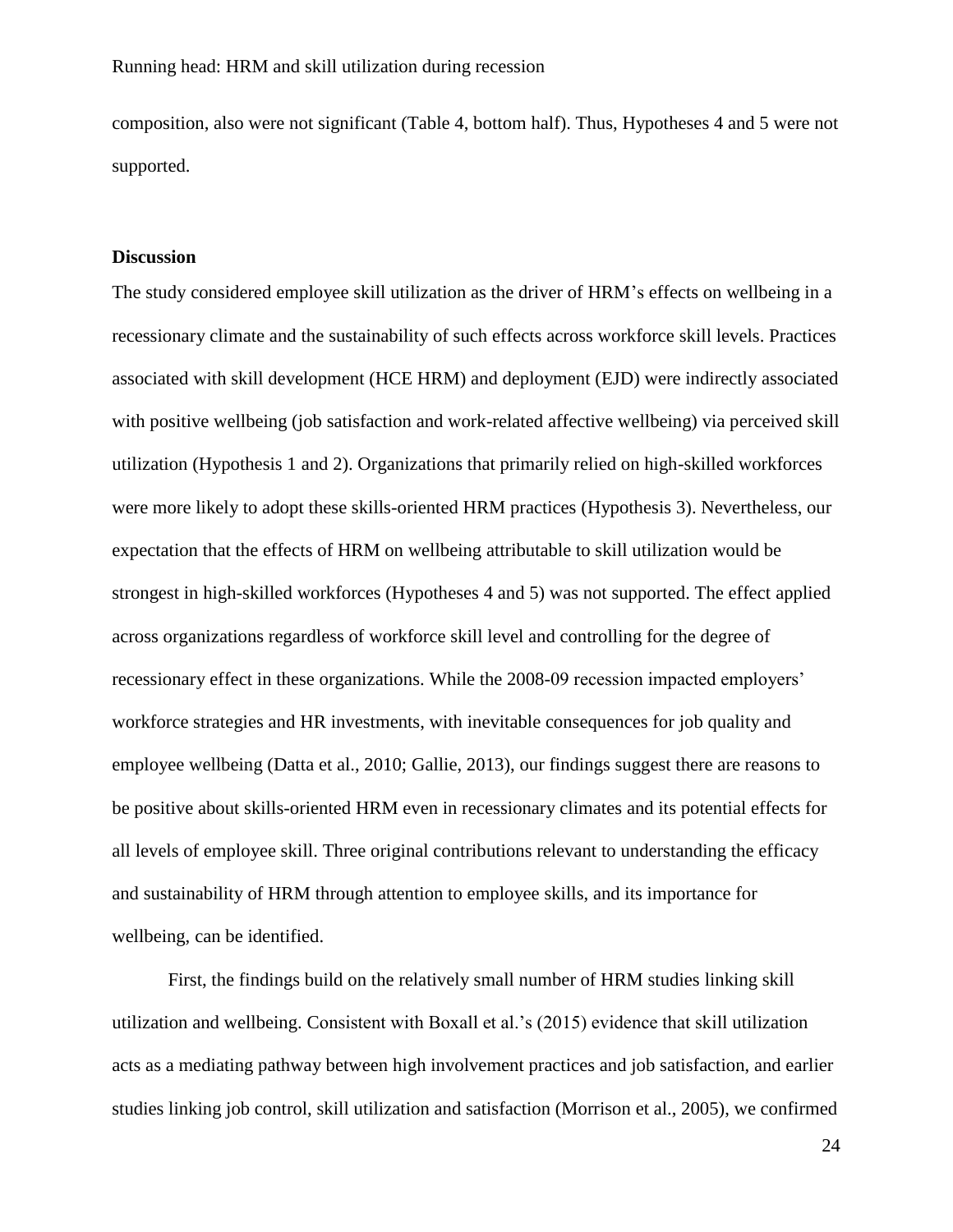composition, also were not significant (Table 4, bottom half). Thus, Hypotheses 4 and 5 were not supported.

**Discussion**

The study considered employee skill utilization as the driver of HRM's effects on wellbeing in a recessionary climate and the sustainability of such effects across workforce skill levels. Practices associated with skill development (HCE HRM) and deployment (EJD) were indirectly associated with positive wellbeing (job satisfaction and work-related affective wellbeing) via perceived skill utilization (Hypothesis 1 and 2). Organizations that primarily relied on high-skilled workforces were more likely to adopt these skills-oriented HRM practices (Hypothesis 3). Nevertheless, our expectation that the effects of HRM on wellbeing attributable to skill utilization would be strongest in high-skilled workforces (Hypotheses 4 and 5) was not supported. The effect applied across organizations regardless of workforce skill level and controlling for the degree of recessionary effect in these organizations. While the 2008-09 recession impacted employers' workforce strategies and HR investments, with inevitable consequences for job quality and employee wellbeing (Datta et al., 2010; Gallie, 2013), our findings suggest there are reasons to be positive about skills-oriented HRM even in recessionary climates and its potential effects for all levels of employee skill. Three original contributions relevant to understanding the efficacy and sustainability of HRM through attention to employee skills, and its importance for wellbeing, can be identified.

First, the findings build on the relatively small number of HRM studies linking skill utilization and wellbeing. Consistent with Boxall et al.'s (2015) evidence that skill utilization acts as a mediating pathway between high involvement practices and job satisfaction, and earlier studies linking job control, skill utilization and satisfaction (Morrison et al., 2005), we confirmed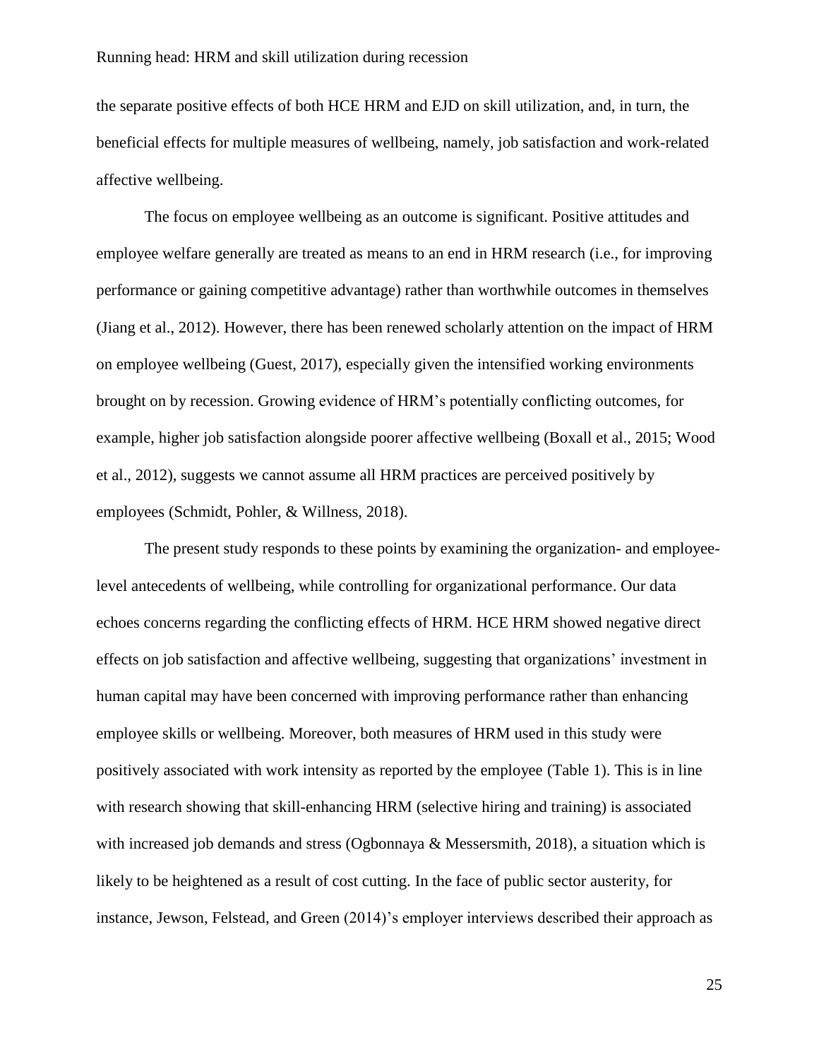the separate positive effects of both HCE HRM and EJD on skill utilization, and, in turn, the beneficial effects for multiple measures of wellbeing, namely, job satisfaction and work-related affective wellbeing.

The focus on employee wellbeing as an outcome is significant. Positive attitudes and employee welfare generally are treated as means to an end in HRM research (i.e., for improving performance or gaining competitive advantage) rather than worthwhile outcomes in themselves (Jiang et al., 2012). However, there has been renewed scholarly attention on the impact of HRM on employee wellbeing (Guest, 2017), especially given the intensified working environments brought on by recession. Growing evidence of HRM's potentially conflicting outcomes, for example, higher job satisfaction alongside poorer affective wellbeing (Boxall et al., 2015; Wood et al., 2012), suggests we cannot assume all HRM practices are perceived positively by employees (Schmidt, Pohler, & Willness, 2018).

The present study responds to these points by examining the organization- and employee-level antecedents of wellbeing, while controlling for organizational performance. Our data echoes concerns regarding the conflicting effects of HRM. HCE HRM showed negative direct effects on job satisfaction and affective wellbeing, suggesting that organizations' investment in human capital may have been concerned with improving performance rather than enhancing employee skills or wellbeing. Moreover, both measures of HRM used in this study were positively associated with work intensity as reported by the employee (Table 1). This is in line with research showing that skill-enhancing HRM (selective hiring and training) is associated with increased job demands and stress (Ogbonnaya & Messersmith, 2018), a situation which is likely to be heightened as a result of cost cutting. In the face of public sector austerity, for instance, Jewson, Felstead, and Green (2014)'s employer interviews described their approach as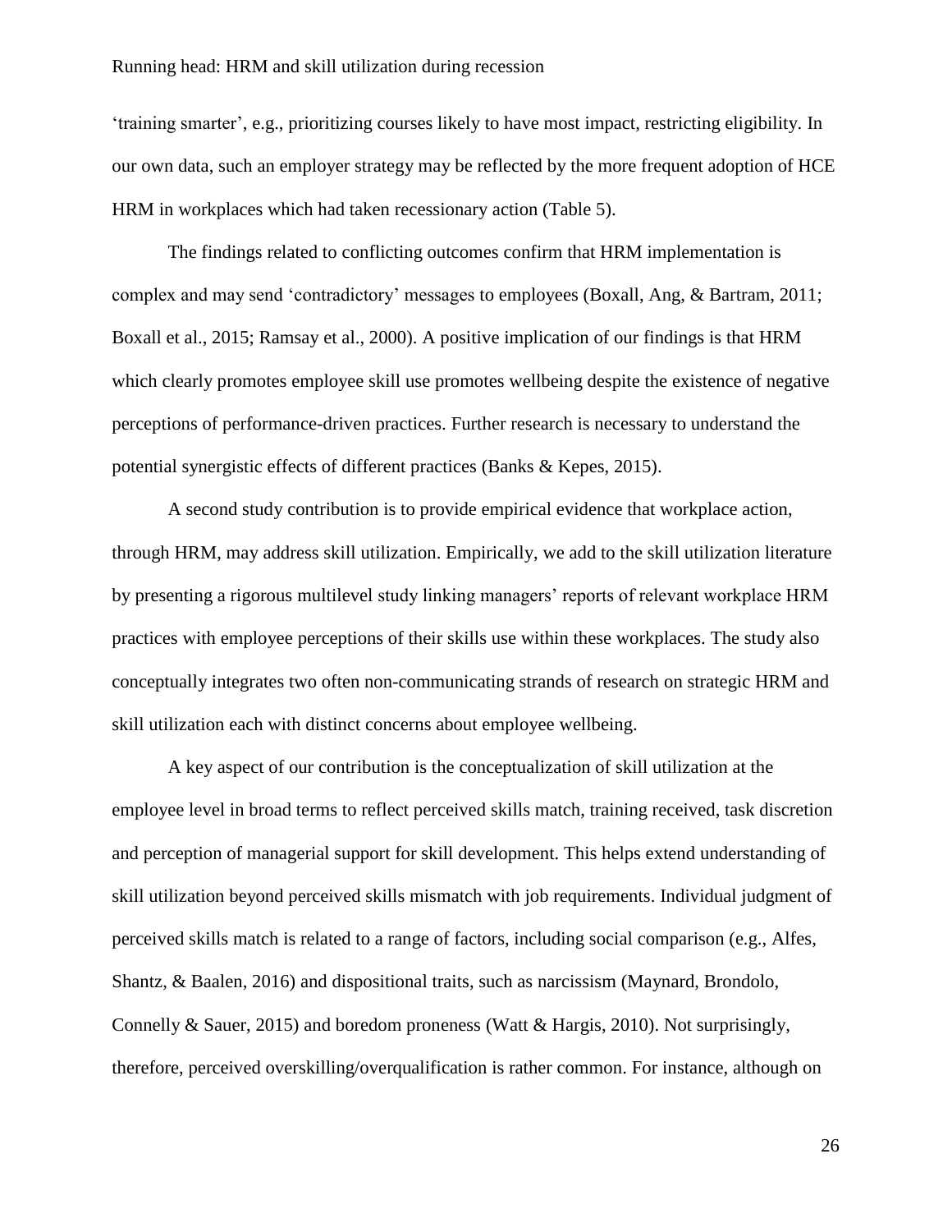'training smarter', e.g., prioritizing courses likely to have most impact, restricting eligibility. In our own data, such an employer strategy may be reflected by the more frequent adoption of HCE HRM in workplaces which had taken recessionary action (Table 5).

The findings related to conflicting outcomes confirm that HRM implementation is complex and may send 'contradictory' messages to employees (Boxall, Ang, & Bartram, 2011; Boxall et al., 2015; Ramsay et al., 2000). A positive implication of our findings is that HRM which clearly promotes employee skill use promotes wellbeing despite the existence of negative perceptions of performance-driven practices. Further research is necessary to understand the potential synergistic effects of different practices (Banks & Kepes, 2015).

A second study contribution is to provide empirical evidence that workplace action, through HRM, may address skill utilization. Empirically, we add to the skill utilization literature by presenting a rigorous multilevel study linking managers' reports of relevant workplace HRM practices with employee perceptions of their skills use within these workplaces. The study also conceptually integrates two often non-communicating strands of research on strategic HRM and skill utilization each with distinct concerns about employee wellbeing.

A key aspect of our contribution is the conceptualization of skill utilization at the employee level in broad terms to reflect perceived skills match, training received, task discretion and perception of managerial support for skill development. This helps extend understanding of skill utilization beyond perceived skills mismatch with job requirements. Individual judgment of perceived skills match is related to a range of factors, including social comparison (e.g., Alfes, Shantz, & Baalen, 2016) and dispositional traits, such as narcissism (Maynard, Brondolo, Connelly & Sauer, 2015) and boredom proneness (Watt & Hargis, 2010). Not surprisingly, therefore, perceived overskilling/overqualification is rather common. For instance, although on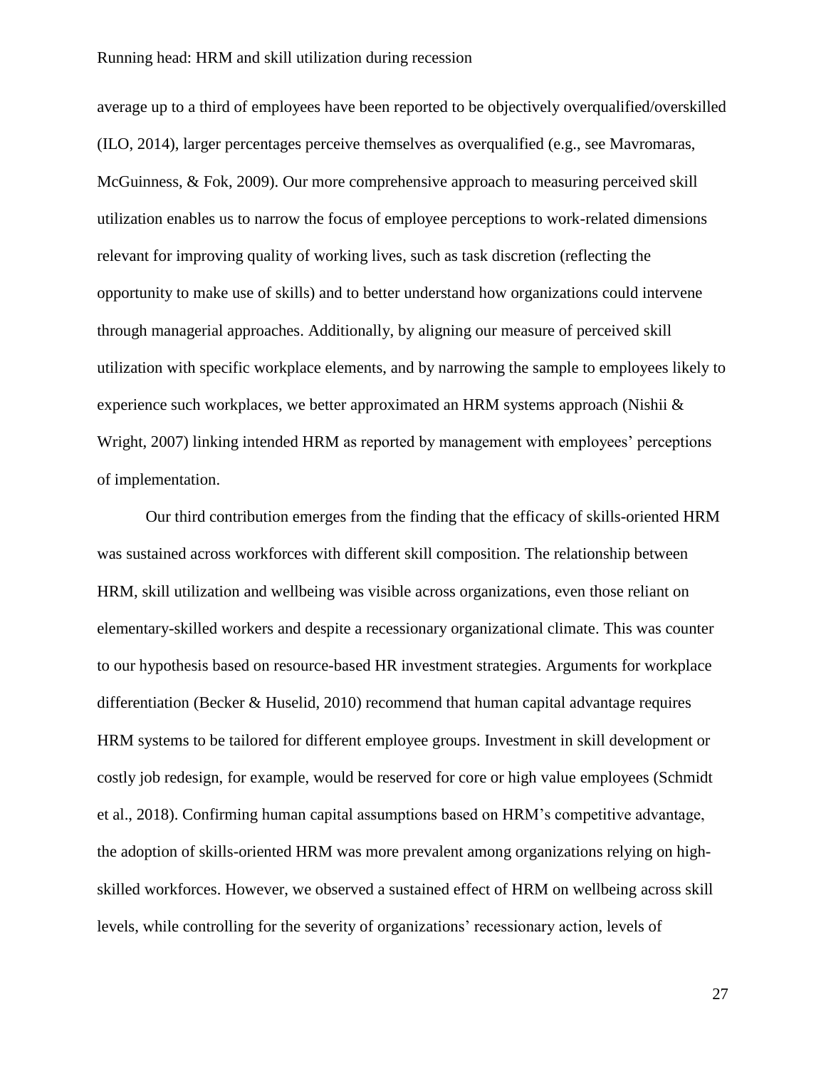average up to a third of employees have been reported to be objectively overqualified/overskilled (ILO, 2014), larger percentages perceive themselves as overqualified (e.g., see Mavromaras, McGuinness, & Fok, 2009). Our more comprehensive approach to measuring perceived skill utilization enables us to narrow the focus of employee perceptions to work-related dimensions relevant for improving quality of working lives, such as task discretion (reflecting the opportunity to make use of skills) and to better understand how organizations could intervene through managerial approaches. Additionally, by aligning our measure of perceived skill utilization with specific workplace elements, and by narrowing the sample to employees likely to experience such workplaces, we better approximated an HRM systems approach (Nishii & Wright, 2007) linking intended HRM as reported by management with employees' perceptions of implementation.

Our third contribution emerges from the finding that the efficacy of skills-oriented HRM was sustained across workforces with different skill composition. The relationship between HRM, skill utilization and wellbeing was visible across organizations, even those reliant on elementary-skilled workers and despite a recessionary organizational climate. This was counter to our hypothesis based on resource-based HR investment strategies. Arguments for workplace differentiation (Becker & Huselid, 2010) recommend that human capital advantage requires HRM systems to be tailored for different employee groups. Investment in skill development or costly job redesign, for example, would be reserved for core or high value employees (Schmidt et al., 2018). Confirming human capital assumptions based on HRM's competitive advantage, the adoption of skills-oriented HRM was more prevalent among organizations relying on high-skilled workforces. However, we observed a sustained effect of HRM on wellbeing across skill levels, while controlling for the severity of organizations' recessionary action, levels of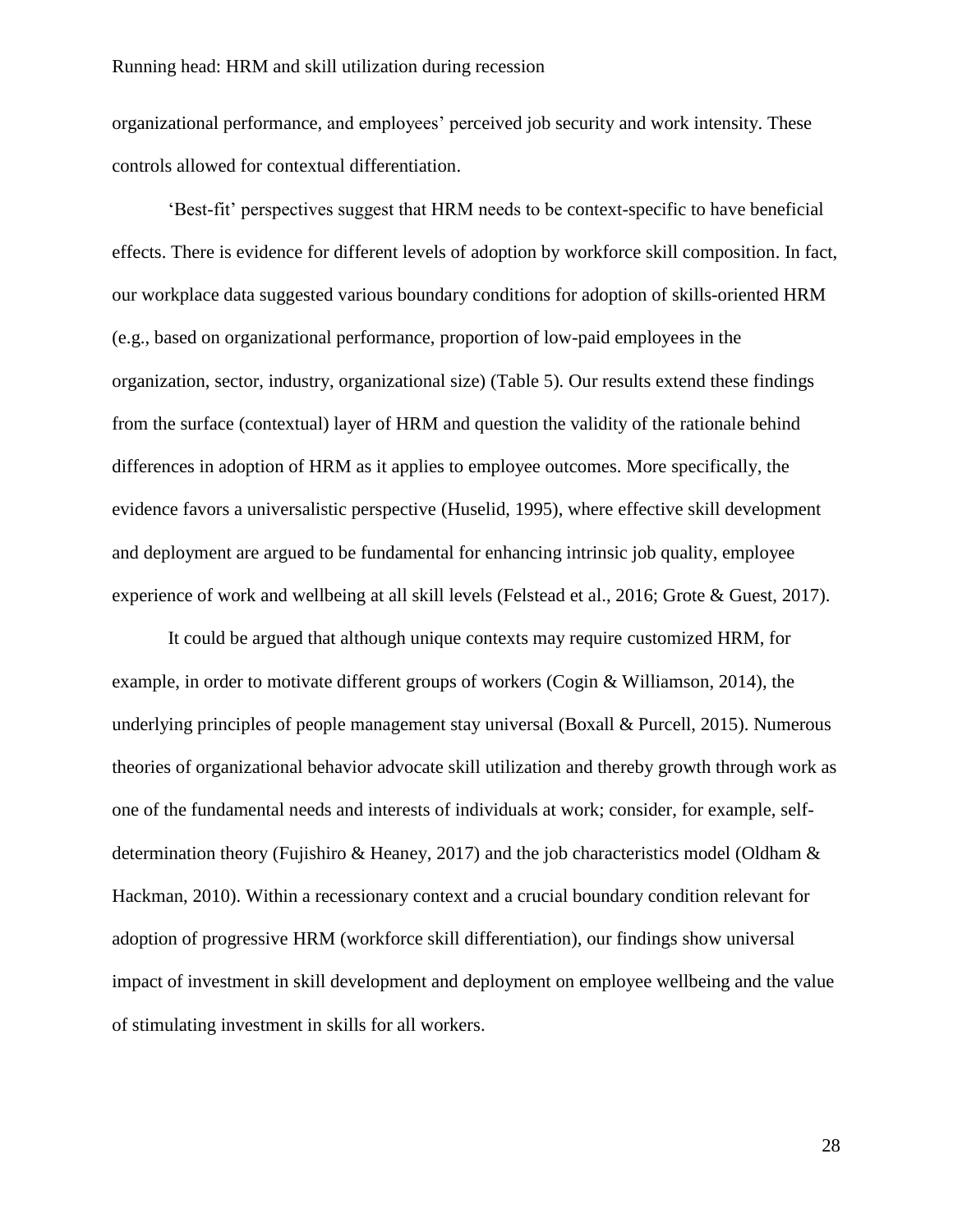organizational performance, and employees' perceived job security and work intensity. These controls allowed for contextual differentiation.

'Best-fit' perspectives suggest that HRM needs to be context-specific to have beneficial effects. There is evidence for different levels of adoption by workforce skill composition. In fact, our workplace data suggested various boundary conditions for adoption of skills-oriented HRM (e.g., based on organizational performance, proportion of low-paid employees in the organization, sector, industry, organizational size) (Table 5). Our results extend these findings from the surface (contextual) layer of HRM and question the validity of the rationale behind differences in adoption of HRM as it applies to employee outcomes. More specifically, the evidence favors a universalistic perspective (Huselid, 1995), where effective skill development and deployment are argued to be fundamental for enhancing intrinsic job quality, employee experience of work and wellbeing at all skill levels (Felstead et al., 2016; Grote & Guest, 2017).

It could be argued that although unique contexts may require customized HRM, for example, in order to motivate different groups of workers (Cogin & Williamson, 2014), the underlying principles of people management stay universal (Boxall & Purcell, 2015). Numerous theories of organizational behavior advocate skill utilization and thereby growth through work as one of the fundamental needs and interests of individuals at work; consider, for example, self-determination theory (Fujishiro & Heaney, 2017) and the job characteristics model (Oldham & Hackman, 2010). Within a recessionary context and a crucial boundary condition relevant for adoption of progressive HRM (workforce skill differentiation), our findings show universal impact of investment in skill development and deployment on employee wellbeing and the value of stimulating investment in skills for all workers.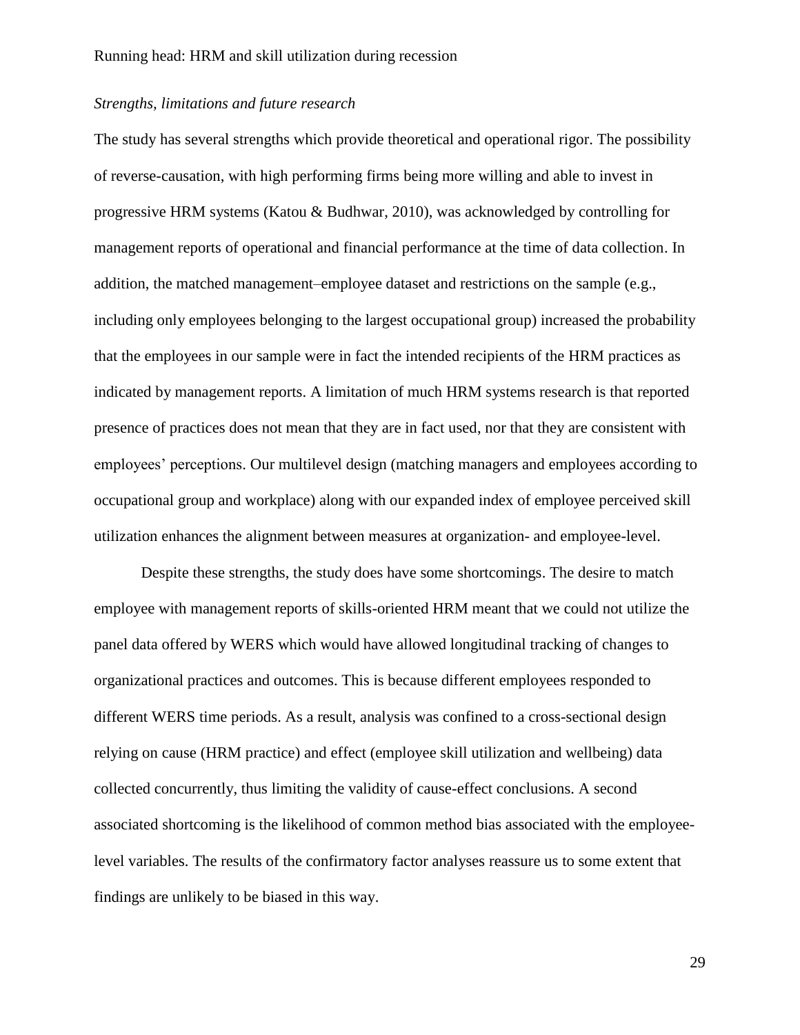*Strengths, limitations and future research*

The study has several strengths which provide theoretical and operational rigor. The possibility of reverse-causation, with high performing firms being more willing and able to invest in progressive HRM systems (Katou & Budhwar, 2010), was acknowledged by controlling for management reports of operational and financial performance at the time of data collection. In addition, the matched management–employee dataset and restrictions on the sample (e.g., including only employees belonging to the largest occupational group) increased the probability that the employees in our sample were in fact the intended recipients of the HRM practices as indicated by management reports. A limitation of much HRM systems research is that reported presence of practices does not mean that they are in fact used, nor that they are consistent with employees' perceptions. Our multilevel design (matching managers and employees according to occupational group and workplace) along with our expanded index of employee perceived skill utilization enhances the alignment between measures at organization- and employee-level.

Despite these strengths, the study does have some shortcomings. The desire to match employee with management reports of skills-oriented HRM meant that we could not utilize the panel data offered by WERS which would have allowed longitudinal tracking of changes to organizational practices and outcomes. This is because different employees responded to different WERS time periods. As a result, analysis was confined to a cross-sectional design relying on cause (HRM practice) and effect (employee skill utilization and wellbeing) data collected concurrently, thus limiting the validity of cause-effect conclusions. A second associated shortcoming is the likelihood of common method bias associated with the employee-level variables. The results of the confirmatory factor analyses reassure us to some extent that findings are unlikely to be biased in this way.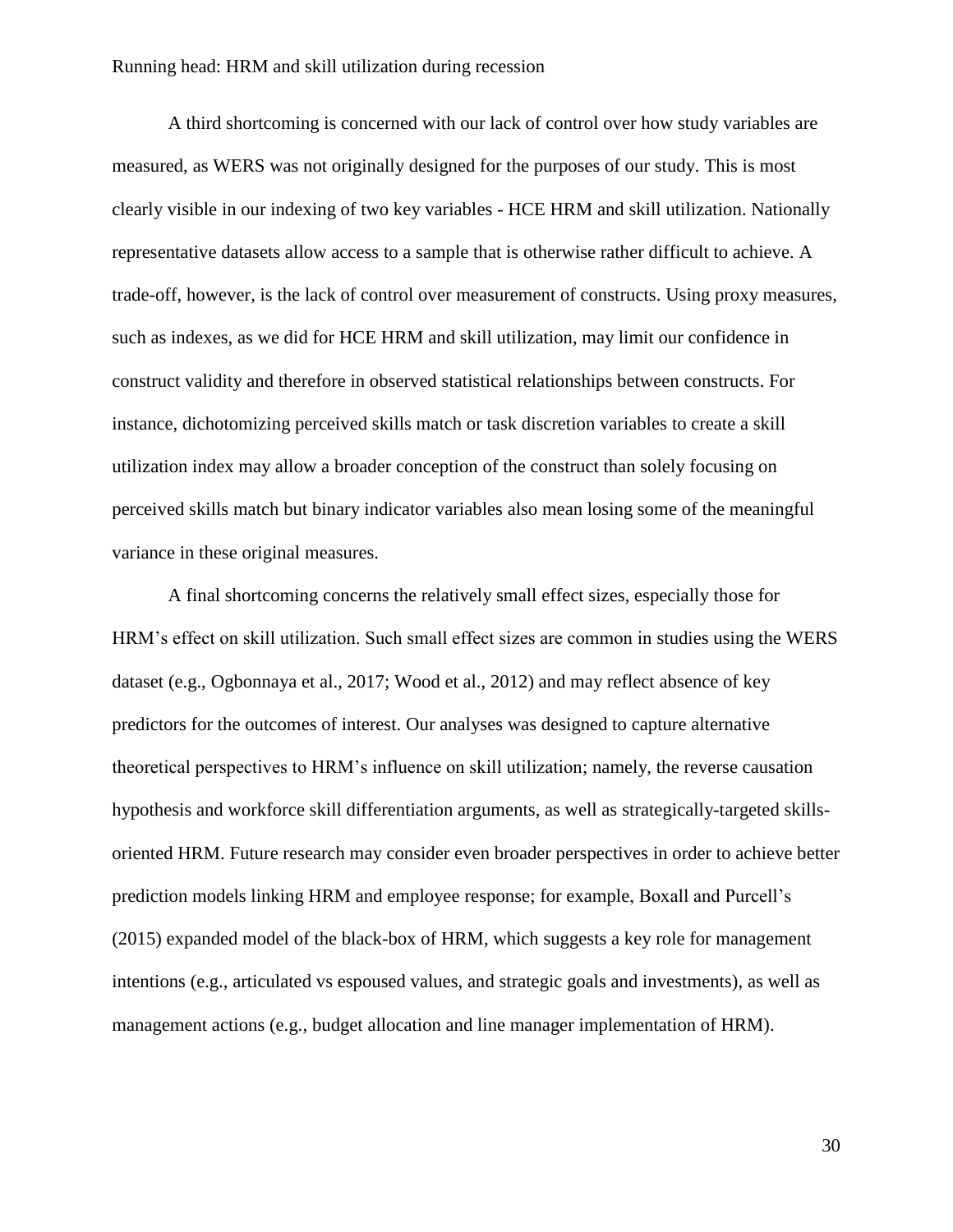A third shortcoming is concerned with our lack of control over how study variables are measured, as WERS was not originally designed for the purposes of our study. This is most clearly visible in our indexing of two key variables - HCE HRM and skill utilization. Nationally representative datasets allow access to a sample that is otherwise rather difficult to achieve. A trade-off, however, is the lack of control over measurement of constructs. Using proxy measures, such as indexes, as we did for HCE HRM and skill utilization, may limit our confidence in construct validity and therefore in observed statistical relationships between constructs. For instance, dichotomizing perceived skills match or task discretion variables to create a skill utilization index may allow a broader conception of the construct than solely focusing on perceived skills match but binary indicator variables also mean losing some of the meaningful variance in these original measures.

A final shortcoming concerns the relatively small effect sizes, especially those for HRM's effect on skill utilization. Such small effect sizes are common in studies using the WERS dataset (e.g., Ogbonnaya et al., 2017; Wood et al., 2012) and may reflect absence of key predictors for the outcomes of interest. Our analyses was designed to capture alternative theoretical perspectives to HRM's influence on skill utilization; namely, the reverse causation hypothesis and workforce skill differentiation arguments, as well as strategically-targeted skills-oriented HRM. Future research may consider even broader perspectives in order to achieve better prediction models linking HRM and employee response; for example, Boxall and Purcell's (2015) expanded model of the black-box of HRM, which suggests a key role for management intentions (e.g., articulated vs espoused values, and strategic goals and investments), as well as management actions (e.g., budget allocation and line manager implementation of HRM).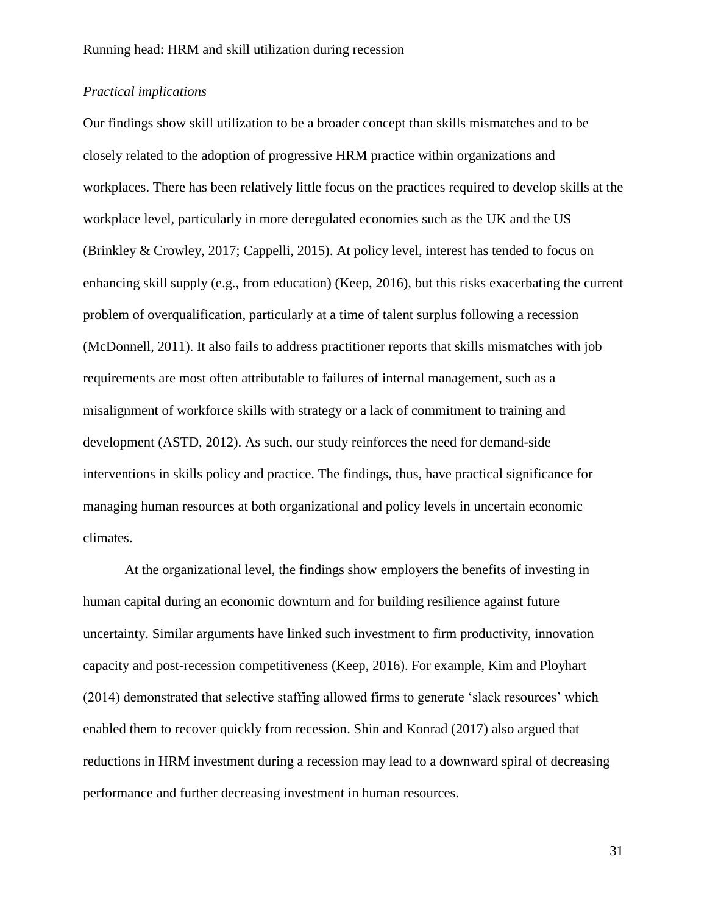*Practical implications*

Our findings show skill utilization to be a broader concept than skills mismatches and to be closely related to the adoption of progressive HRM practice within organizations and workplaces. There has been relatively little focus on the practices required to develop skills at the workplace level, particularly in more deregulated economies such as the UK and the US (Brinkley & Crowley, 2017; Cappelli, 2015). At policy level, interest has tended to focus on enhancing skill supply (e.g., from education) (Keep, 2016), but this risks exacerbating the current problem of overqualification, particularly at a time of talent surplus following a recession (McDonnell, 2011). It also fails to address practitioner reports that skills mismatches with job requirements are most often attributable to failures of internal management, such as a misalignment of workforce skills with strategy or a lack of commitment to training and development (ASTD, 2012). As such, our study reinforces the need for demand-side interventions in skills policy and practice. The findings, thus, have practical significance for managing human resources at both organizational and policy levels in uncertain economic climates.

At the organizational level, the findings show employers the benefits of investing in human capital during an economic downturn and for building resilience against future uncertainty. Similar arguments have linked such investment to firm productivity, innovation capacity and post-recession competitiveness (Keep, 2016). For example, Kim and Ployhart (2014) demonstrated that selective staffing allowed firms to generate 'slack resources' which enabled them to recover quickly from recession. Shin and Konrad (2017) also argued that reductions in HRM investment during a recession may lead to a downward spiral of decreasing performance and further decreasing investment in human resources.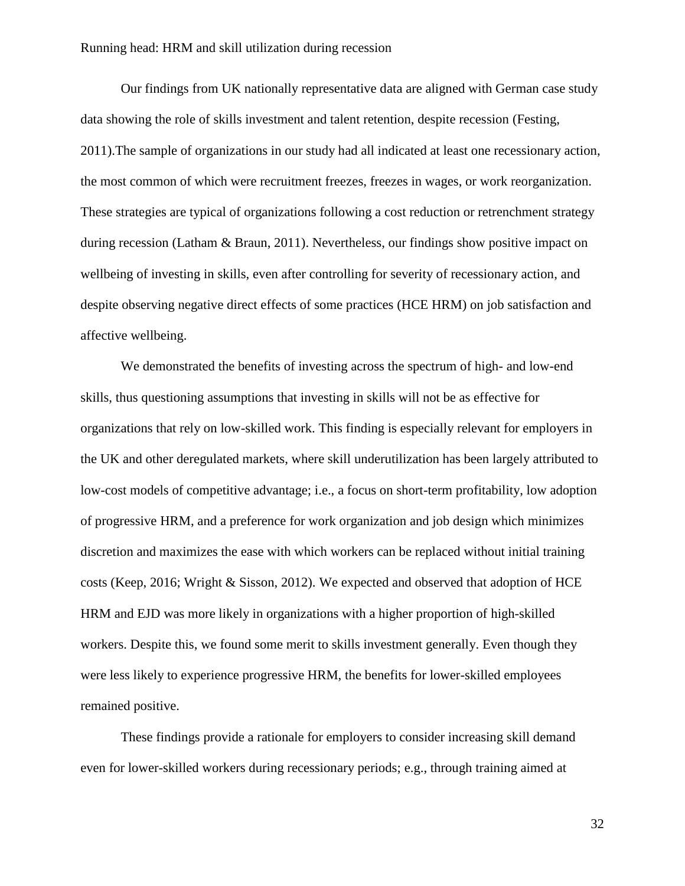Our findings from UK nationally representative data are aligned with German case study data showing the role of skills investment and talent retention, despite recession (Festing, 2011).The sample of organizations in our study had all indicated at least one recessionary action, the most common of which were recruitment freezes, freezes in wages, or work reorganization. These strategies are typical of organizations following a cost reduction or retrenchment strategy during recession (Latham & Braun, 2011). Nevertheless, our findings show positive impact on wellbeing of investing in skills, even after controlling for severity of recessionary action, and despite observing negative direct effects of some practices (HCE HRM) on job satisfaction and affective wellbeing.

We demonstrated the benefits of investing across the spectrum of high- and low-end skills, thus questioning assumptions that investing in skills will not be as effective for organizations that rely on low-skilled work. This finding is especially relevant for employers in the UK and other deregulated markets, where skill underutilization has been largely attributed to low-cost models of competitive advantage; i.e., a focus on short-term profitability, low adoption of progressive HRM, and a preference for work organization and job design which minimizes discretion and maximizes the ease with which workers can be replaced without initial training costs (Keep, 2016; Wright & Sisson, 2012). We expected and observed that adoption of HCE HRM and EJD was more likely in organizations with a higher proportion of high-skilled workers. Despite this, we found some merit to skills investment generally. Even though they were less likely to experience progressive HRM, the benefits for lower-skilled employees remained positive.

These findings provide a rationale for employers to consider increasing skill demand even for lower-skilled workers during recessionary periods; e.g., through training aimed at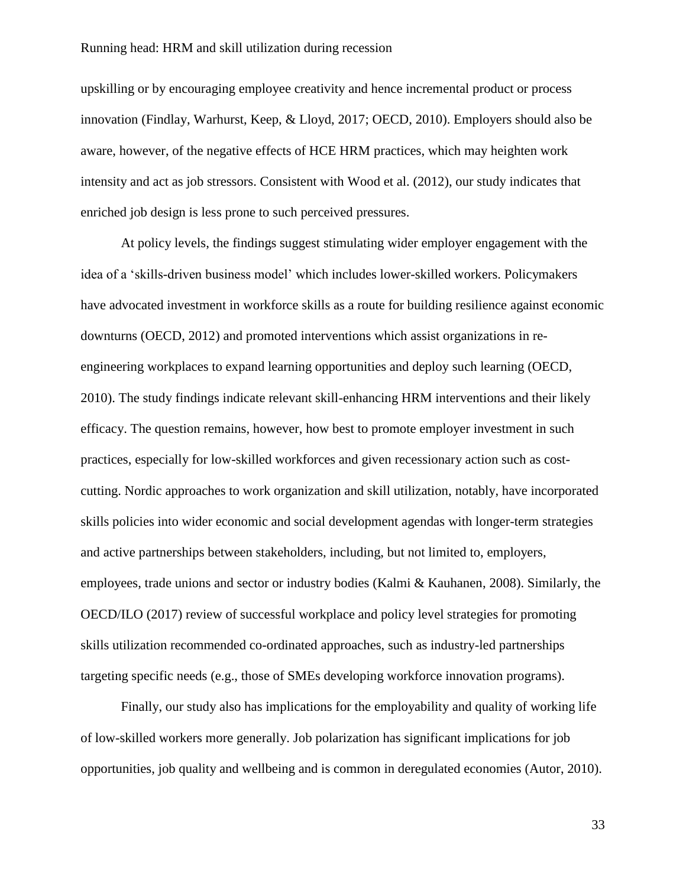upskilling or by encouraging employee creativity and hence incremental product or process innovation (Findlay, Warhurst, Keep, & Lloyd, 2017; OECD, 2010). Employers should also be aware, however, of the negative effects of HCE HRM practices, which may heighten work intensity and act as job stressors. Consistent with Wood et al. (2012), our study indicates that enriched job design is less prone to such perceived pressures.

At policy levels, the findings suggest stimulating wider employer engagement with the idea of a 'skills-driven business model' which includes lower-skilled workers. Policymakers have advocated investment in workforce skills as a route for building resilience against economic downturns (OECD, 2012) and promoted interventions which assist organizations in re-engineering workplaces to expand learning opportunities and deploy such learning (OECD, 2010). The study findings indicate relevant skill-enhancing HRM interventions and their likely efficacy. The question remains, however, how best to promote employer investment in such practices, especially for low-skilled workforces and given recessionary action such as cost-cutting. Nordic approaches to work organization and skill utilization, notably, have incorporated skills policies into wider economic and social development agendas with longer-term strategies and active partnerships between stakeholders, including, but not limited to, employers, employees, trade unions and sector or industry bodies (Kalmi & Kauhanen, 2008). Similarly, the OECD/ILO (2017) review of successful workplace and policy level strategies for promoting skills utilization recommended co-ordinated approaches, such as industry-led partnerships targeting specific needs (e.g., those of SMEs developing workforce innovation programs).

Finally, our study also has implications for the employability and quality of working life of low-skilled workers more generally. Job polarization has significant implications for job opportunities, job quality and wellbeing and is common in deregulated economies (Autor, 2010).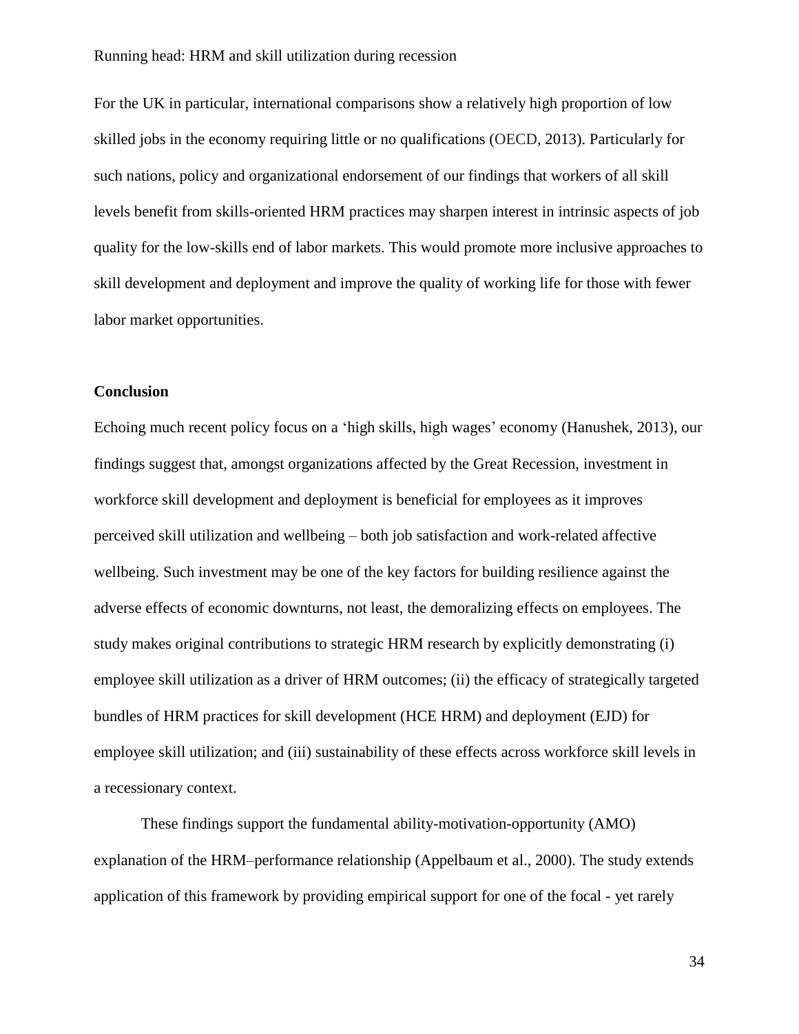For the UK in particular, international comparisons show a relatively high proportion of low skilled jobs in the economy requiring little or no qualifications (OECD, 2013). Particularly for such nations, policy and organizational endorsement of our findings that workers of all skill levels benefit from skills-oriented HRM practices may sharpen interest in intrinsic aspects of job quality for the low-skills end of labor markets. This would promote more inclusive approaches to skill development and deployment and improve the quality of working life for those with fewer labor market opportunities.

## Conclusion

Echoing much recent policy focus on a 'high skills, high wages' economy (Hanushek, 2013), our findings suggest that, amongst organizations affected by the Great Recession, investment in workforce skill development and deployment is beneficial for employees as it improves perceived skill utilization and wellbeing – both job satisfaction and work-related affective wellbeing. Such investment may be one of the key factors for building resilience against the adverse effects of economic downturns, not least, the demoralizing effects on employees. The study makes original contributions to strategic HRM research by explicitly demonstrating (i) employee skill utilization as a driver of HRM outcomes; (ii) the efficacy of strategically targeted bundles of HRM practices for skill development (HCE HRM) and deployment (EJD) for employee skill utilization; and (iii) sustainability of these effects across workforce skill levels in a recessionary context.

These findings support the fundamental ability-motivation-opportunity (AMO) explanation of the HRM–performance relationship (Appelbaum et al., 2000). The study extends application of this framework by providing empirical support for one of the focal - yet rarely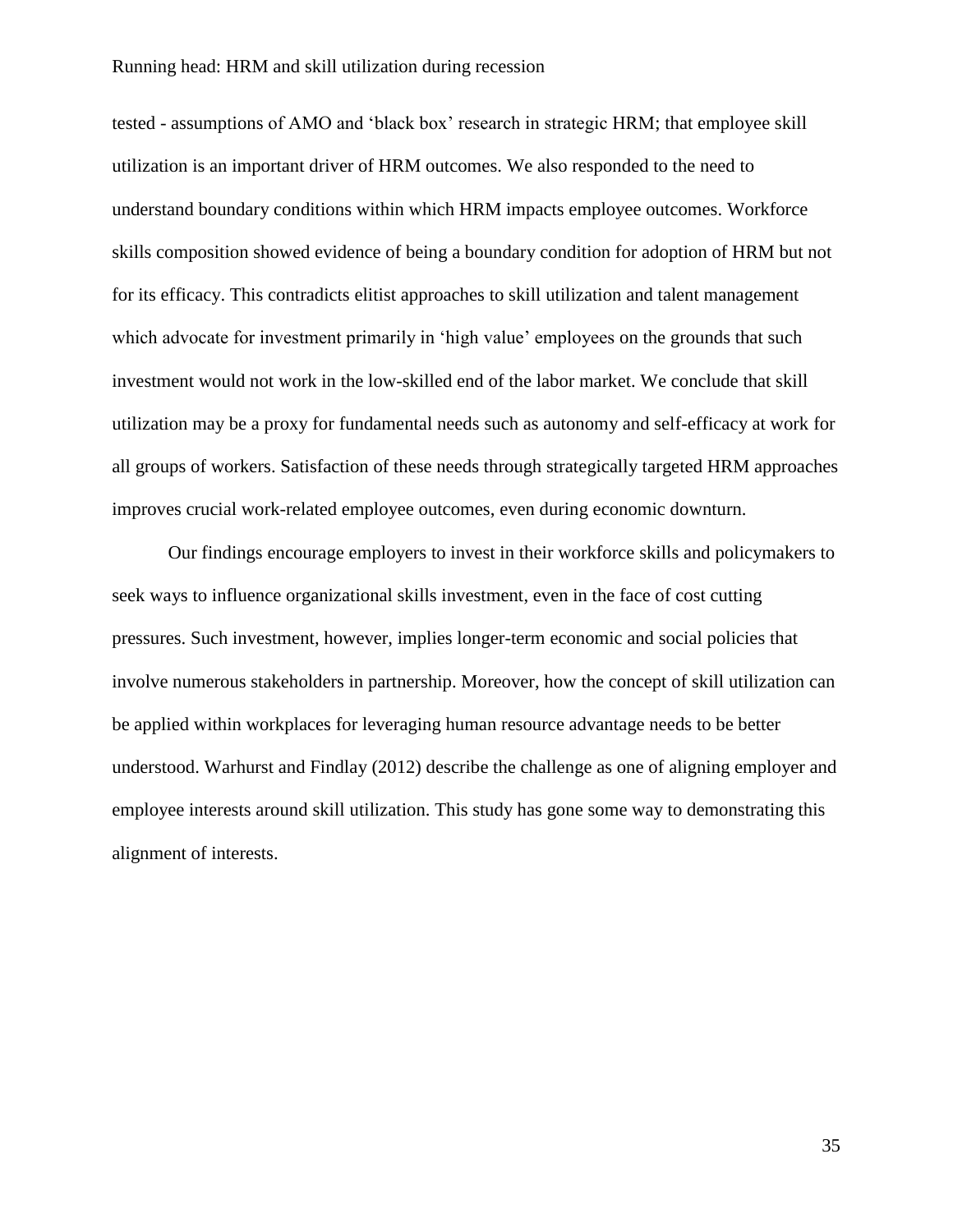tested - assumptions of AMO and 'black box' research in strategic HRM; that employee skill utilization is an important driver of HRM outcomes. We also responded to the need to understand boundary conditions within which HRM impacts employee outcomes. Workforce skills composition showed evidence of being a boundary condition for adoption of HRM but not for its efficacy. This contradicts elitist approaches to skill utilization and talent management which advocate for investment primarily in 'high value' employees on the grounds that such investment would not work in the low-skilled end of the labor market. We conclude that skill utilization may be a proxy for fundamental needs such as autonomy and self-efficacy at work for all groups of workers. Satisfaction of these needs through strategically targeted HRM approaches improves crucial work-related employee outcomes, even during economic downturn.

Our findings encourage employers to invest in their workforce skills and policymakers to seek ways to influence organizational skills investment, even in the face of cost cutting pressures. Such investment, however, implies longer-term economic and social policies that involve numerous stakeholders in partnership. Moreover, how the concept of skill utilization can be applied within workplaces for leveraging human resource advantage needs to be better understood. Warhurst and Findlay (2012) describe the challenge as one of aligning employer and employee interests around skill utilization. This study has gone some way to demonstrating this alignment of interests.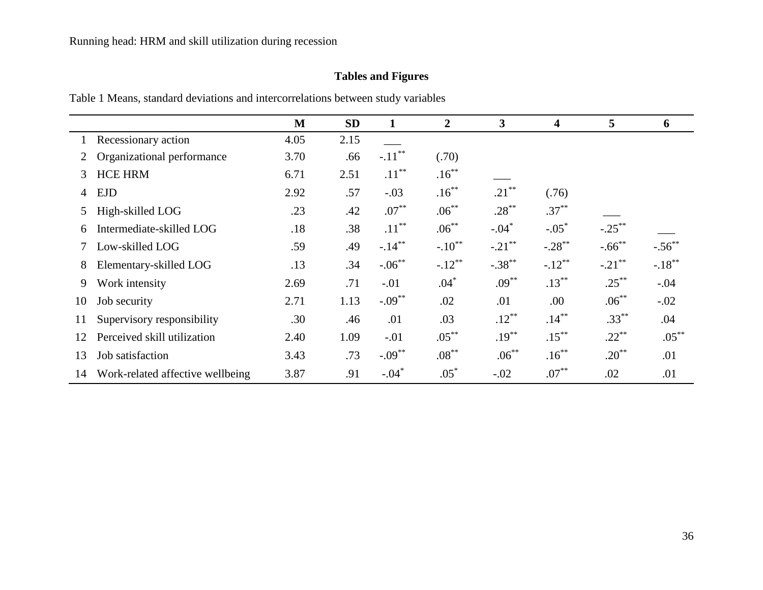**Tables and Figures**

Table 1 Means, standard deviations and intercorrelations between study variables

| | | M | SD | 1 | 2 | 3 | 4 | 5 | 6 |
|---|---|---|---|---|---|---|---|---|---|
| 1 | Recessionary action | 4.05 | 2.15 | ___ | | | | | |
| 2 | Organizational performance | 3.70 | .66 | -.11** | (.70) | | | | |
| 3 | HCE HRM | 6.71 | 2.51 | .11** | .16** | ___ | | | |
| 4 | EJD | 2.92 | .57 | -.03 | .16** | .21** | (.76) | | |
| 5 | High-skilled LOG | .23 | .42 | .07** | .06** | .28** | .37** | ___ | |
| 6 | Intermediate-skilled LOG | .18 | .38 | .11** | .06** | -.04* | -.05* | -.25** | ___ |
| 7 | Low-skilled LOG | .59 | .49 | -.14** | -.10** | -.21** | -.28** | -.66** | -.56** |
| 8 | Elementary-skilled LOG | .13 | .34 | -.06** | -.12** | -.38** | -.12** | -.21** | -.18** |
| 9 | Work intensity | 2.69 | .71 | -.01 | .04* | .09** | .13** | .25** | -.04 |
| 10 | Job security | 2.71 | 1.13 | -.09** | .02 | .01 | .00 | .06** | -.02 |
| 11 | Supervisory responsibility | .30 | .46 | .01 | .03 | .12** | .14** | .33** | .04 |
| 12 | Perceived skill utilization | 2.40 | 1.09 | -.01 | .05** | .19** | .15** | .22** | .05** |
| 13 | Job satisfaction | 3.43 | .73 | -.09** | .08** | .06** | .16** | .20** | .01 |
| 14 | Work-related affective wellbeing | 3.87 | .91 | -.04* | .05* | -.02 | .07** | .02 | .01 |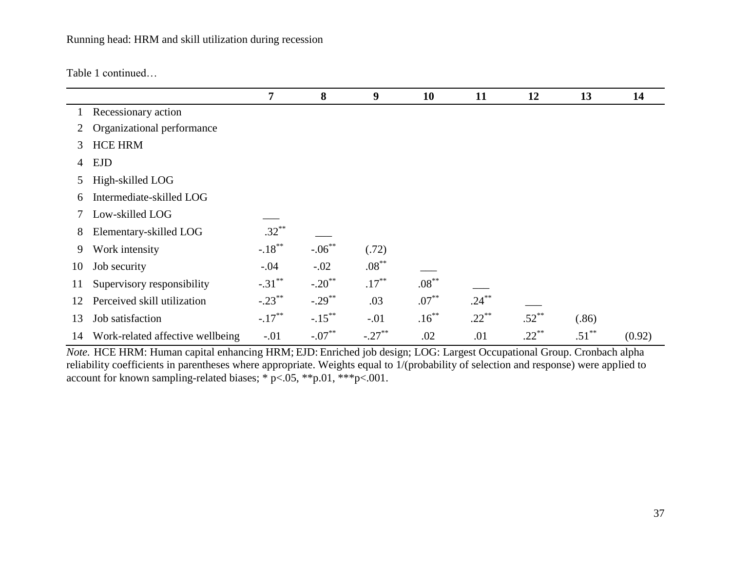Table 1 continued…

| | | 7 | 8 | 9 | 10 | 11 | 12 | 13 | 14 |
|---|---|---|---|---|---|---|---|---|---|
| 1 | Recessionary action | | | | | | | | |
| 2 | Organizational performance | | | | | | | | |
| 3 | HCE HRM | | | | | | | | |
| 4 | EJD | | | | | | | | |
| 5 | High-skilled LOG | | | | | | | | |
| 6 | Intermediate-skilled LOG | | | | | | | | |
| 7 | Low-skilled LOG | ___ | | | | | | | |
| 8 | Elementary-skilled LOG | .32** | ___ | | | | | | |
| 9 | Work intensity | -.18** | -.06** | (.72) | | | | | |
| 10 | Job security | -.04 | -.02 | .08** | ___ | | | | |
| 11 | Supervisory responsibility | -.31** | -.20** | .17** | .08** | ___ | | | |
| 12 | Perceived skill utilization | -.23** | -.29** | .03 | .07** | .24** | ___ | | |
| 13 | Job satisfaction | -.17** | -.15** | -.01 | .16** | .22** | .52** | (.86) | |
| 14 | Work-related affective wellbeing | -.01 | -.07** | -.27** | .02 | .01 | .22** | .51** | (0.92) |

*Note.* HCE HRM: Human capital enhancing HRM; EJD: Enriched job design; LOG: Largest Occupational Group. Cronbach alpha reliability coefficients in parentheses where appropriate. Weights equal to 1/(probability of selection and response) were applied to account for known sampling-related biases; * p<.05, **p.01, ***p<.001.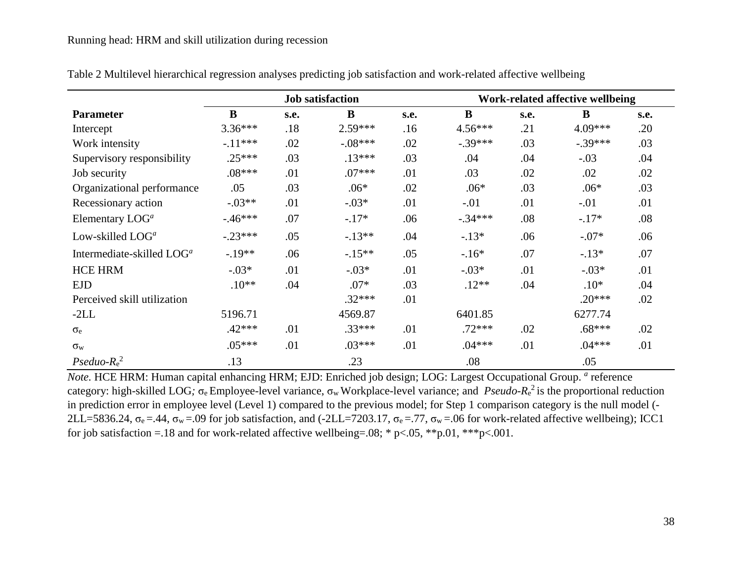Table 2 Multilevel hierarchical regression analyses predicting job satisfaction and work-related affective wellbeing

| | Job satisfaction | | | | Work-related affective wellbeing | | | |
|---|---|---|---|---|---|---|---|---|
| **Parameter** | **B** | **s.e.** | **B** | **s.e.** | **B** | **s.e.** | **B** | **s.e.** |
| Intercept | 3.36*** | .18 | 2.59*** | .16 | 4.56*** | .21 | 4.09*** | .20 |
| Work intensity | -.11*** | .02 | -.08*** | .02 | -.39*** | .03 | -.39*** | .03 |
| Supervisory responsibility | .25*** | .03 | .13*** | .03 | .04 | .04 | -.03 | .04 |
| Job security | .08*** | .01 | .07*** | .01 | .03 | .02 | .02 | .02 |
| Organizational performance | .05 | .03 | .06* | .02 | .06* | .03 | .06* | .03 |
| Recessionary action | -.03** | .01 | -.03* | .01 | -.01 | .01 | -.01 | .01 |
| Elementary LOG[a] | -.46*** | .07 | -.17* | .06 | -.34*** | .08 | -.17* | .08 |
| Low-skilled LOG[a] | -.23*** | .05 | -.13** | .04 | -.13* | .06 | -.07* | .06 |
| Intermediate-skilled LOG[a] | -.19** | .06 | -.15** | .05 | -.16* | .07 | -.13* | .07 |
| HCE HRM | -.03* | .01 | -.03* | .01 | -.03* | .01 | -.03* | .01 |
| EJD | .10** | .04 | .07* | .03 | .12** | .04 | .10* | .04 |
| Perceived skill utilization | | | .32*** | .01 | | | .20*** | .02 |
| -2LL | 5196.71 | | 4569.87 | | 6401.85 | | 6277.74 | |
| $\sigma_e$ | .42*** | .01 | .33*** | .01 | .72*** | .02 | .68*** | .02 |
| $\sigma_w$ | .05*** | .01 | .03*** | .01 | .04*** | .01 | .04*** | .01 |
| *Pseduo-*$R_e^2$ | .13 | | .23 | | .08 | | .05 | |

*Note.* HCE HRM: Human capital enhancing HRM; EJD: Enriched job design; LOG: Largest Occupational Group. [a] reference category: high-skilled LOG*;* $\sigma_e$ Employee-level variance, $\sigma_w$ Workplace-level variance; and *Pseudo-*$R_e^2$ is the proportional reduction in prediction error in employee level (Level 1) compared to the previous model; for Step 1 comparison category is the null model (-2LL=5836.24, $\sigma_e$ =.44, $\sigma_w$ =.09 for job satisfaction, and (-2LL=7203.17, $\sigma_e$ =.77, $\sigma_w$ =.06 for work-related affective wellbeing); ICC1 for job satisfaction =.18 and for work-related affective wellbeing=.08; * $p<.05$, **p.01, ***$p<.001$.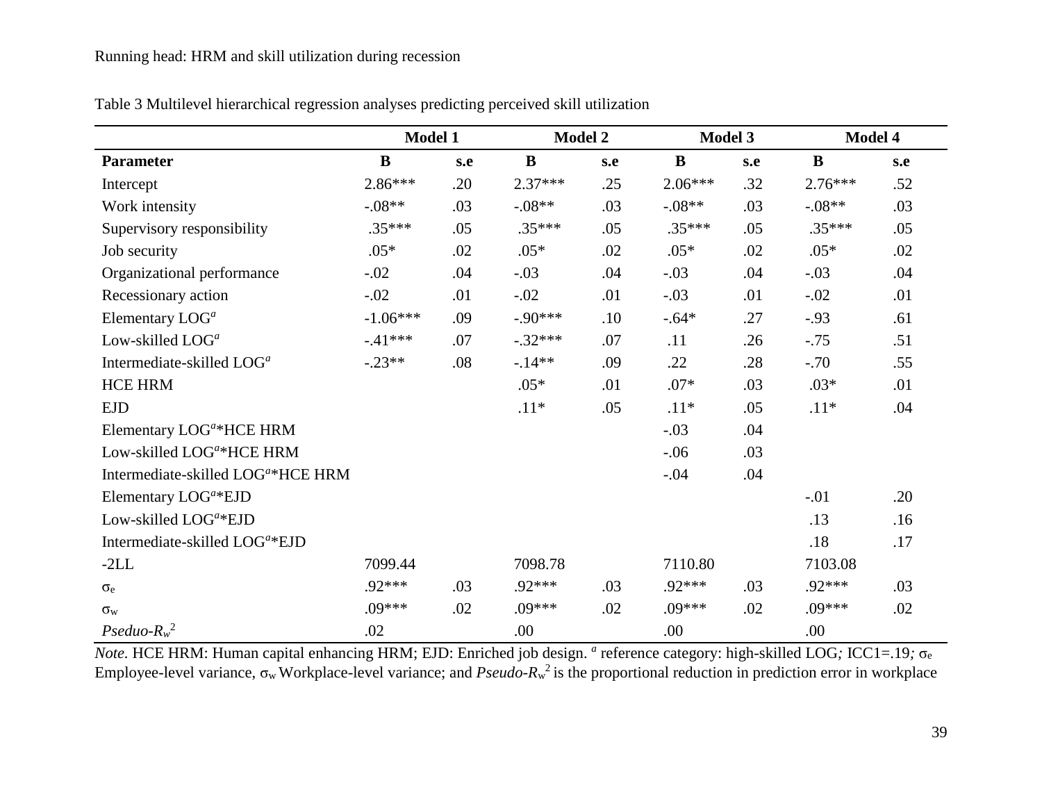Table 3 Multilevel hierarchical regression analyses predicting perceived skill utilization

| | Model 1 | | Model 2 | | Model 3 | | Model 4 | |
|---|---|---|---|---|---|---|---|---|
| **Parameter** | **B** | **s.e** | **B** | **s.e** | **B** | **s.e** | **B** | **s.e** |
| Intercept | 2.86*** | .20 | 2.37*** | .25 | 2.06*** | .32 | 2.76*** | .52 |
| Work intensity | -.08** | .03 | -.08** | .03 | -.08** | .03 | -.08** | .03 |
| Supervisory responsibility | .35*** | .05 | .35*** | .05 | .35*** | .05 | .35*** | .05 |
| Job security | .05* | .02 | .05* | .02 | .05* | .02 | .05* | .02 |
| Organizational performance | -.02 | .04 | -.03 | .04 | -.03 | .04 | -.03 | .04 |
| Recessionary action | -.02 | .01 | -.02 | .01 | -.03 | .01 | -.02 | .01 |
| Elementary LOG[a] | -1.06*** | .09 | -.90*** | .10 | -.64* | .27 | -.93 | .61 |
| Low-skilled LOG[a] | -.41*** | .07 | -.32*** | .07 | .11 | .26 | -.75 | .51 |
| Intermediate-skilled LOG[a] | -.23** | .08 | -.14** | .09 | .22 | .28 | -.70 | .55 |
| HCE HRM | | | .05* | .01 | .07* | .03 | .03* | .01 |
| EJD | | | .11* | .05 | .11* | .05 | .11* | .04 |
| Elementary LOG[a]*HCE HRM | | | | | -.03 | .04 | | |
| Low-skilled LOG[a]*HCE HRM | | | | | -.06 | .03 | | |
| Intermediate-skilled LOG[a]*HCE HRM | | | | | -.04 | .04 | | |
| Elementary LOG[a]*EJD | | | | | | | -.01 | .20 |
| Low-skilled LOG[a]*EJD | | | | | | | .13 | .16 |
| Intermediate-skilled LOG[a]*EJD | | | | | | | .18 | .17 |
| -2LL | 7099.44 | | 7098.78 | | 7110.80 | | 7103.08 | |
| $\sigma_e$ | .92*** | .03 | .92*** | .03 | .92*** | .03 | .92*** | .03 |
| $\sigma_w$ | .09*** | .02 | .09*** | .02 | .09*** | .02 | .09*** | .02 |
| *Pseduo-*$R_w^2$ | .02 | | .00 | | .00 | | .00 | |

*Note.* HCE HRM: Human capital enhancing HRM; EJD: Enriched job design. [a] reference category: high-skilled LOG*;* ICC1=.19*;* $\sigma_e$ Employee-level variance, $\sigma_w$ Workplace-level variance; and *Pseudo-*$R_w^2$ is the proportional reduction in prediction error in workplace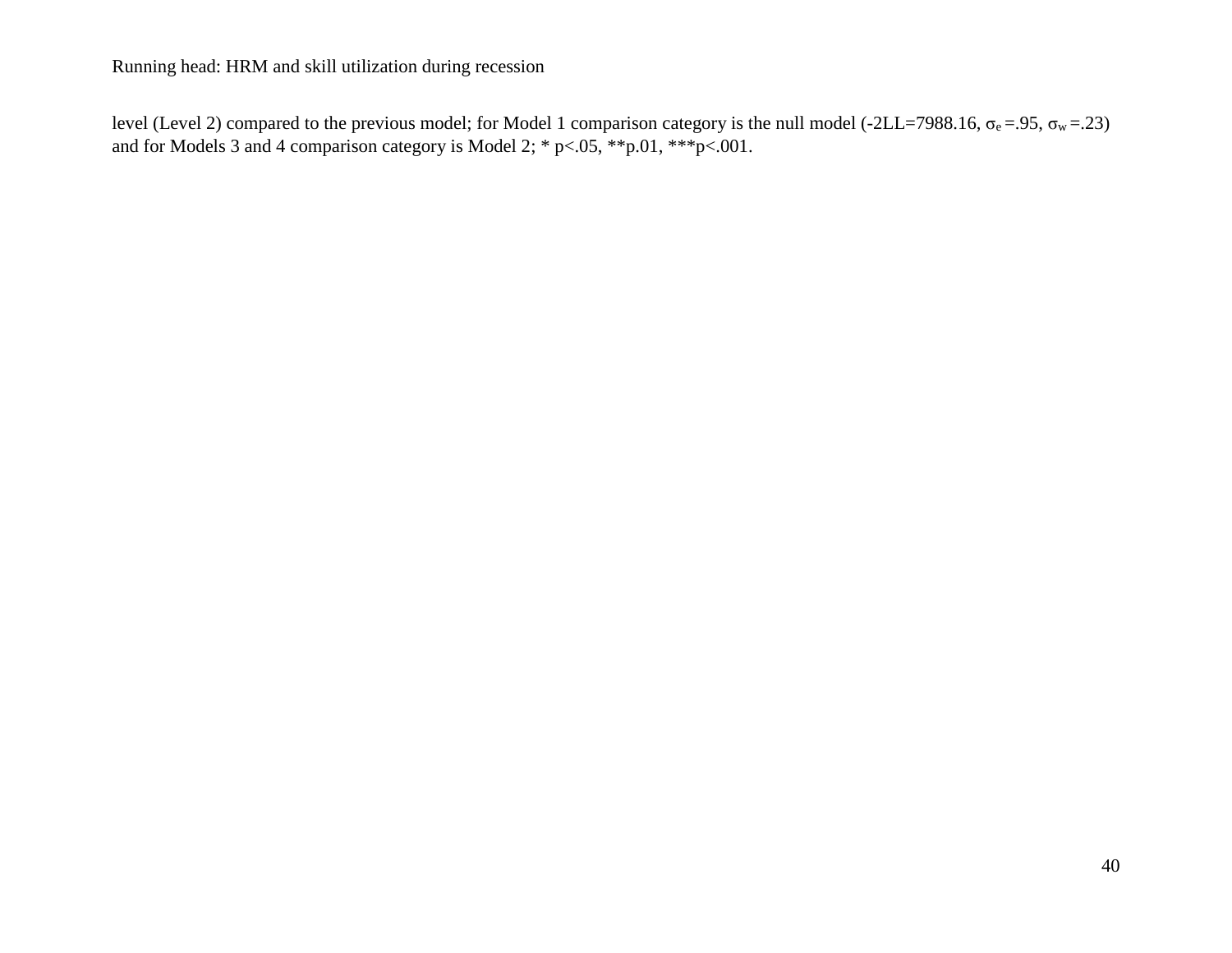level (Level 2) compared to the previous model; for Model 1 comparison category is the null model (-2LL=7988.16, $\sigma_e$ =.95, $\sigma_w$ =.23) and for Models 3 and 4 comparison category is Model 2; * p<.05, **p.01, ***p<.001.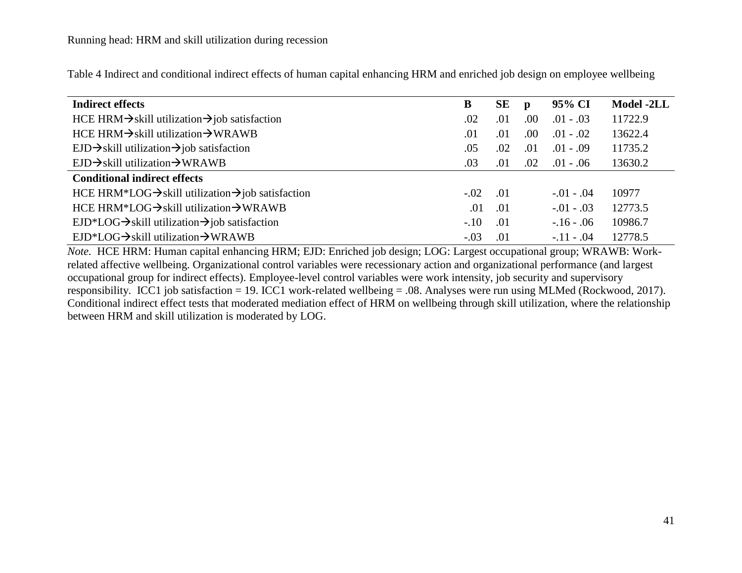Table 4 Indirect and conditional indirect effects of human capital enhancing HRM and enriched job design on employee wellbeing

| Indirect effects | B | SE | p | 95% CI | Model -2LL |
|---|---|---|---|---|---|
| HCE HRM→skill utilization→job satisfaction | .02 | .01 | .00 | .01 - .03 | 11722.9 |
| HCE HRM→skill utilization→WRAWB | .01 | .01 | .00 | .01 - .02 | 13622.4 |
| EJD→skill utilization→job satisfaction | .05 | .02 | .01 | .01 - .09 | 11735.2 |
| EJD→skill utilization→WRAWB | .03 | .01 | .02 | .01 - .06 | 13630.2 |
| **Conditional indirect effects** | | | | | |
| HCE HRM*LOG→skill utilization→job satisfaction | -.02 | .01 | | -.01 - .04 | 10977 |
| HCE HRM*LOG→skill utilization→WRAWB | .01 | .01 | | -.01 - .03 | 12773.5 |
| EJD*LOG→skill utilization→job satisfaction | -.10 | .01 | | -.16 - .06 | 10986.7 |
| EJD*LOG→skill utilization→WRAWB | -.03 | .01 | | -.11 - .04 | 12778.5 |

*Note*. HCE HRM: Human capital enhancing HRM; EJD: Enriched job design; LOG: Largest occupational group; WRAWB: Work-related affective wellbeing. Organizational control variables were recessionary action and organizational performance (and largest occupational group for indirect effects). Employee-level control variables were work intensity, job security and supervisory responsibility. ICC1 job satisfaction = 19. ICC1 work-related wellbeing = .08. Analyses were run using MLMed (Rockwood, 2017). Conditional indirect effect tests that moderated mediation effect of HRM on wellbeing through skill utilization, where the relationship between HRM and skill utilization is moderated by LOG.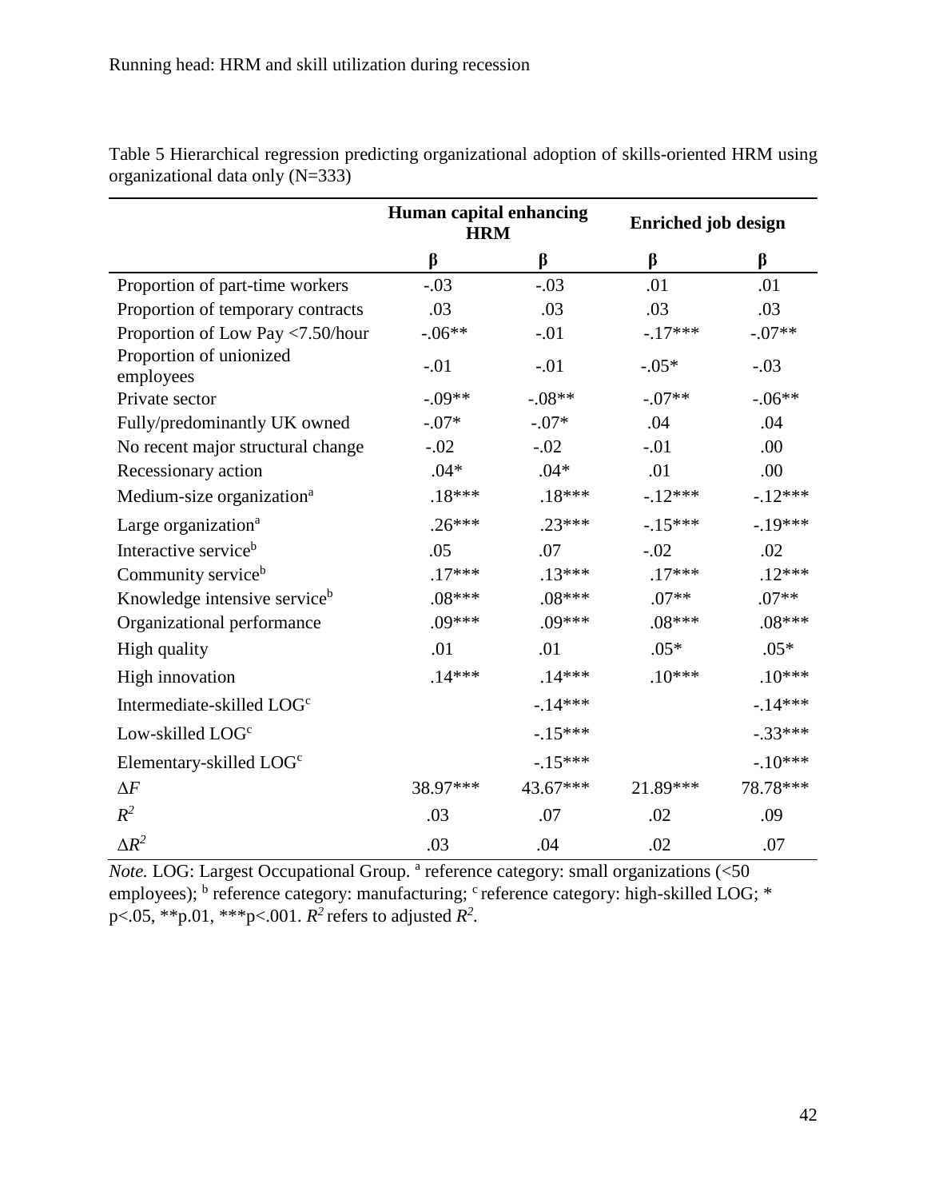Table 5 Hierarchical regression predicting organizational adoption of skills-oriented HRM using organizational data only (N=333)

| | Human capital enhancing HRM | | Enriched job design | |
|---|---|---|---|---|
| | β | β | β | β |
| Proportion of part-time workers | -.03 | -.03 | .01 | .01 |
| Proportion of temporary contracts | .03 | .03 | .03 | .03 |
| Proportion of Low Pay <7.50/hour | -.06** | -.01 | -.17*** | -.07** |
| Proportion of unionized employees | -.01 | -.01 | -.05* | -.03 |
| Private sector | -.09** | -.08** | -.07** | -.06** |
| Fully/predominantly UK owned | -.07* | -.07* | .04 | .04 |
| No recent major structural change | -.02 | -.02 | -.01 | .00 |
| Recessionary action | .04* | .04* | .01 | .00 |
| Medium-size organization[a] | .18*** | .18*** | -.12*** | -.12*** |
| Large organization[a] | .26*** | .23*** | -.15*** | -.19*** |
| Interactive service[b] | .05 | .07 | -.02 | .02 |
| Community service[b] | .17*** | .13*** | .17*** | .12*** |
| Knowledge intensive service[b] | .08*** | .08*** | .07** | .07** |
| Organizational performance | .09*** | .09*** | .08*** | .08*** |
| High quality | .01 | .01 | .05* | .05* |
| High innovation | .14*** | .14*** | .10*** | .10*** |
| Intermediate-skilled LOG[c] | | -.14*** | | -.14*** |
| Low-skilled LOG[c] | | -.15*** | | -.33*** |
| Elementary-skilled LOG[c] | | -.15*** | | -.10*** |
| $\Delta F$ | 38.97*** | 43.67*** | 21.89*** | 78.78*** |
| $R^2$ | .03 | .07 | .02 | .09 |
| $\Delta R^2$ | .03 | .04 | .02 | .07 |

*Note.* LOG: Largest Occupational Group. [a] reference category: small organizations (<50 employees); [b] reference category: manufacturing; [c] reference category: high-skilled LOG; * p<.05, **p.01, ***p<.001. $R^2$ refers to adjusted $R^2$.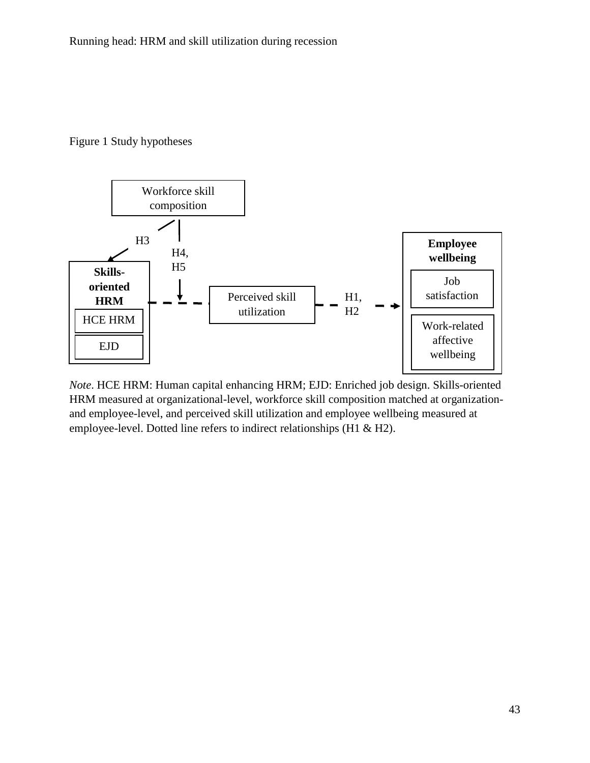Figure 1 Study hypotheses

Workforce skill composition

H3

H4, H5

**Skills-oriented HRM**

HCE HRM

EJD

Perceived skill utilization

H1, H2

**Employee wellbeing**

Job satisfaction

Work-related affective wellbeing

*Note*. HCE HRM: Human capital enhancing HRM; EJD: Enriched job design. Skills-oriented HRM measured at organizational-level, workforce skill composition matched at organization- and employee-level, and perceived skill utilization and employee wellbeing measured at employee-level. Dotted line refers to indirect relationships (H1 & H2).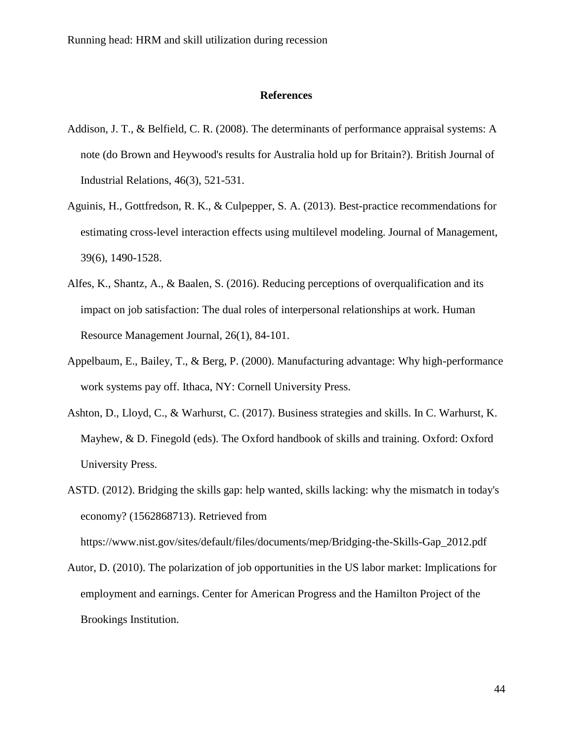# References

Addison, J. T., & Belfield, C. R. (2008). The determinants of performance appraisal systems: A note (do Brown and Heywood's results for Australia hold up for Britain?). British Journal of Industrial Relations, 46(3), 521-531.

Aguinis, H., Gottfredson, R. K., & Culpepper, S. A. (2013). Best-practice recommendations for estimating cross-level interaction effects using multilevel modeling. Journal of Management, 39(6), 1490-1528.

Alfes, K., Shantz, A., & Baalen, S. (2016). Reducing perceptions of overqualification and its impact on job satisfaction: The dual roles of interpersonal relationships at work. Human Resource Management Journal, 26(1), 84-101.

Appelbaum, E., Bailey, T., & Berg, P. (2000). Manufacturing advantage: Why high-performance work systems pay off. Ithaca, NY: Cornell University Press.

Ashton, D., Lloyd, C., & Warhurst, C. (2017). Business strategies and skills. In C. Warhurst, K. Mayhew, & D. Finegold (eds). The Oxford handbook of skills and training. Oxford: Oxford University Press.

ASTD. (2012). Bridging the skills gap: help wanted, skills lacking: why the mismatch in today's economy? (1562868713). Retrieved from https://www.nist.gov/sites/default/files/documents/mep/Bridging-the-Skills-Gap_2012.pdf

Autor, D. (2010). The polarization of job opportunities in the US labor market: Implications for employment and earnings. Center for American Progress and the Hamilton Project of the Brookings Institution.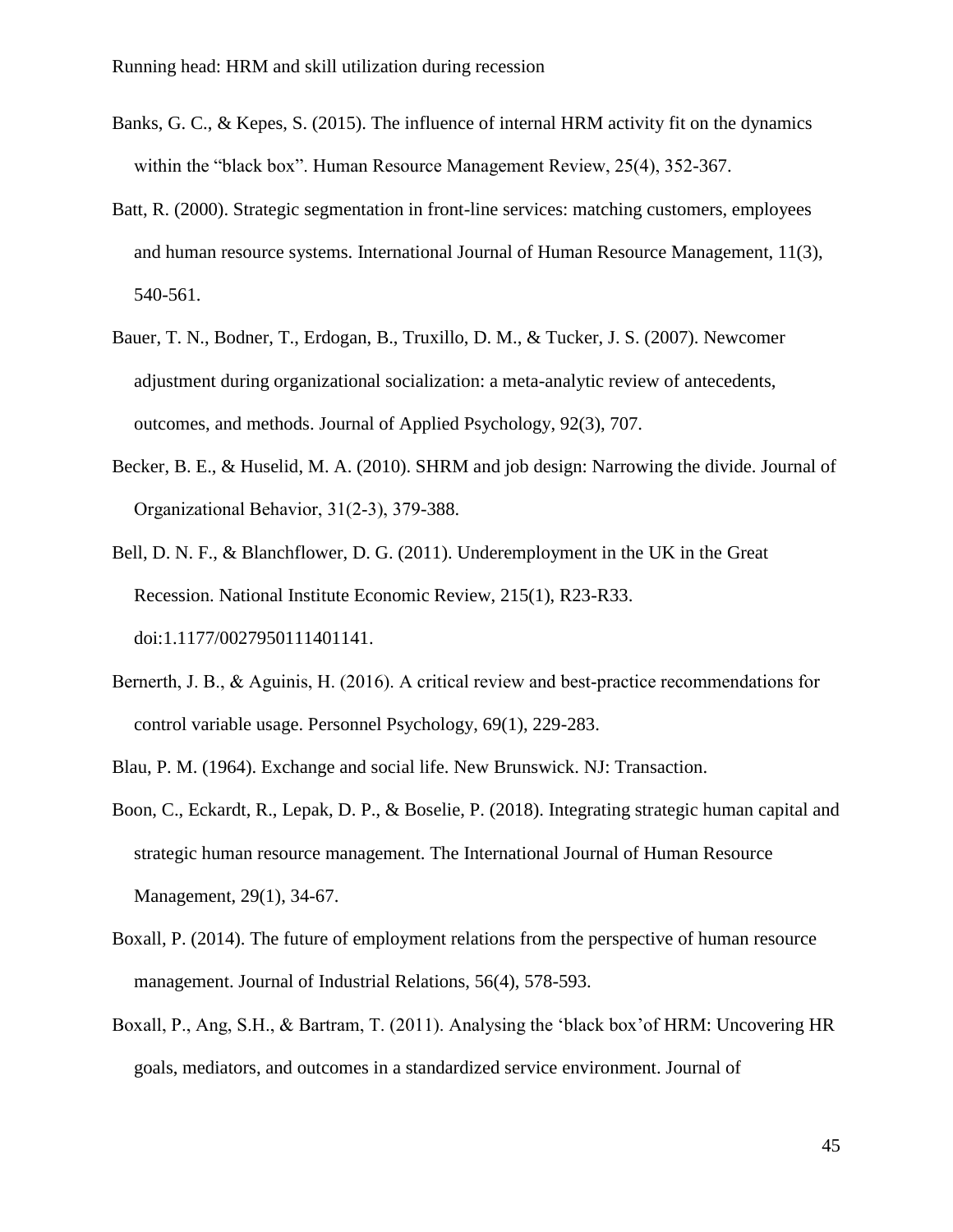Banks, G. C., & Kepes, S. (2015). The influence of internal HRM activity fit on the dynamics within the "black box". Human Resource Management Review, 25(4), 352-367.

Batt, R. (2000). Strategic segmentation in front-line services: matching customers, employees and human resource systems. International Journal of Human Resource Management, 11(3), 540-561.

Bauer, T. N., Bodner, T., Erdogan, B., Truxillo, D. M., & Tucker, J. S. (2007). Newcomer adjustment during organizational socialization: a meta-analytic review of antecedents, outcomes, and methods. Journal of Applied Psychology, 92(3), 707.

Becker, B. E., & Huselid, M. A. (2010). SHRM and job design: Narrowing the divide. Journal of Organizational Behavior, 31(2-3), 379-388.

Bell, D. N. F., & Blanchflower, D. G. (2011). Underemployment in the UK in the Great Recession. National Institute Economic Review, 215(1), R23-R33. doi:1.1177/0027950111401141.

Bernerth, J. B., & Aguinis, H. (2016). A critical review and best-practice recommendations for control variable usage. Personnel Psychology, 69(1), 229-283.

Blau, P. M. (1964). Exchange and social life. New Brunswick. NJ: Transaction.

Boon, C., Eckardt, R., Lepak, D. P., & Boselie, P. (2018). Integrating strategic human capital and strategic human resource management. The International Journal of Human Resource Management, 29(1), 34-67.

Boxall, P. (2014). The future of employment relations from the perspective of human resource management. Journal of Industrial Relations, 56(4), 578-593.

Boxall, P., Ang, S.H., & Bartram, T. (2011). Analysing the 'black box'of HRM: Uncovering HR goals, mediators, and outcomes in a standardized service environment. Journal of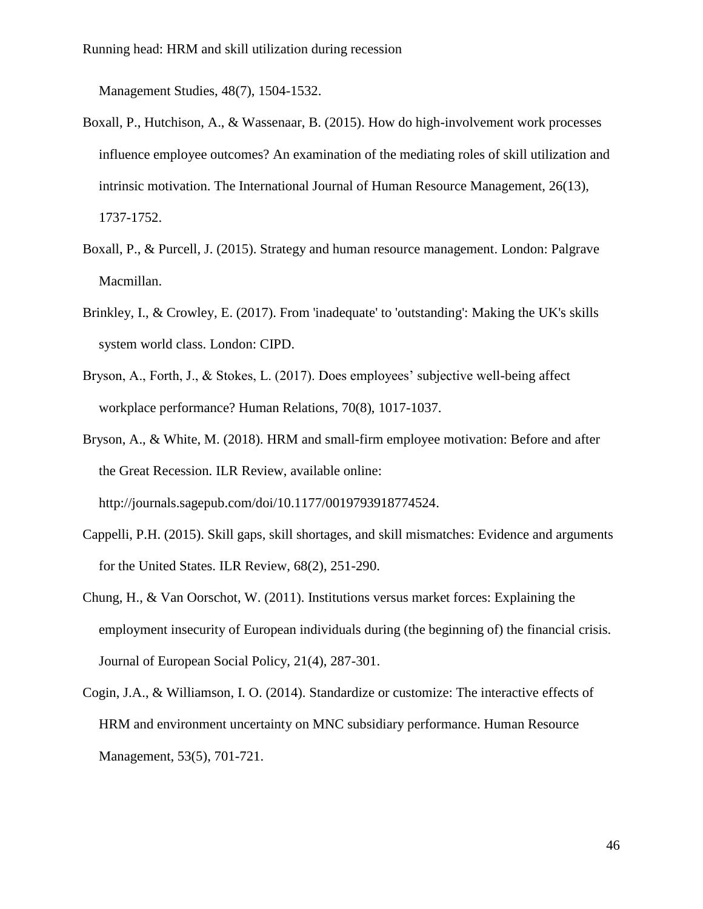Management Studies, 48(7), 1504-1532.

Boxall, P., Hutchison, A., & Wassenaar, B. (2015). How do high-involvement work processes influence employee outcomes? An examination of the mediating roles of skill utilization and intrinsic motivation. The International Journal of Human Resource Management, 26(13), 1737-1752.

Boxall, P., & Purcell, J. (2015). Strategy and human resource management. London: Palgrave Macmillan.

Brinkley, I., & Crowley, E. (2017). From 'inadequate' to 'outstanding': Making the UK's skills system world class. London: CIPD.

Bryson, A., Forth, J., & Stokes, L. (2017). Does employees' subjective well-being affect workplace performance? Human Relations, 70(8), 1017-1037.

Bryson, A., & White, M. (2018). HRM and small-firm employee motivation: Before and after the Great Recession. ILR Review, available online: http://journals.sagepub.com/doi/10.1177/0019793918774524.

Cappelli, P.H. (2015). Skill gaps, skill shortages, and skill mismatches: Evidence and arguments for the United States. ILR Review, 68(2), 251-290.

Chung, H., & Van Oorschot, W. (2011). Institutions versus market forces: Explaining the employment insecurity of European individuals during (the beginning of) the financial crisis. Journal of European Social Policy, 21(4), 287-301.

Cogin, J.A., & Williamson, I. O. (2014). Standardize or customize: The interactive effects of HRM and environment uncertainty on MNC subsidiary performance. Human Resource Management, 53(5), 701-721.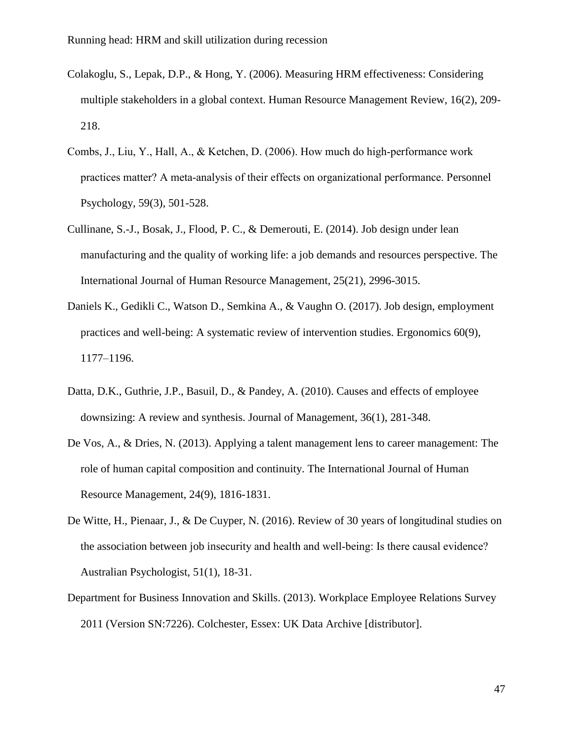Colakoglu, S., Lepak, D.P., & Hong, Y. (2006). Measuring HRM effectiveness: Considering multiple stakeholders in a global context. Human Resource Management Review, 16(2), 209-218.

Combs, J., Liu, Y., Hall, A., & Ketchen, D. (2006). How much do high-performance work practices matter? A meta-analysis of their effects on organizational performance. Personnel Psychology, 59(3), 501-528.

Cullinane, S.-J., Bosak, J., Flood, P. C., & Demerouti, E. (2014). Job design under lean manufacturing and the quality of working life: a job demands and resources perspective. The International Journal of Human Resource Management, 25(21), 2996-3015.

Daniels K., Gedikli C., Watson D., Semkina A., & Vaughn O. (2017). Job design, employment practices and well-being: A systematic review of intervention studies. Ergonomics 60(9), 1177–1196.

Datta, D.K., Guthrie, J.P., Basuil, D., & Pandey, A. (2010). Causes and effects of employee downsizing: A review and synthesis. Journal of Management, 36(1), 281-348.

De Vos, A., & Dries, N. (2013). Applying a talent management lens to career management: The role of human capital composition and continuity. The International Journal of Human Resource Management, 24(9), 1816-1831.

De Witte, H., Pienaar, J., & De Cuyper, N. (2016). Review of 30 years of longitudinal studies on the association between job insecurity and health and well-being: Is there causal evidence? Australian Psychologist, 51(1), 18-31.

Department for Business Innovation and Skills. (2013). Workplace Employee Relations Survey 2011 (Version SN:7226). Colchester, Essex: UK Data Archive [distributor].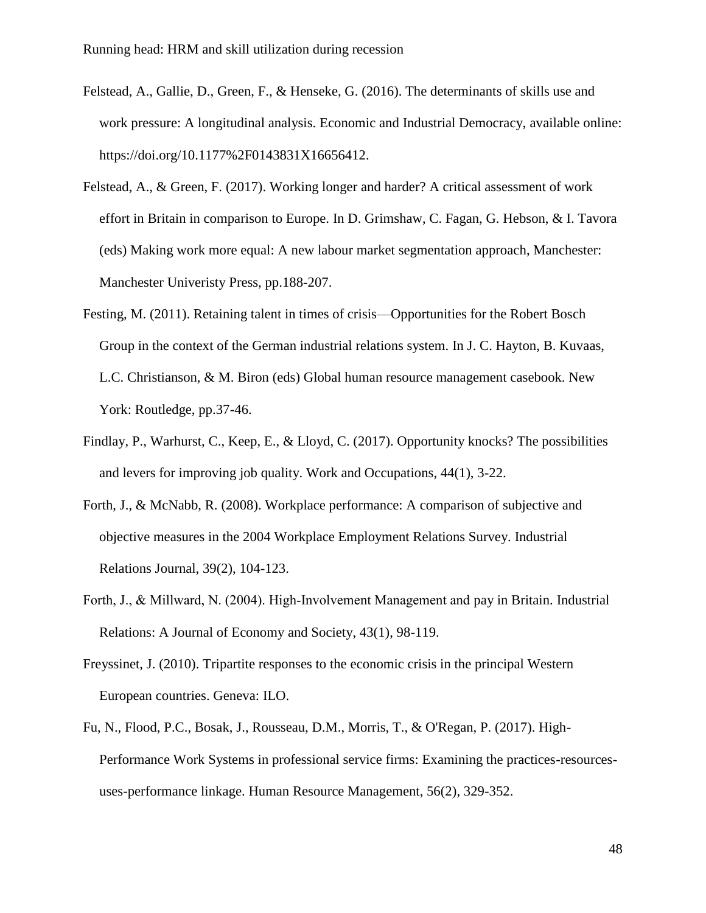Felstead, A., Gallie, D., Green, F., & Henseke, G. (2016). The determinants of skills use and work pressure: A longitudinal analysis. Economic and Industrial Democracy, available online: https://doi.org/10.1177%2F0143831X16656412.

Felstead, A., & Green, F. (2017). Working longer and harder? A critical assessment of work effort in Britain in comparison to Europe. In D. Grimshaw, C. Fagan, G. Hebson, & I. Tavora (eds) Making work more equal: A new labour market segmentation approach, Manchester: Manchester Univeristy Press, pp.188-207.

Festing, M. (2011). Retaining talent in times of crisis—Opportunities for the Robert Bosch Group in the context of the German industrial relations system. In J. C. Hayton, B. Kuvaas, L.C. Christianson, & M. Biron (eds) Global human resource management casebook. New York: Routledge, pp.37-46.

Findlay, P., Warhurst, C., Keep, E., & Lloyd, C. (2017). Opportunity knocks? The possibilities and levers for improving job quality. Work and Occupations, 44(1), 3-22.

Forth, J., & McNabb, R. (2008). Workplace performance: A comparison of subjective and objective measures in the 2004 Workplace Employment Relations Survey. Industrial Relations Journal, 39(2), 104-123.

Forth, J., & Millward, N. (2004). High-Involvement Management and pay in Britain. Industrial Relations: A Journal of Economy and Society, 43(1), 98-119.

Freyssinet, J. (2010). Tripartite responses to the economic crisis in the principal Western European countries. Geneva: ILO.

Fu, N., Flood, P.C., Bosak, J., Rousseau, D.M., Morris, T., & O'Regan, P. (2017). High-Performance Work Systems in professional service firms: Examining the practices-resources-uses-performance linkage. Human Resource Management, 56(2), 329-352.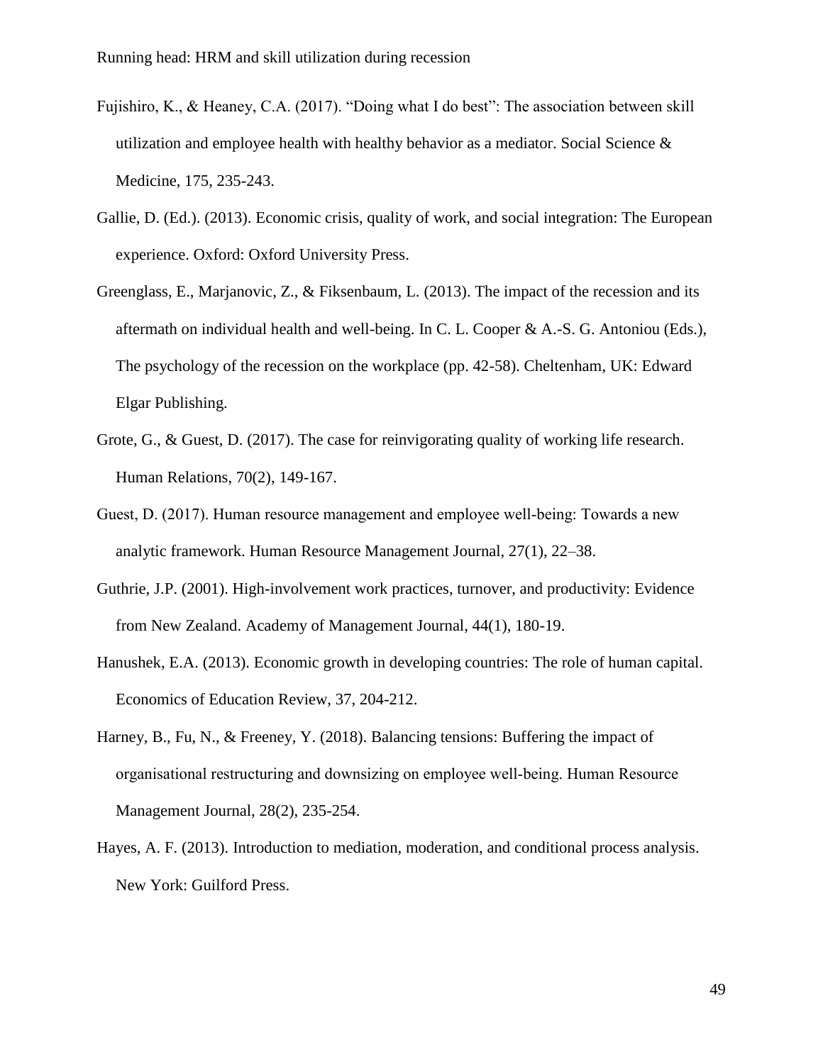Fujishiro, K., & Heaney, C.A. (2017). "Doing what I do best": The association between skill utilization and employee health with healthy behavior as a mediator. Social Science & Medicine, 175, 235-243.

Gallie, D. (Ed.). (2013). Economic crisis, quality of work, and social integration: The European experience. Oxford: Oxford University Press.

Greenglass, E., Marjanovic, Z., & Fiksenbaum, L. (2013). The impact of the recession and its aftermath on individual health and well-being. In C. L. Cooper & A.-S. G. Antoniou (Eds.), The psychology of the recession on the workplace (pp. 42-58). Cheltenham, UK: Edward Elgar Publishing.

Grote, G., & Guest, D. (2017). The case for reinvigorating quality of working life research. Human Relations, 70(2), 149-167.

Guest, D. (2017). Human resource management and employee well-being: Towards a new analytic framework. Human Resource Management Journal, 27(1), 22–38.

Guthrie, J.P. (2001). High-involvement work practices, turnover, and productivity: Evidence from New Zealand. Academy of Management Journal, 44(1), 180-19.

Hanushek, E.A. (2013). Economic growth in developing countries: The role of human capital. Economics of Education Review, 37, 204-212.

Harney, B., Fu, N., & Freeney, Y. (2018). Balancing tensions: Buffering the impact of organisational restructuring and downsizing on employee well-being. Human Resource Management Journal, 28(2), 235-254.

Hayes, A. F. (2013). Introduction to mediation, moderation, and conditional process analysis. New York: Guilford Press.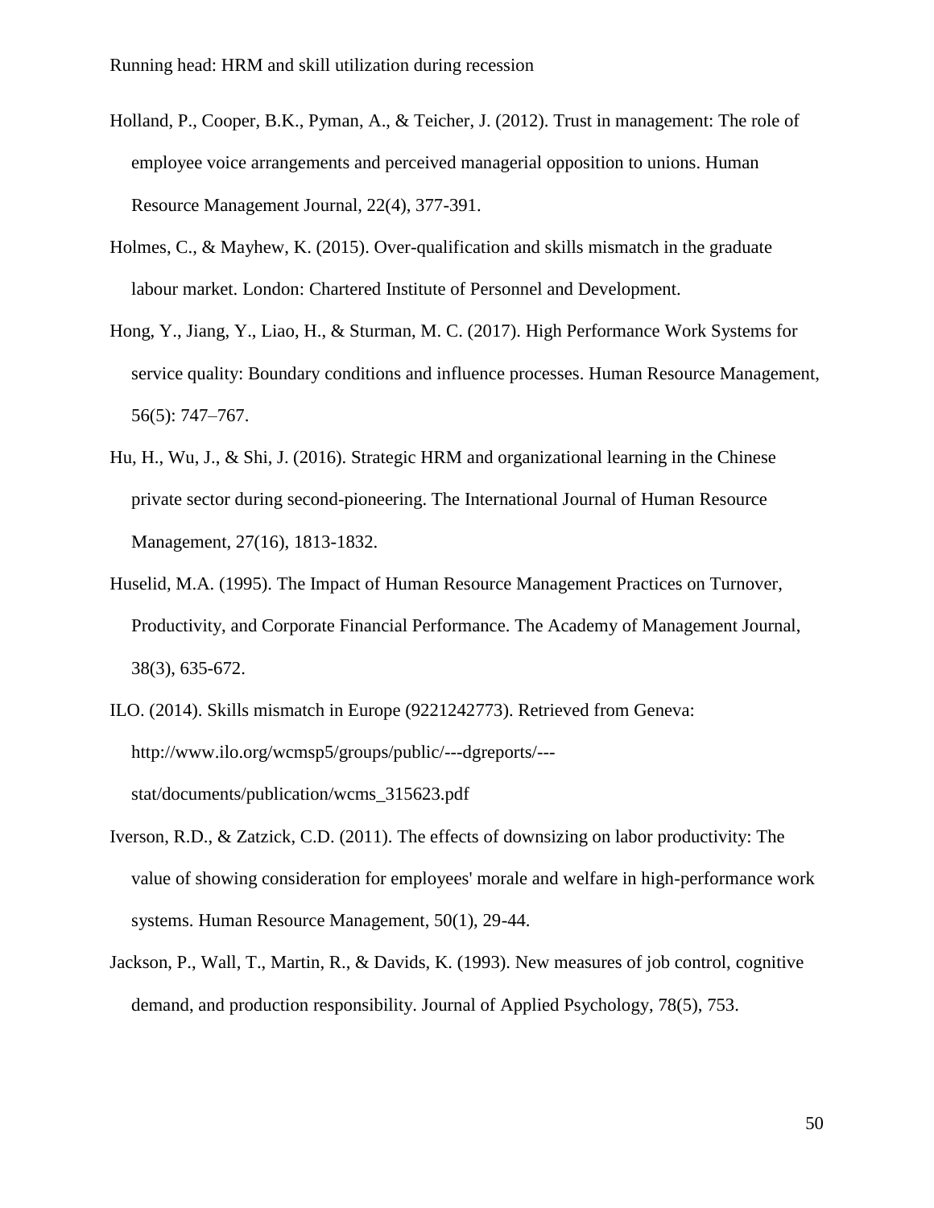Holland, P., Cooper, B.K., Pyman, A., & Teicher, J. (2012). Trust in management: The role of employee voice arrangements and perceived managerial opposition to unions. Human Resource Management Journal, 22(4), 377-391.

Holmes, C., & Mayhew, K. (2015). Over-qualification and skills mismatch in the graduate labour market. London: Chartered Institute of Personnel and Development.

Hong, Y., Jiang, Y., Liao, H., & Sturman, M. C. (2017). High Performance Work Systems for service quality: Boundary conditions and influence processes. Human Resource Management, 56(5): 747–767.

Hu, H., Wu, J., & Shi, J. (2016). Strategic HRM and organizational learning in the Chinese private sector during second-pioneering. The International Journal of Human Resource Management, 27(16), 1813-1832.

Huselid, M.A. (1995). The Impact of Human Resource Management Practices on Turnover, Productivity, and Corporate Financial Performance. The Academy of Management Journal, 38(3), 635-672.

ILO. (2014). Skills mismatch in Europe (9221242773). Retrieved from Geneva: http://www.ilo.org/wcmsp5/groups/public/---dgreports/---stat/documents/publication/wcms_315623.pdf

Iverson, R.D., & Zatzick, C.D. (2011). The effects of downsizing on labor productivity: The value of showing consideration for employees' morale and welfare in high-performance work systems. Human Resource Management, 50(1), 29-44.

Jackson, P., Wall, T., Martin, R., & Davids, K. (1993). New measures of job control, cognitive demand, and production responsibility. Journal of Applied Psychology, 78(5), 753.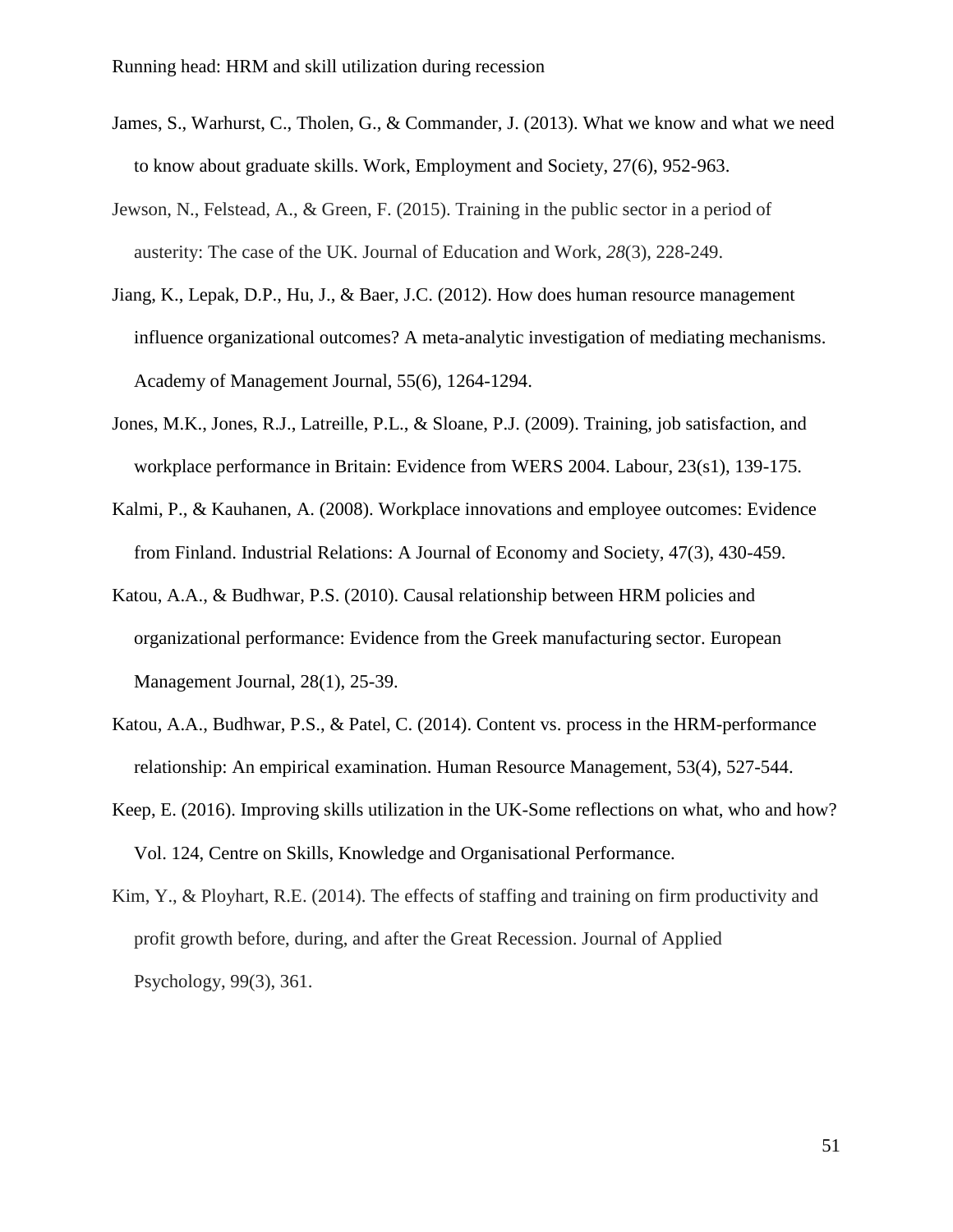James, S., Warhurst, C., Tholen, G., & Commander, J. (2013). What we know and what we need to know about graduate skills. Work, Employment and Society, 27(6), 952-963.

Jewson, N., Felstead, A., & Green, F. (2015). Training in the public sector in a period of austerity: The case of the UK. Journal of Education and Work, *28*(3), 228-249.

Jiang, K., Lepak, D.P., Hu, J., & Baer, J.C. (2012). How does human resource management influence organizational outcomes? A meta-analytic investigation of mediating mechanisms. Academy of Management Journal, 55(6), 1264-1294.

Jones, M.K., Jones, R.J., Latreille, P.L., & Sloane, P.J. (2009). Training, job satisfaction, and workplace performance in Britain: Evidence from WERS 2004. Labour, 23(s1), 139-175.

Kalmi, P., & Kauhanen, A. (2008). Workplace innovations and employee outcomes: Evidence from Finland. Industrial Relations: A Journal of Economy and Society, 47(3), 430-459.

Katou, A.A., & Budhwar, P.S. (2010). Causal relationship between HRM policies and organizational performance: Evidence from the Greek manufacturing sector. European Management Journal, 28(1), 25-39.

Katou, A.A., Budhwar, P.S., & Patel, C. (2014). Content vs. process in the HRM-performance relationship: An empirical examination. Human Resource Management, 53(4), 527-544.

Keep, E. (2016). Improving skills utilization in the UK-Some reflections on what, who and how? Vol. 124, Centre on Skills, Knowledge and Organisational Performance.

Kim, Y., & Ployhart, R.E. (2014). The effects of staffing and training on firm productivity and profit growth before, during, and after the Great Recession. Journal of Applied Psychology, 99(3), 361.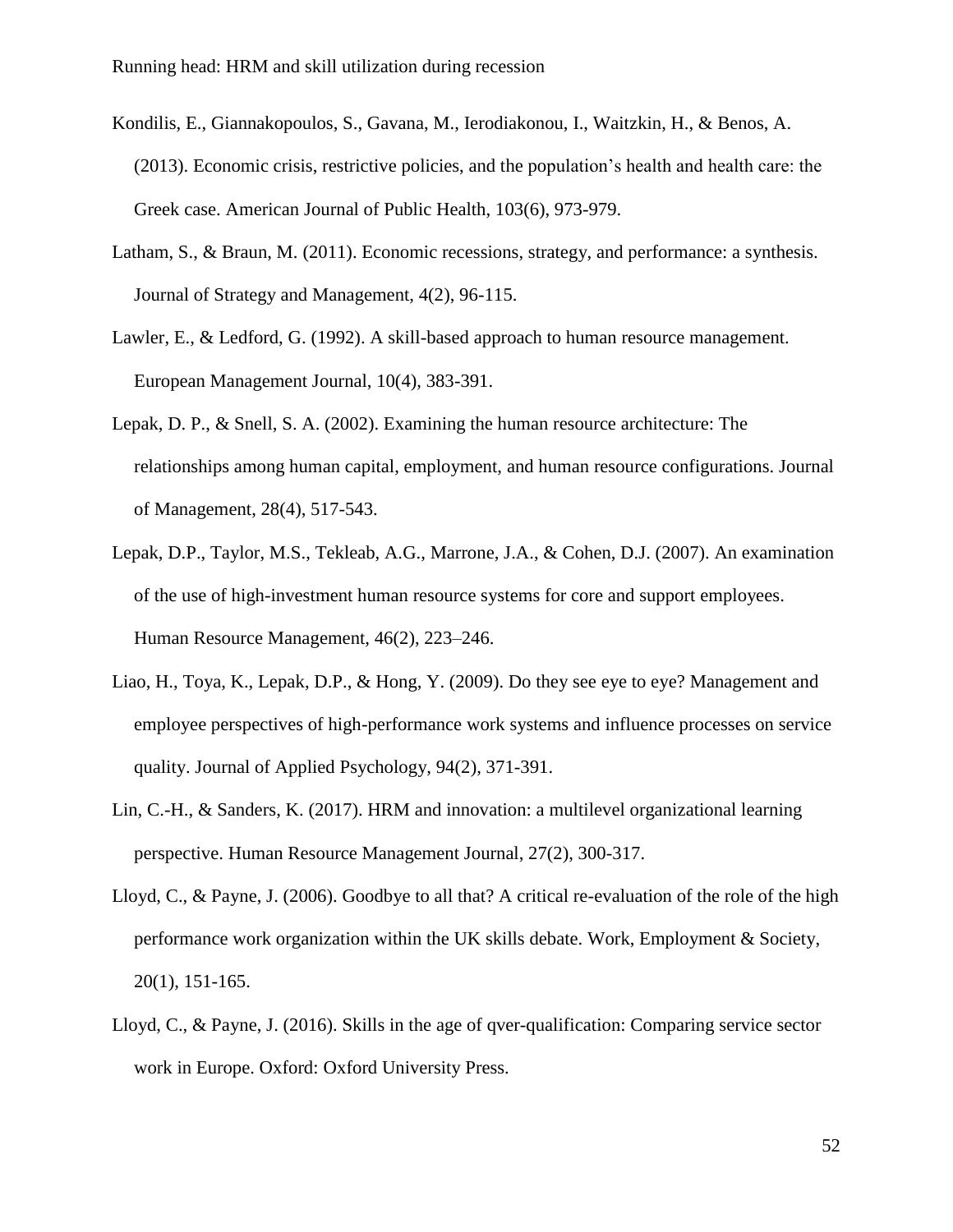Kondilis, E., Giannakopoulos, S., Gavana, M., Ierodiakonou, I., Waitzkin, H., & Benos, A. (2013). Economic crisis, restrictive policies, and the population's health and health care: the Greek case. American Journal of Public Health, 103(6), 973-979.

Latham, S., & Braun, M. (2011). Economic recessions, strategy, and performance: a synthesis. Journal of Strategy and Management, 4(2), 96-115.

Lawler, E., & Ledford, G. (1992). A skill-based approach to human resource management. European Management Journal, 10(4), 383-391.

Lepak, D. P., & Snell, S. A. (2002). Examining the human resource architecture: The relationships among human capital, employment, and human resource configurations. Journal of Management, 28(4), 517-543.

Lepak, D.P., Taylor, M.S., Tekleab, A.G., Marrone, J.A., & Cohen, D.J. (2007). An examination of the use of high-investment human resource systems for core and support employees. Human Resource Management, 46(2), 223–246.

Liao, H., Toya, K., Lepak, D.P., & Hong, Y. (2009). Do they see eye to eye? Management and employee perspectives of high-performance work systems and influence processes on service quality. Journal of Applied Psychology, 94(2), 371-391.

Lin, C.-H., & Sanders, K. (2017). HRM and innovation: a multilevel organizational learning perspective. Human Resource Management Journal, 27(2), 300-317.

Lloyd, C., & Payne, J. (2006). Goodbye to all that? A critical re-evaluation of the role of the high performance work organization within the UK skills debate. Work, Employment & Society, 20(1), 151-165.

Lloyd, C., & Payne, J. (2016). Skills in the age of qver-qualification: Comparing service sector work in Europe. Oxford: Oxford University Press.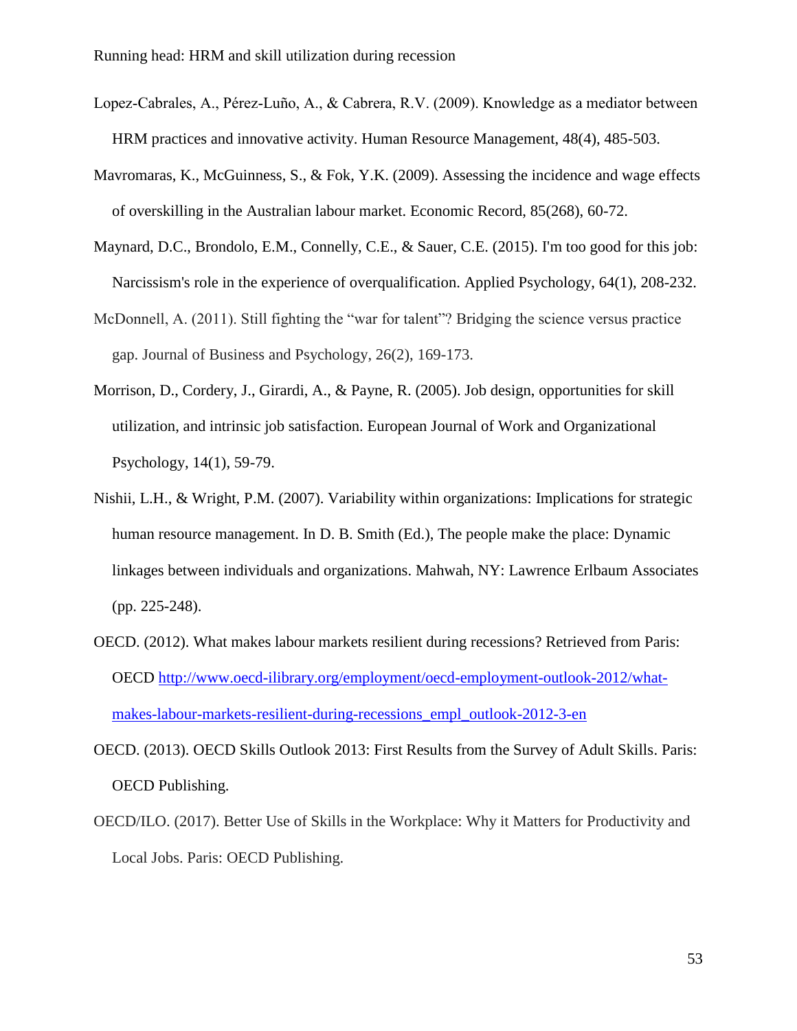Lopez-Cabrales, A., Pérez-Luño, A., & Cabrera, R.V. (2009). Knowledge as a mediator between HRM practices and innovative activity. Human Resource Management, 48(4), 485-503.

Mavromaras, K., McGuinness, S., & Fok, Y.K. (2009). Assessing the incidence and wage effects of overskilling in the Australian labour market. Economic Record, 85(268), 60-72.

Maynard, D.C., Brondolo, E.M., Connelly, C.E., & Sauer, C.E. (2015). I'm too good for this job: Narcissism's role in the experience of overqualification. Applied Psychology, 64(1), 208-232.

McDonnell, A. (2011). Still fighting the "war for talent"? Bridging the science versus practice gap. Journal of Business and Psychology, 26(2), 169-173.

Morrison, D., Cordery, J., Girardi, A., & Payne, R. (2005). Job design, opportunities for skill utilization, and intrinsic job satisfaction. European Journal of Work and Organizational Psychology, 14(1), 59-79.

Nishii, L.H., & Wright, P.M. (2007). Variability within organizations: Implications for strategic human resource management. In D. B. Smith (Ed.), The people make the place: Dynamic linkages between individuals and organizations. Mahwah, NY: Lawrence Erlbaum Associates (pp. 225-248).

OECD. (2012). What makes labour markets resilient during recessions? Retrieved from Paris: OECD http://www.oecd-ilibrary.org/employment/oecd-employment-outlook-2012/what-makes-labour-markets-resilient-during-recessions_empl_outlook-2012-3-en

OECD. (2013). OECD Skills Outlook 2013: First Results from the Survey of Adult Skills. Paris: OECD Publishing.

OECD/ILO. (2017). Better Use of Skills in the Workplace: Why it Matters for Productivity and Local Jobs. Paris: OECD Publishing.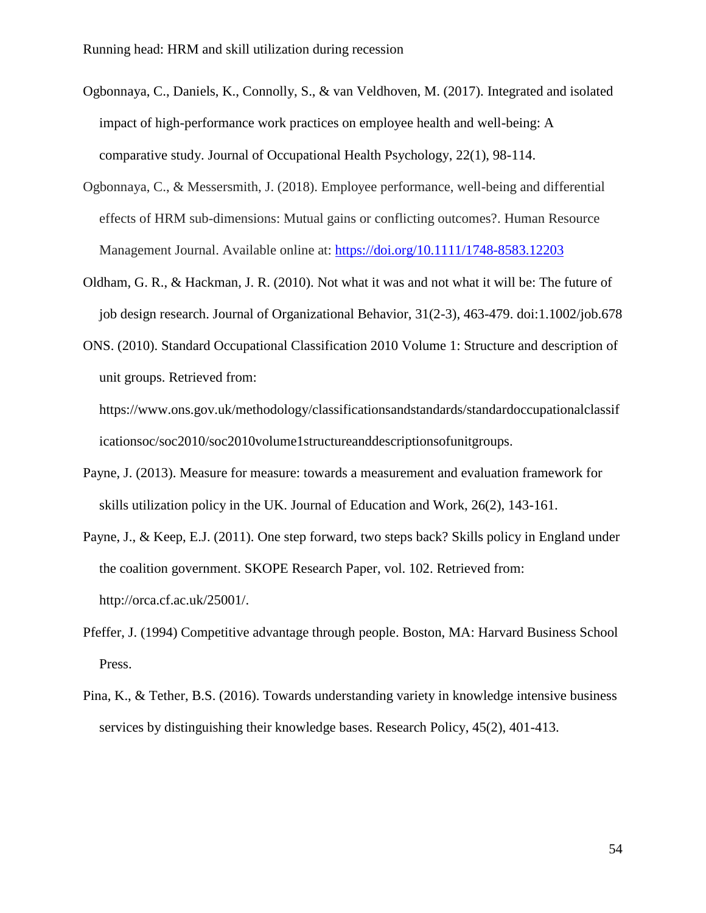Ogbonnaya, C., Daniels, K., Connolly, S., & van Veldhoven, M. (2017). Integrated and isolated impact of high-performance work practices on employee health and well-being: A comparative study. Journal of Occupational Health Psychology, 22(1), 98-114.

Ogbonnaya, C., & Messersmith, J. (2018). Employee performance, well-being and differential effects of HRM sub-dimensions: Mutual gains or conflicting outcomes?. Human Resource Management Journal. Available online at: https://doi.org/10.1111/1748-8583.12203

Oldham, G. R., & Hackman, J. R. (2010). Not what it was and not what it will be: The future of job design research. Journal of Organizational Behavior, 31(2-3), 463-479. doi:1.1002/job.678

ONS. (2010). Standard Occupational Classification 2010 Volume 1: Structure and description of unit groups. Retrieved from: https://www.ons.gov.uk/methodology/classificationsandstandards/standardoccupationalclassificationsoc/soc2010/soc2010volume1structureanddescriptionsofunitgroups.

Payne, J. (2013). Measure for measure: towards a measurement and evaluation framework for skills utilization policy in the UK. Journal of Education and Work, 26(2), 143-161.

Payne, J., & Keep, E.J. (2011). One step forward, two steps back? Skills policy in England under the coalition government. SKOPE Research Paper, vol. 102. Retrieved from: http://orca.cf.ac.uk/25001/.

Pfeffer, J. (1994) Competitive advantage through people. Boston, MA: Harvard Business School Press.

Pina, K., & Tether, B.S. (2016). Towards understanding variety in knowledge intensive business services by distinguishing their knowledge bases. Research Policy, 45(2), 401-413.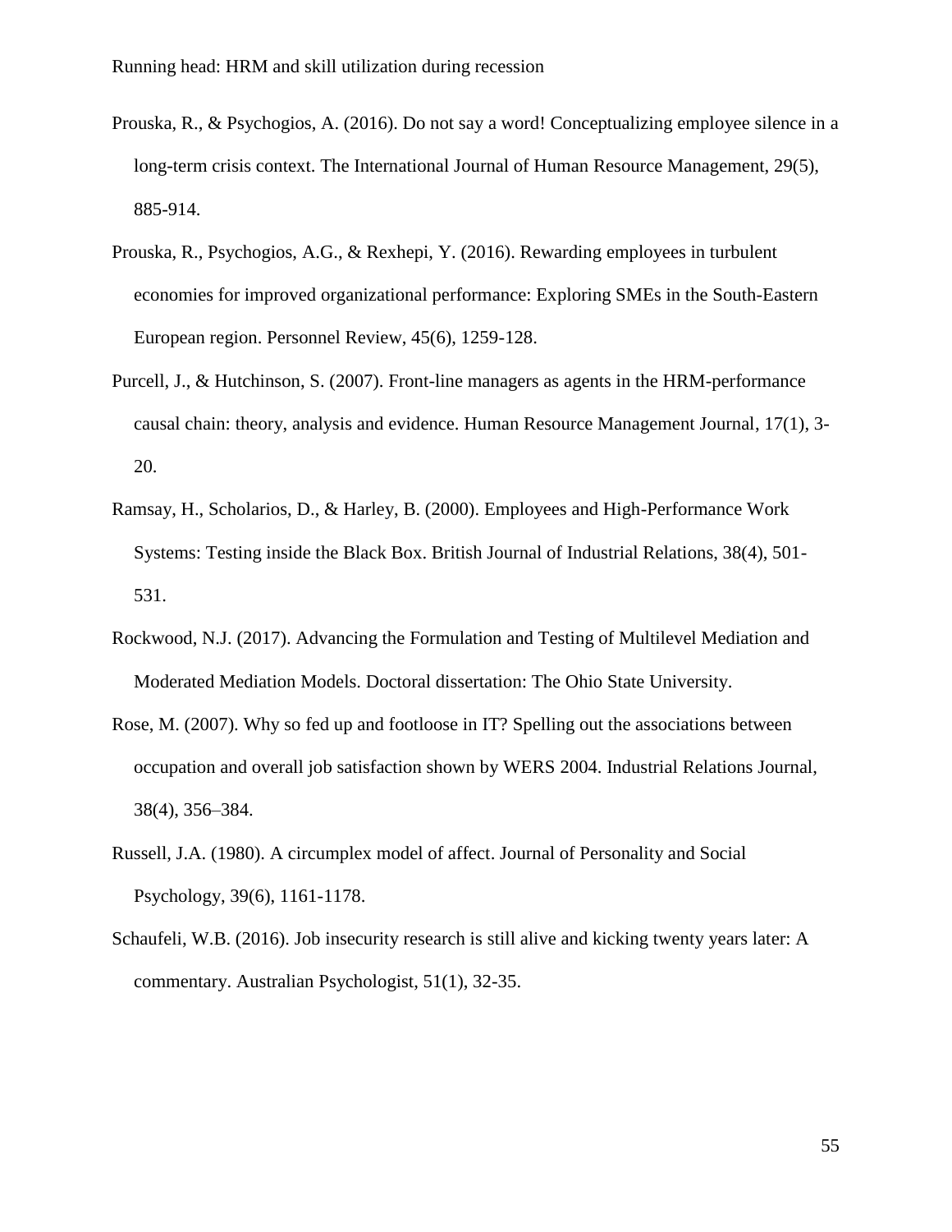Prouska, R., & Psychogios, A. (2016). Do not say a word! Conceptualizing employee silence in a long-term crisis context. The International Journal of Human Resource Management, 29(5), 885-914.

Prouska, R., Psychogios, A.G., & Rexhepi, Y. (2016). Rewarding employees in turbulent economies for improved organizational performance: Exploring SMEs in the South-Eastern European region. Personnel Review, 45(6), 1259-128.

Purcell, J., & Hutchinson, S. (2007). Front-line managers as agents in the HRM-performance causal chain: theory, analysis and evidence. Human Resource Management Journal, 17(1), 3-20.

Ramsay, H., Scholarios, D., & Harley, B. (2000). Employees and High-Performance Work Systems: Testing inside the Black Box. British Journal of Industrial Relations, 38(4), 501-531.

Rockwood, N.J. (2017). Advancing the Formulation and Testing of Multilevel Mediation and Moderated Mediation Models. Doctoral dissertation: The Ohio State University.

Rose, M. (2007). Why so fed up and footloose in IT? Spelling out the associations between occupation and overall job satisfaction shown by WERS 2004. Industrial Relations Journal, 38(4), 356–384.

Russell, J.A. (1980). A circumplex model of affect. Journal of Personality and Social Psychology, 39(6), 1161-1178.

Schaufeli, W.B. (2016). Job insecurity research is still alive and kicking twenty years later: A commentary. Australian Psychologist, 51(1), 32-35.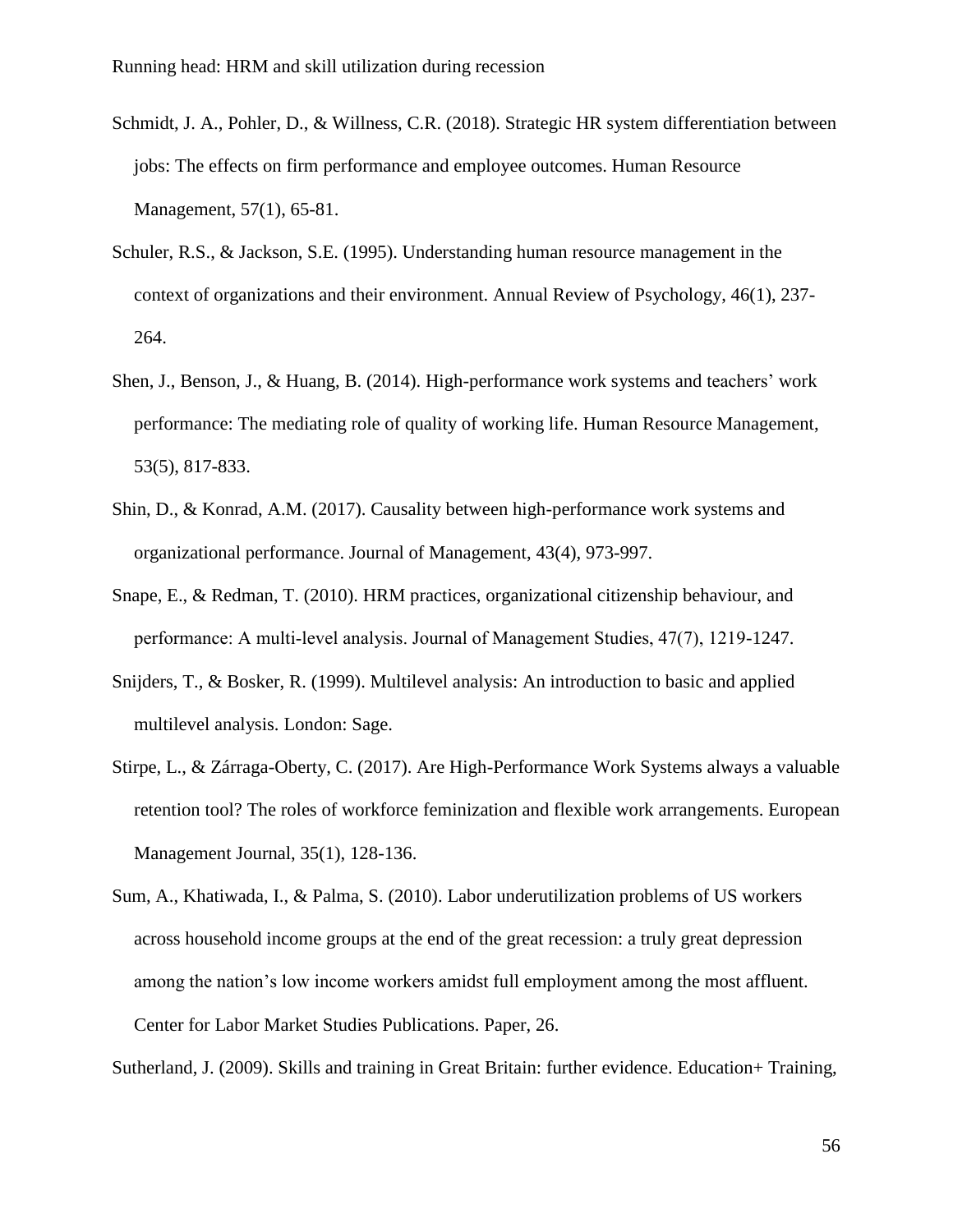Schmidt, J. A., Pohler, D., & Willness, C.R. (2018). Strategic HR system differentiation between jobs: The effects on firm performance and employee outcomes. Human Resource Management, 57(1), 65-81.

Schuler, R.S., & Jackson, S.E. (1995). Understanding human resource management in the context of organizations and their environment. Annual Review of Psychology, 46(1), 237-264.

Shen, J., Benson, J., & Huang, B. (2014). High-performance work systems and teachers' work performance: The mediating role of quality of working life. Human Resource Management, 53(5), 817-833.

Shin, D., & Konrad, A.M. (2017). Causality between high-performance work systems and organizational performance. Journal of Management, 43(4), 973-997.

Snape, E., & Redman, T. (2010). HRM practices, organizational citizenship behaviour, and performance: A multi-level analysis. Journal of Management Studies, 47(7), 1219-1247.

Snijders, T., & Bosker, R. (1999). Multilevel analysis: An introduction to basic and applied multilevel analysis. London: Sage.

Stirpe, L., & Zárraga-Oberty, C. (2017). Are High-Performance Work Systems always a valuable retention tool? The roles of workforce feminization and flexible work arrangements. European Management Journal, 35(1), 128-136.

Sum, A., Khatiwada, I., & Palma, S. (2010). Labor underutilization problems of US workers across household income groups at the end of the great recession: a truly great depression among the nation's low income workers amidst full employment among the most affluent. Center for Labor Market Studies Publications. Paper, 26.

Sutherland, J. (2009). Skills and training in Great Britain: further evidence. Education+ Training,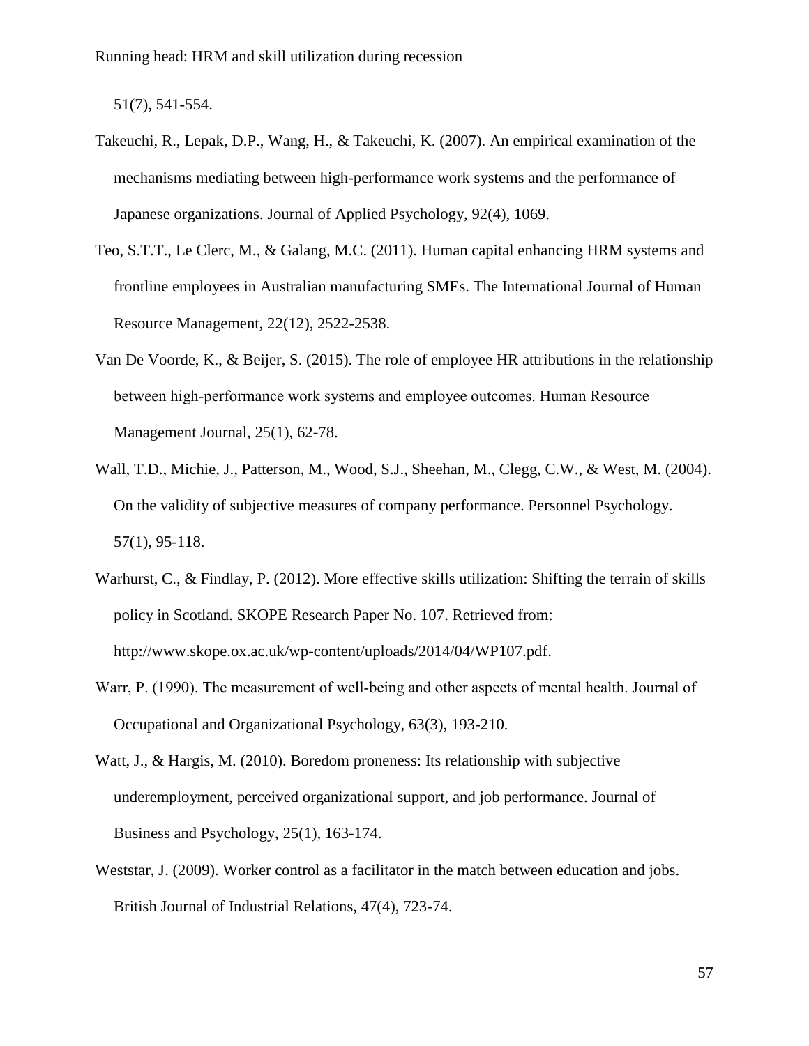51(7), 541-554.

Takeuchi, R., Lepak, D.P., Wang, H., & Takeuchi, K. (2007). An empirical examination of the mechanisms mediating between high-performance work systems and the performance of Japanese organizations. Journal of Applied Psychology, 92(4), 1069.

Teo, S.T.T., Le Clerc, M., & Galang, M.C. (2011). Human capital enhancing HRM systems and frontline employees in Australian manufacturing SMEs. The International Journal of Human Resource Management, 22(12), 2522-2538.

Van De Voorde, K., & Beijer, S. (2015). The role of employee HR attributions in the relationship between high-performance work systems and employee outcomes. Human Resource Management Journal, 25(1), 62-78.

Wall, T.D., Michie, J., Patterson, M., Wood, S.J., Sheehan, M., Clegg, C.W., & West, M. (2004). On the validity of subjective measures of company performance. Personnel Psychology. 57(1), 95-118.

Warhurst, C., & Findlay, P. (2012). More effective skills utilization: Shifting the terrain of skills policy in Scotland. SKOPE Research Paper No. 107. Retrieved from: http://www.skope.ox.ac.uk/wp-content/uploads/2014/04/WP107.pdf.

Warr, P. (1990). The measurement of well-being and other aspects of mental health. Journal of Occupational and Organizational Psychology, 63(3), 193-210.

Watt, J., & Hargis, M. (2010). Boredom proneness: Its relationship with subjective underemployment, perceived organizational support, and job performance. Journal of Business and Psychology, 25(1), 163-174.

Weststar, J. (2009). Worker control as a facilitator in the match between education and jobs. British Journal of Industrial Relations, 47(4), 723-74.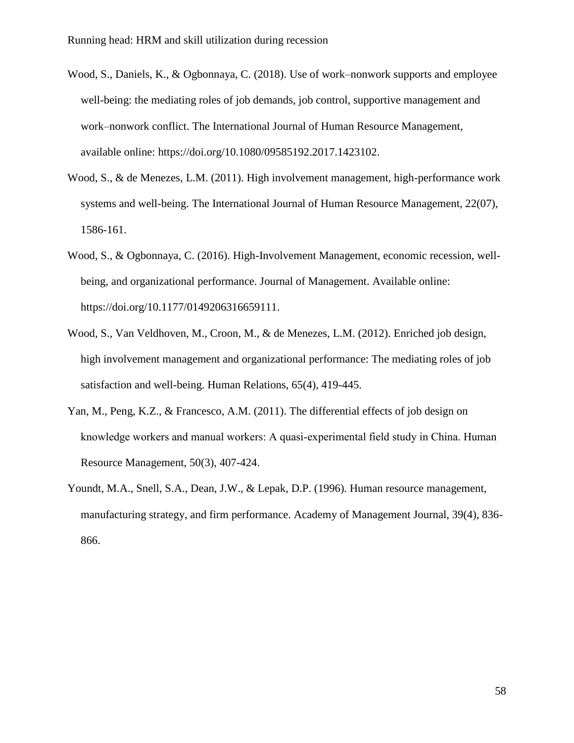Wood, S., Daniels, K., & Ogbonnaya, C. (2018). Use of work–nonwork supports and employee well-being: the mediating roles of job demands, job control, supportive management and work–nonwork conflict. The International Journal of Human Resource Management, available online: https://doi.org/10.1080/09585192.2017.1423102.

Wood, S., & de Menezes, L.M. (2011). High involvement management, high-performance work systems and well-being. The International Journal of Human Resource Management, 22(07), 1586-161.

Wood, S., & Ogbonnaya, C. (2016). High-Involvement Management, economic recession, well-being, and organizational performance. Journal of Management. Available online: https://doi.org/10.1177/0149206316659111.

Wood, S., Van Veldhoven, M., Croon, M., & de Menezes, L.M. (2012). Enriched job design, high involvement management and organizational performance: The mediating roles of job satisfaction and well-being. Human Relations, 65(4), 419-445.

Yan, M., Peng, K.Z., & Francesco, A.M. (2011). The differential effects of job design on knowledge workers and manual workers: A quasi-experimental field study in China. Human Resource Management, 50(3), 407-424.

Youndt, M.A., Snell, S.A., Dean, J.W., & Lepak, D.P. (1996). Human resource management, manufacturing strategy, and firm performance. Academy of Management Journal, 39(4), 836-866.